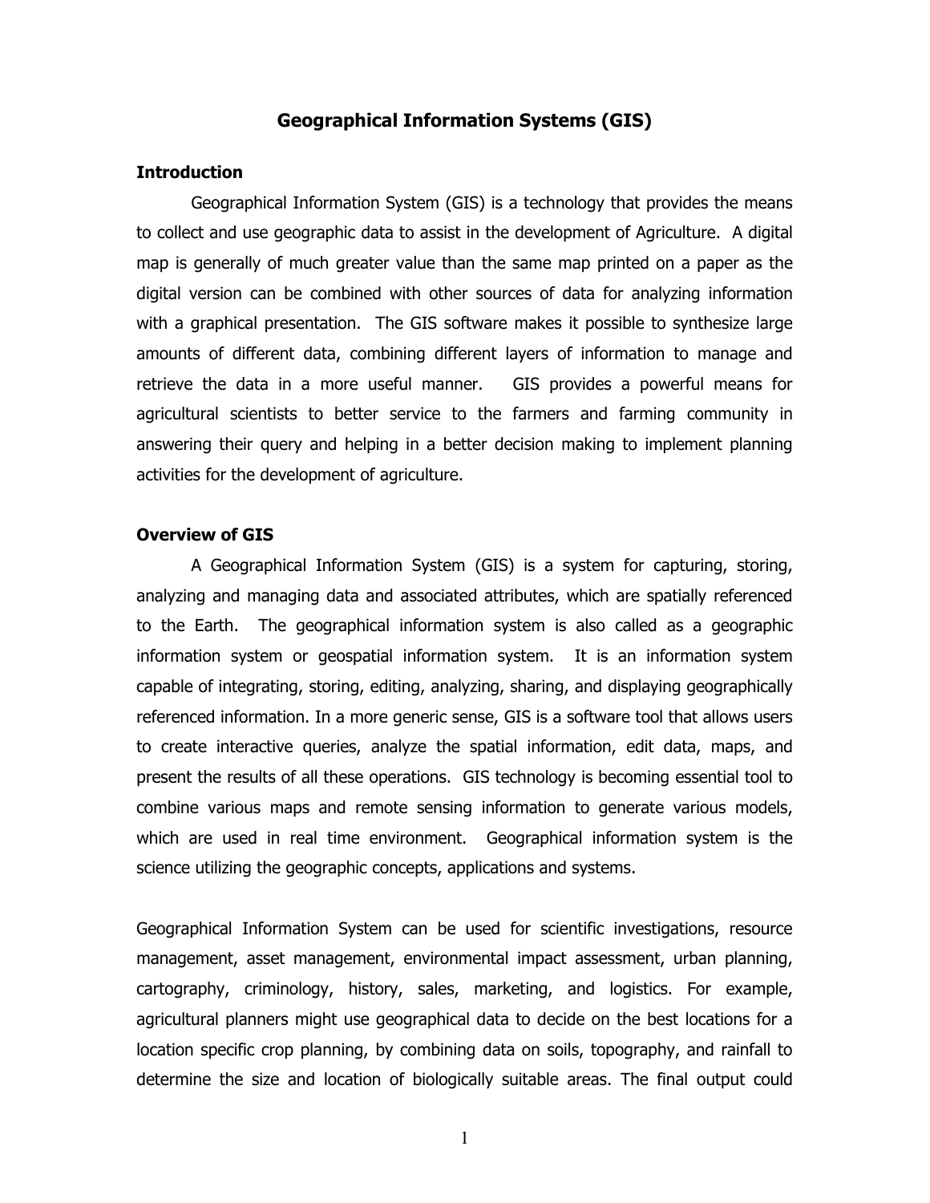# Geographical Information Systems (GIS)

## Introduction

Geographical Information System (GIS) is a technology that provides the means to collect and use geographic data to assist in the development of Agriculture. A digital map is generally of much greater value than the same map printed on a paper as the digital version can be combined with other sources of data for analyzing information with a graphical presentation. The GIS software makes it possible to synthesize large amounts of different data, combining different layers of information to manage and retrieve the data in a more useful manner. GIS provides a powerful means for agricultural scientists to better service to the farmers and farming community in answering their query and helping in a better decision making to implement planning activities for the development of agriculture.

## Overview of GIS

A Geographical Information System (GIS) is a system for capturing, storing, analyzing and managing data and associated attributes, which are spatially referenced to the Earth. The geographical information system is also called as a geographic information system or geospatial information system. It is an information system capable of integrating, storing, editing, analyzing, sharing, and displaying geographically referenced information. In a more generic sense, GIS is a software tool that allows users to create interactive queries, analyze the spatial information, edit data, maps, and present the results of all these operations. GIS technology is becoming essential tool to combine various maps and remote sensing information to generate various models, which are used in real time environment. Geographical information system is the science utilizing the geographic concepts, applications and systems.

Geographical Information System can be used for scientific investigations, resource management, asset management, environmental impact assessment, urban planning, cartography, criminology, history, sales, marketing, and logistics. For example, agricultural planners might use geographical data to decide on the best locations for a location specific crop planning, by combining data on soils, topography, and rainfall to determine the size and location of biologically suitable areas. The final output could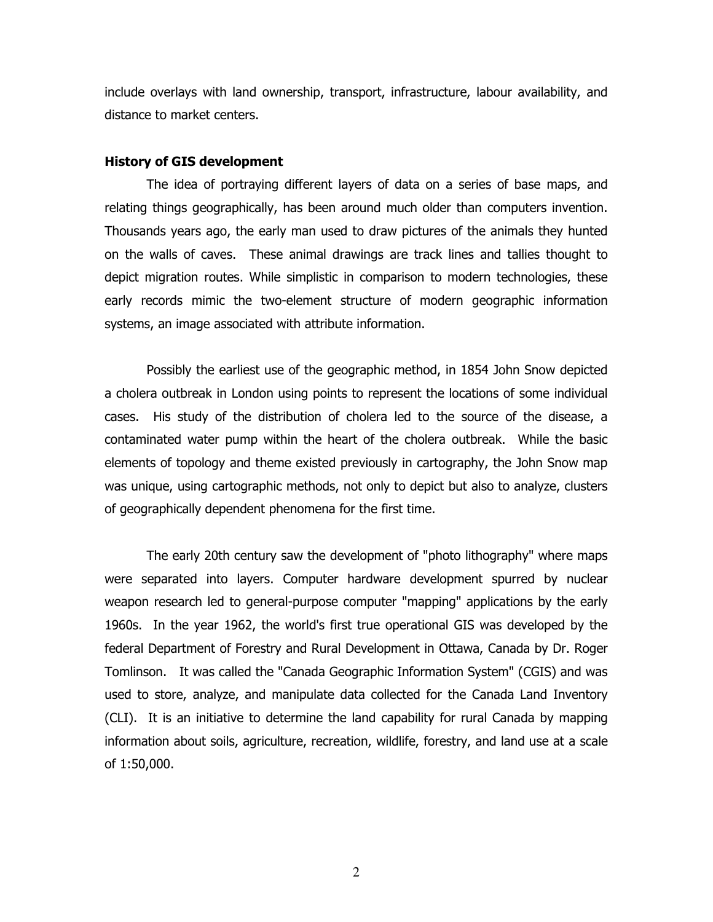include overlays with land ownership, transport, infrastructure, labour availability, and distance to market centers.

**History of GIS development**

The idea of portraying different layers of data on a series of base maps, and relating things geographically, has been around much older than computers invention. Thousands years ago, the early man used to draw pictures of the animals they hunted on the walls of caves. These animal drawings are track lines and tallies thought to depict migration routes. While simplistic in comparison to modern technologies, these early records mimic the two-element structure of modern geographic information systems, an image associated with attribute information.

Possibly the earliest use of the geographic method, in 1854 John Snow depicted a cholera outbreak in London using points to represent the locations of some individual cases. His study of the distribution of cholera led to the source of the disease, a contaminated water pump within the heart of the cholera outbreak. While the basic elements of topology and theme existed previously in cartography, the John Snow map was unique, using cartographic methods, not only to depict but also to analyze, clusters of geographically dependent phenomena for the first time.

The early 20th century saw the development of "photo lithography" where maps were separated into layers. Computer hardware development spurred by nuclear weapon research led to general-purpose computer "mapping" applications by the early 1960s. In the year 1962, the world's first true operational GIS was developed by the federal Department of Forestry and Rural Development in Ottawa, Canada by Dr. Roger Tomlinson. It was called the "Canada Geographic Information System" (CGIS) and was used to store, analyze, and manipulate data collected for the Canada Land Inventory (CLI). It is an initiative to determine the land capability for rural Canada by mapping information about soils, agriculture, recreation, wildlife, forestry, and land use at a scale of 1:50,000.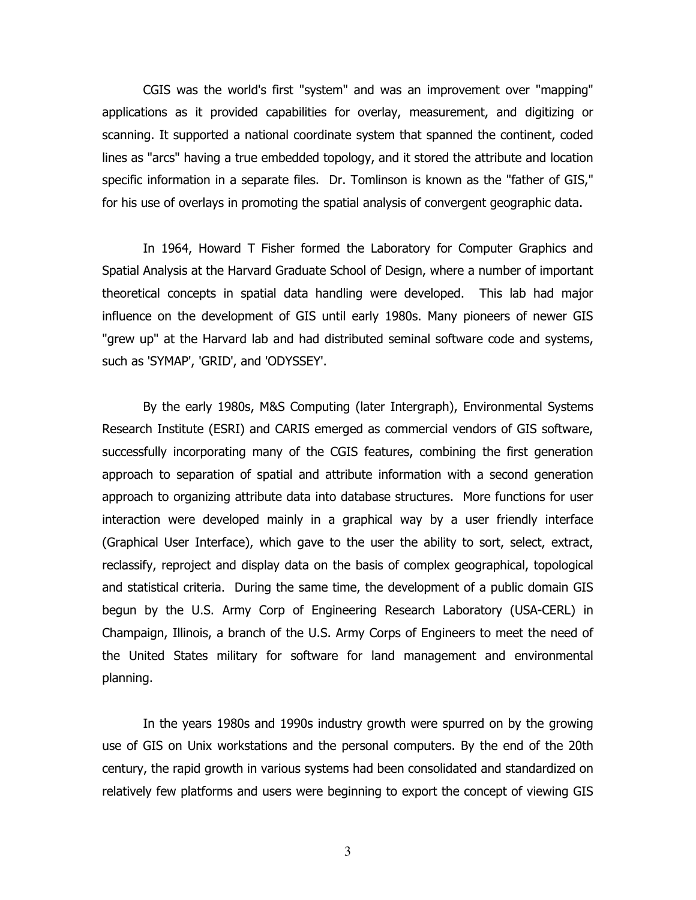CGIS was the world's first "system" and was an improvement over "mapping" applications as it provided capabilities for overlay, measurement, and digitizing or scanning. It supported a national coordinate system that spanned the continent, coded lines as "arcs" having a true embedded topology, and it stored the attribute and location specific information in a separate files. Dr. Tomlinson is known as the "father of GIS," for his use of overlays in promoting the spatial analysis of convergent geographic data.

In 1964, Howard T Fisher formed the Laboratory for Computer Graphics and Spatial Analysis at the Harvard Graduate School of Design, where a number of important theoretical concepts in spatial data handling were developed. This lab had major influence on the development of GIS until early 1980s. Many pioneers of newer GIS "grew up" at the Harvard lab and had distributed seminal software code and systems, such as 'SYMAP', 'GRID', and 'ODYSSEY'.

By the early 1980s, M&S Computing (later Intergraph), Environmental Systems Research Institute (ESRI) and CARIS emerged as commercial vendors of GIS software, successfully incorporating many of the CGIS features, combining the first generation approach to separation of spatial and attribute information with a second generation approach to organizing attribute data into database structures. More functions for user interaction were developed mainly in a graphical way by a user friendly interface (Graphical User Interface), which gave to the user the ability to sort, select, extract, reclassify, reproject and display data on the basis of complex geographical, topological and statistical criteria. During the same time, the development of a public domain GIS begun by the U.S. Army Corp of Engineering Research Laboratory (USA-CERL) in Champaign, Illinois, a branch of the U.S. Army Corps of Engineers to meet the need of the United States military for software for land management and environmental planning.

In the years 1980s and 1990s industry growth were spurred on by the growing use of GIS on Unix workstations and the personal computers. By the end of the 20th century, the rapid growth in various systems had been consolidated and standardized on relatively few platforms and users were beginning to export the concept of viewing GIS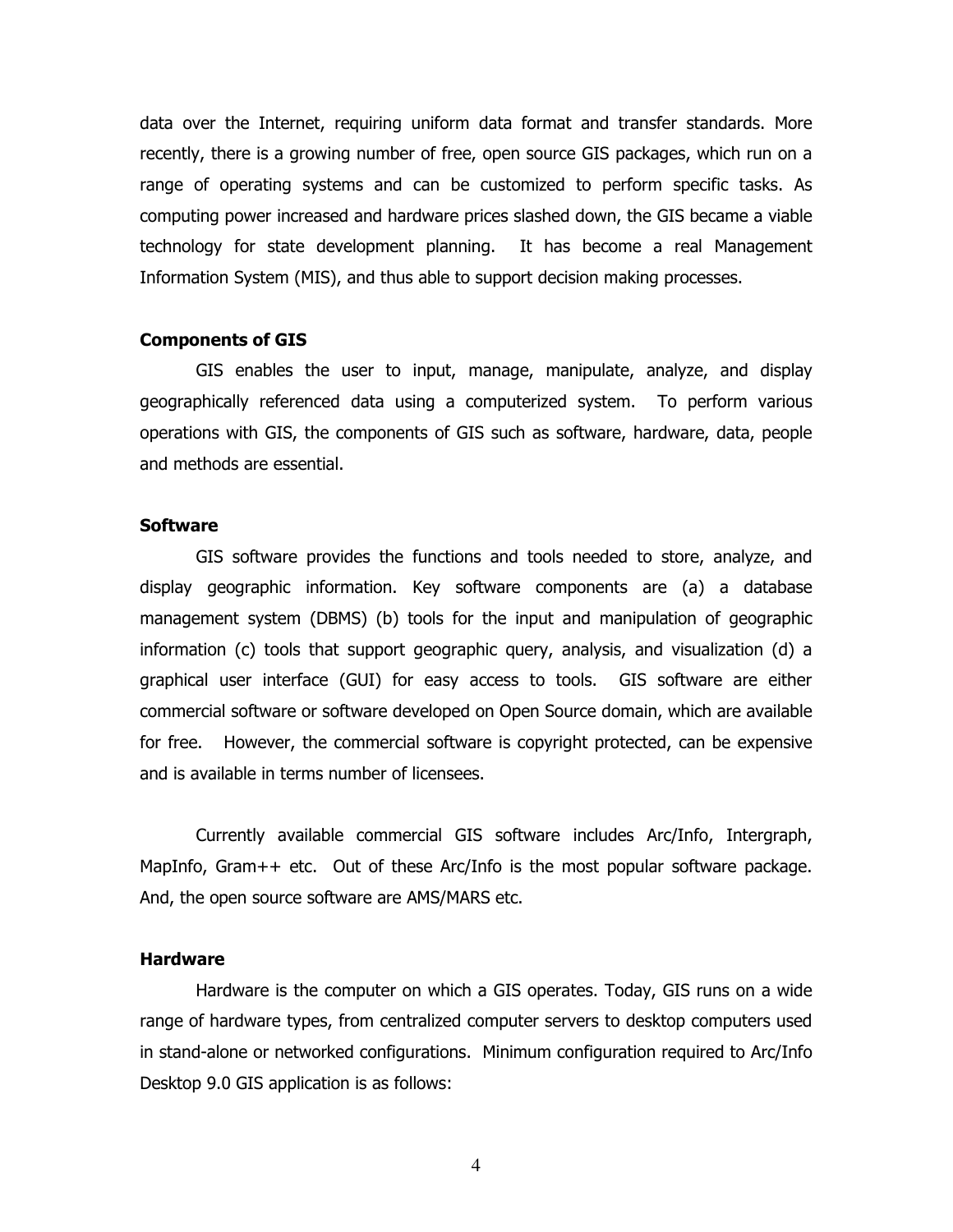data over the Internet, requiring uniform data format and transfer standards. More recently, there is a growing number of free, open source GIS packages, which run on a range of operating systems and can be customized to perform specific tasks. As computing power increased and hardware prices slashed down, the GIS became a viable technology for state development planning. It has become a real Management Information System (MIS), and thus able to support decision making processes.

**Components of GIS**

GIS enables the user to input, manage, manipulate, analyze, and display geographically referenced data using a computerized system. To perform various operations with GIS, the components of GIS such as software, hardware, data, people and methods are essential.

**Software**

GIS software provides the functions and tools needed to store, analyze, and display geographic information. Key software components are (a) a database management system (DBMS) (b) tools for the input and manipulation of geographic information (c) tools that support geographic query, analysis, and visualization (d) a graphical user interface (GUI) for easy access to tools. GIS software are either commercial software or software developed on Open Source domain, which are available for free. However, the commercial software is copyright protected, can be expensive and is available in terms number of licensees.

Currently available commercial GIS software includes Arc/Info, Intergraph, MapInfo, Gram++ etc. Out of these Arc/Info is the most popular software package. And, the open source software are AMS/MARS etc.

**Hardware**

Hardware is the computer on which a GIS operates. Today, GIS runs on a wide range of hardware types, from centralized computer servers to desktop computers used in stand-alone or networked configurations. Minimum configuration required to Arc/Info Desktop 9.0 GIS application is as follows: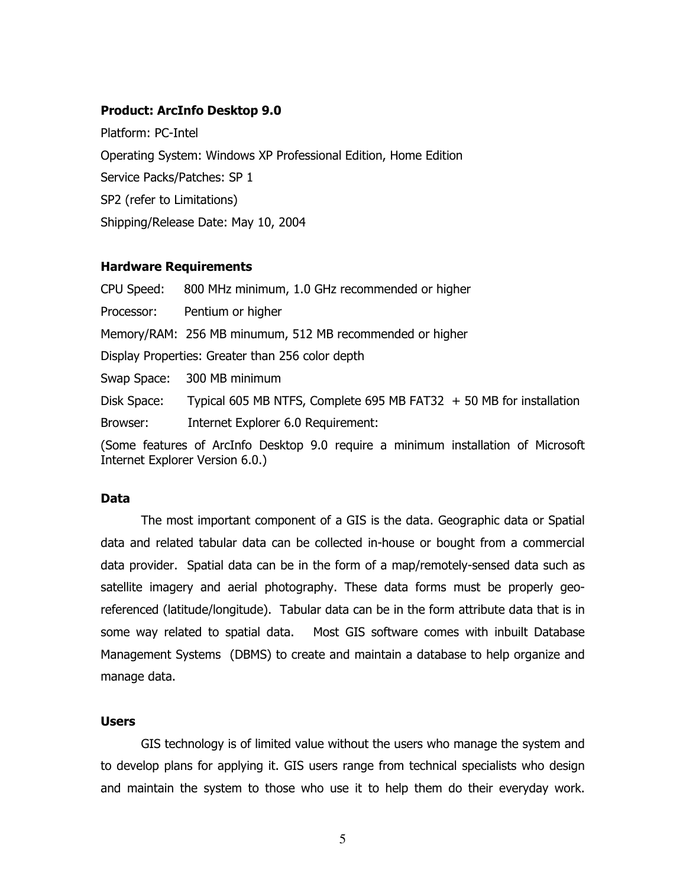**Product: ArcInfo Desktop 9.0**

Platform: PC-Intel

Operating System: Windows XP Professional Edition, Home Edition

Service Packs/Patches: SP 1

SP2 (refer to Limitations)

Shipping/Release Date: May 10, 2004

**Hardware Requirements**

CPU Speed: 800 MHz minimum, 1.0 GHz recommended or higher

Processor: Pentium or higher

Memory/RAM: 256 MB minumum, 512 MB recommended or higher

Display Properties: Greater than 256 color depth

Swap Space: 300 MB minimum

Disk Space: Typical 605 MB NTFS, Complete 695 MB FAT32 + 50 MB for installation

Browser: Internet Explorer 6.0 Requirement:

(Some features of ArcInfo Desktop 9.0 require a minimum installation of Microsoft Internet Explorer Version 6.0.)

**Data**

The most important component of a GIS is the data. Geographic data or Spatial data and related tabular data can be collected in-house or bought from a commercial data provider. Spatial data can be in the form of a map/remotely-sensed data such as satellite imagery and aerial photography. These data forms must be properly geo-referenced (latitude/longitude). Tabular data can be in the form attribute data that is in some way related to spatial data. Most GIS software comes with inbuilt Database Management Systems (DBMS) to create and maintain a database to help organize and manage data.

**Users**

GIS technology is of limited value without the users who manage the system and to develop plans for applying it. GIS users range from technical specialists who design and maintain the system to those who use it to help them do their everyday work.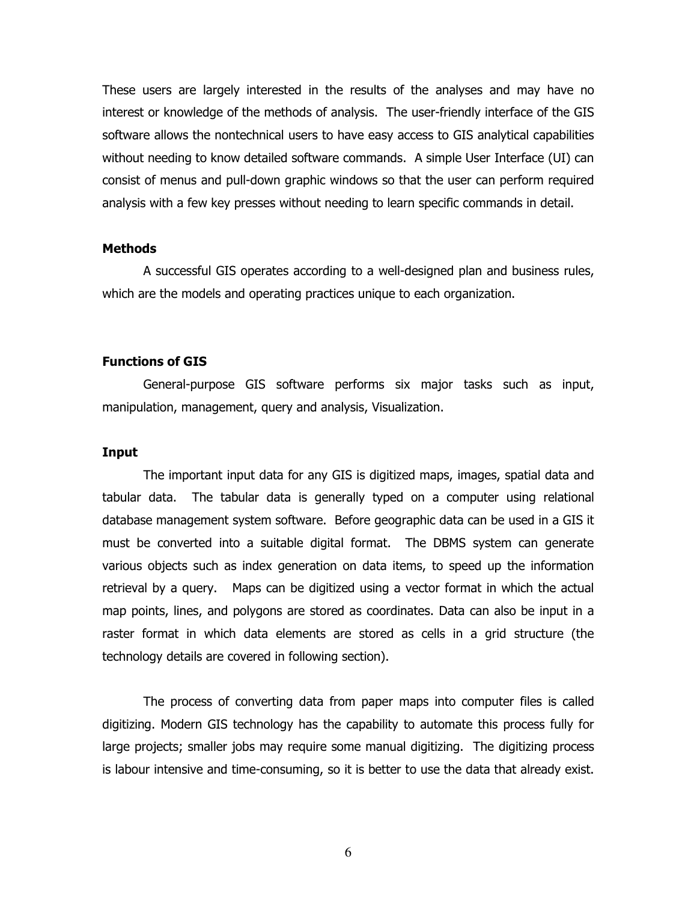These users are largely interested in the results of the analyses and may have no interest or knowledge of the methods of analysis. The user-friendly interface of the GIS software allows the nontechnical users to have easy access to GIS analytical capabilities without needing to know detailed software commands. A simple User Interface (UI) can consist of menus and pull-down graphic windows so that the user can perform required analysis with a few key presses without needing to learn specific commands in detail.

**Methods**

A successful GIS operates according to a well-designed plan and business rules, which are the models and operating practices unique to each organization.

**Functions of GIS**

General-purpose GIS software performs six major tasks such as input, manipulation, management, query and analysis, Visualization.

**Input**

The important input data for any GIS is digitized maps, images, spatial data and tabular data. The tabular data is generally typed on a computer using relational database management system software. Before geographic data can be used in a GIS it must be converted into a suitable digital format. The DBMS system can generate various objects such as index generation on data items, to speed up the information retrieval by a query. Maps can be digitized using a vector format in which the actual map points, lines, and polygons are stored as coordinates. Data can also be input in a raster format in which data elements are stored as cells in a grid structure (the technology details are covered in following section).

The process of converting data from paper maps into computer files is called digitizing. Modern GIS technology has the capability to automate this process fully for large projects; smaller jobs may require some manual digitizing. The digitizing process is labour intensive and time-consuming, so it is better to use the data that already exist.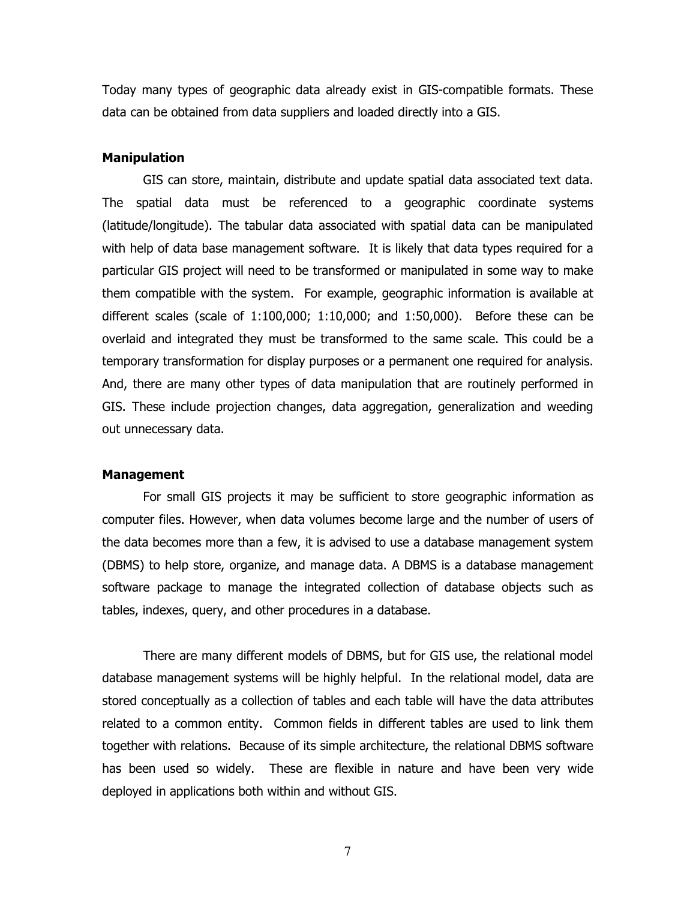Today many types of geographic data already exist in GIS-compatible formats. These data can be obtained from data suppliers and loaded directly into a GIS.

**Manipulation**

GIS can store, maintain, distribute and update spatial data associated text data. The spatial data must be referenced to a geographic coordinate systems (latitude/longitude). The tabular data associated with spatial data can be manipulated with help of data base management software. It is likely that data types required for a particular GIS project will need to be transformed or manipulated in some way to make them compatible with the system. For example, geographic information is available at different scales (scale of 1:100,000; 1:10,000; and 1:50,000). Before these can be overlaid and integrated they must be transformed to the same scale. This could be a temporary transformation for display purposes or a permanent one required for analysis. And, there are many other types of data manipulation that are routinely performed in GIS. These include projection changes, data aggregation, generalization and weeding out unnecessary data.

**Management**

For small GIS projects it may be sufficient to store geographic information as computer files. However, when data volumes become large and the number of users of the data becomes more than a few, it is advised to use a database management system (DBMS) to help store, organize, and manage data. A DBMS is a database management software package to manage the integrated collection of database objects such as tables, indexes, query, and other procedures in a database.

There are many different models of DBMS, but for GIS use, the relational model database management systems will be highly helpful. In the relational model, data are stored conceptually as a collection of tables and each table will have the data attributes related to a common entity. Common fields in different tables are used to link them together with relations. Because of its simple architecture, the relational DBMS software has been used so widely. These are flexible in nature and have been very wide deployed in applications both within and without GIS.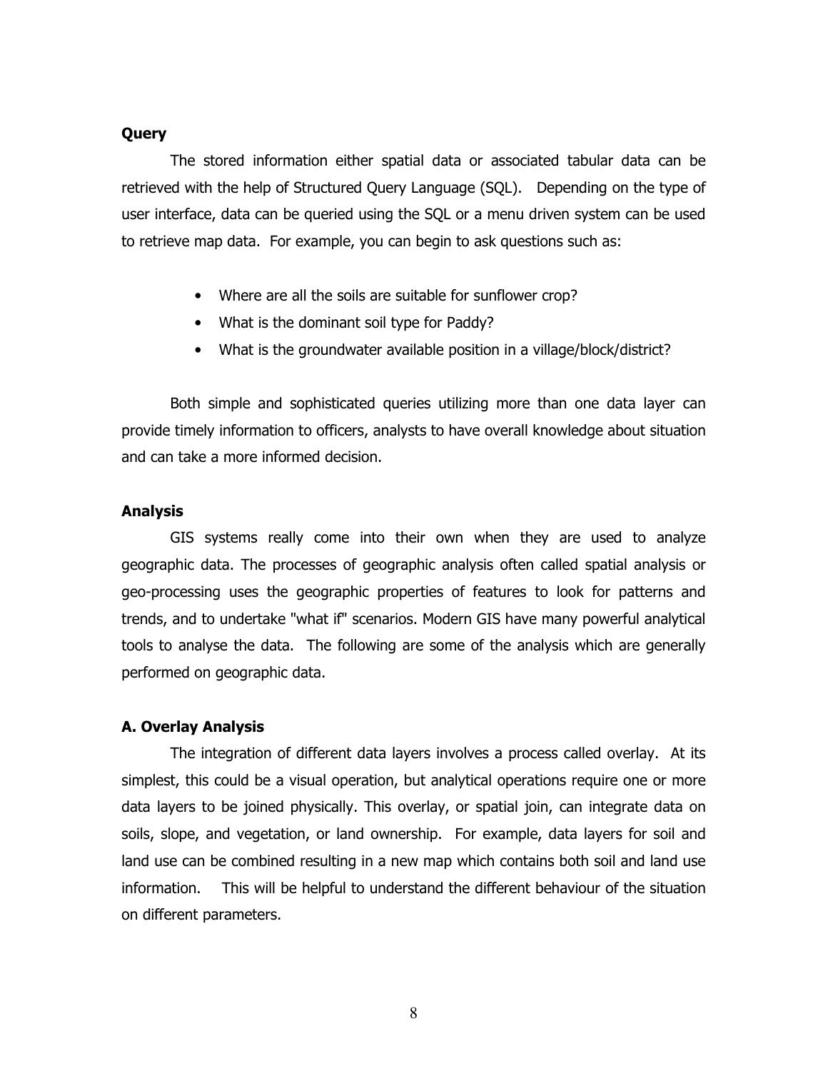**Query**

The stored information either spatial data or associated tabular data can be retrieved with the help of Structured Query Language (SQL). Depending on the type of user interface, data can be queried using the SQL or a menu driven system can be used to retrieve map data. For example, you can begin to ask questions such as:

- Where are all the soils are suitable for sunflower crop?
- What is the dominant soil type for Paddy?
- What is the groundwater available position in a village/block/district?

Both simple and sophisticated queries utilizing more than one data layer can provide timely information to officers, analysts to have overall knowledge about situation and can take a more informed decision.

**Analysis**

GIS systems really come into their own when they are used to analyze geographic data. The processes of geographic analysis often called spatial analysis or geo-processing uses the geographic properties of features to look for patterns and trends, and to undertake "what if" scenarios. Modern GIS have many powerful analytical tools to analyse the data. The following are some of the analysis which are generally performed on geographic data.

**A. Overlay Analysis**

The integration of different data layers involves a process called overlay. At its simplest, this could be a visual operation, but analytical operations require one or more data layers to be joined physically. This overlay, or spatial join, can integrate data on soils, slope, and vegetation, or land ownership. For example, data layers for soil and land use can be combined resulting in a new map which contains both soil and land use information. This will be helpful to understand the different behaviour of the situation on different parameters.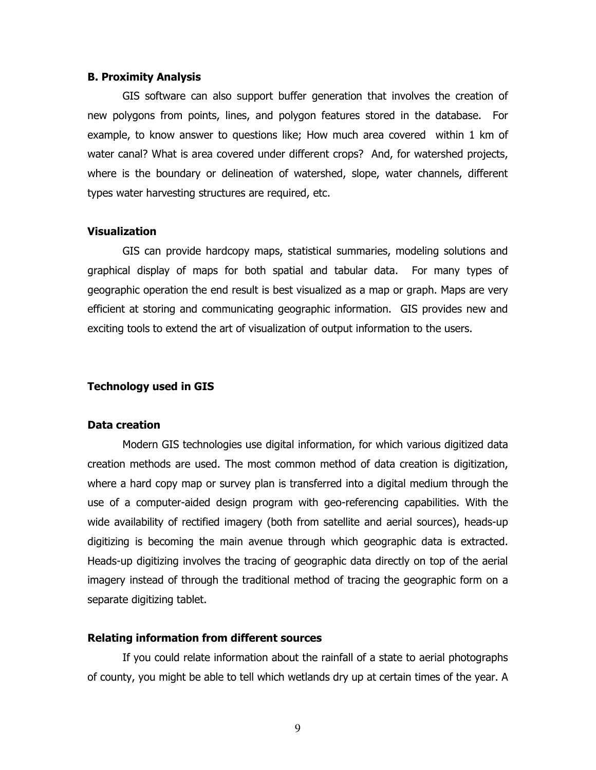### B. Proximity Analysis

GIS software can also support buffer generation that involves the creation of new polygons from points, lines, and polygon features stored in the database. For example, to know answer to questions like; How much area covered within 1 km of water canal? What is area covered under different crops? And, for watershed projects, where is the boundary or delineation of watershed, slope, water channels, different types water harvesting structures are required, etc.

### Visualization

GIS can provide hardcopy maps, statistical summaries, modeling solutions and graphical display of maps for both spatial and tabular data. For many types of geographic operation the end result is best visualized as a map or graph. Maps are very efficient at storing and communicating geographic information. GIS provides new and exciting tools to extend the art of visualization of output information to the users.

## Technology used in GIS

### Data creation

Modern GIS technologies use digital information, for which various digitized data creation methods are used. The most common method of data creation is digitization, where a hard copy map or survey plan is transferred into a digital medium through the use of a computer-aided design program with geo-referencing capabilities. With the wide availability of rectified imagery (both from satellite and aerial sources), heads-up digitizing is becoming the main avenue through which geographic data is extracted. Heads-up digitizing involves the tracing of geographic data directly on top of the aerial imagery instead of through the traditional method of tracing the geographic form on a separate digitizing tablet.

### Relating information from different sources

If you could relate information about the rainfall of a state to aerial photographs of county, you might be able to tell which wetlands dry up at certain times of the year. A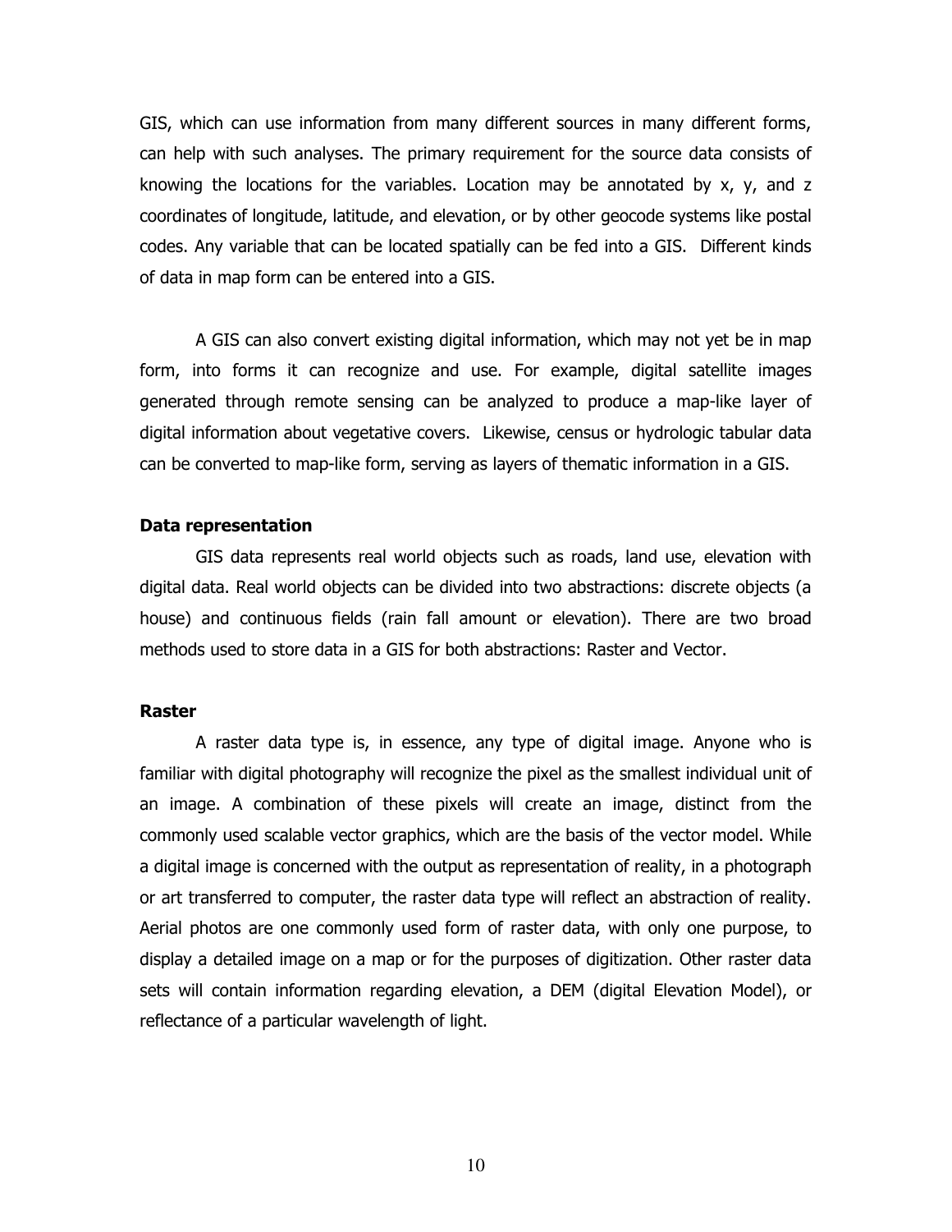GIS, which can use information from many different sources in many different forms, can help with such analyses. The primary requirement for the source data consists of knowing the locations for the variables. Location may be annotated by x, y, and z coordinates of longitude, latitude, and elevation, or by other geocode systems like postal codes. Any variable that can be located spatially can be fed into a GIS. Different kinds of data in map form can be entered into a GIS.

A GIS can also convert existing digital information, which may not yet be in map form, into forms it can recognize and use. For example, digital satellite images generated through remote sensing can be analyzed to produce a map-like layer of digital information about vegetative covers. Likewise, census or hydrologic tabular data can be converted to map-like form, serving as layers of thematic information in a GIS.

**Data representation**

GIS data represents real world objects such as roads, land use, elevation with digital data. Real world objects can be divided into two abstractions: discrete objects (a house) and continuous fields (rain fall amount or elevation). There are two broad methods used to store data in a GIS for both abstractions: Raster and Vector.

**Raster**

A raster data type is, in essence, any type of digital image. Anyone who is familiar with digital photography will recognize the pixel as the smallest individual unit of an image. A combination of these pixels will create an image, distinct from the commonly used scalable vector graphics, which are the basis of the vector model. While a digital image is concerned with the output as representation of reality, in a photograph or art transferred to computer, the raster data type will reflect an abstraction of reality. Aerial photos are one commonly used form of raster data, with only one purpose, to display a detailed image on a map or for the purposes of digitization. Other raster data sets will contain information regarding elevation, a DEM (digital Elevation Model), or reflectance of a particular wavelength of light.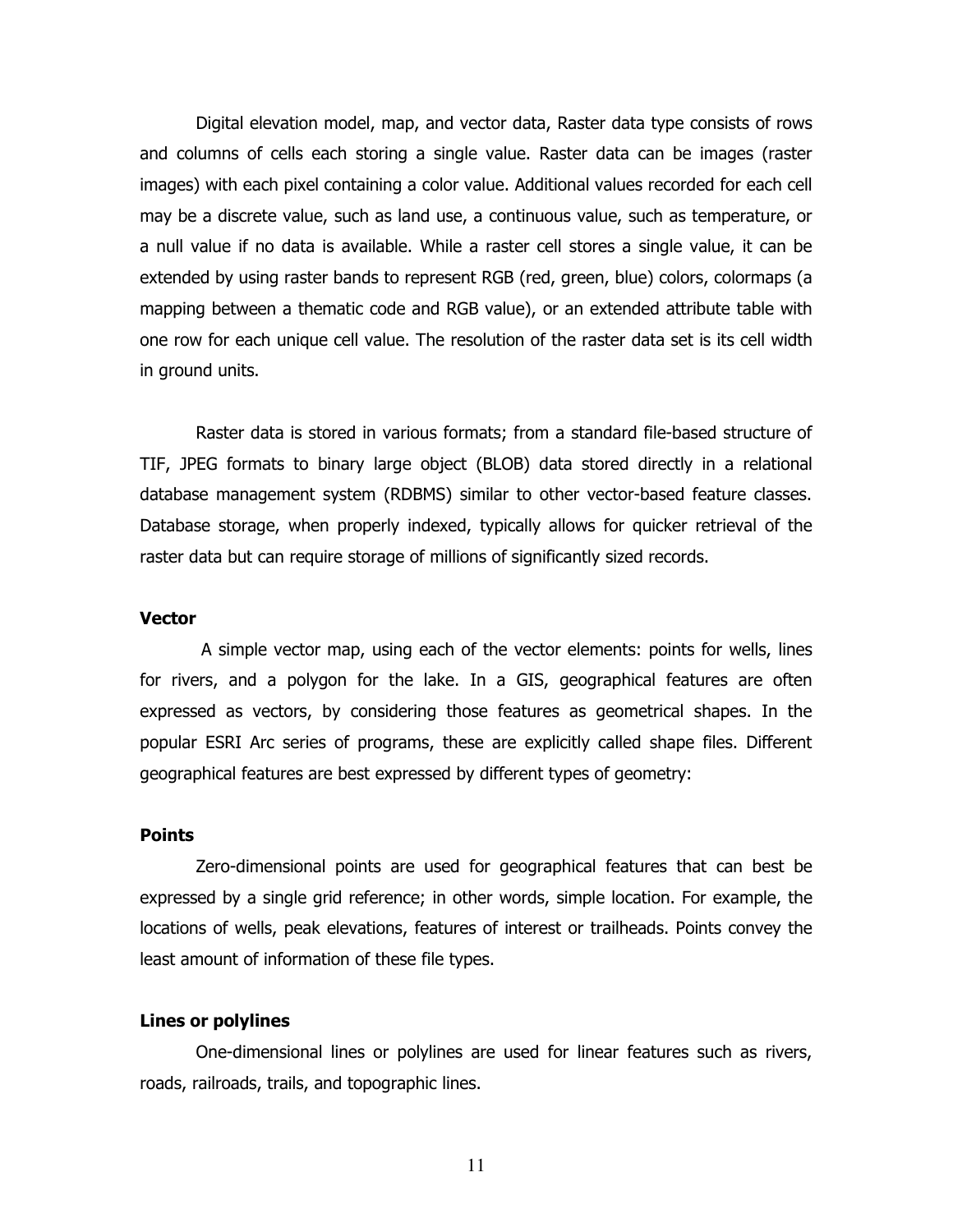Digital elevation model, map, and vector data, Raster data type consists of rows and columns of cells each storing a single value. Raster data can be images (raster images) with each pixel containing a color value. Additional values recorded for each cell may be a discrete value, such as land use, a continuous value, such as temperature, or a null value if no data is available. While a raster cell stores a single value, it can be extended by using raster bands to represent RGB (red, green, blue) colors, colormaps (a mapping between a thematic code and RGB value), or an extended attribute table with one row for each unique cell value. The resolution of the raster data set is its cell width in ground units.

Raster data is stored in various formats; from a standard file-based structure of TIF, JPEG formats to binary large object (BLOB) data stored directly in a relational database management system (RDBMS) similar to other vector-based feature classes. Database storage, when properly indexed, typically allows for quicker retrieval of the raster data but can require storage of millions of significantly sized records.

**Vector**

A simple vector map, using each of the vector elements: points for wells, lines for rivers, and a polygon for the lake. In a GIS, geographical features are often expressed as vectors, by considering those features as geometrical shapes. In the popular ESRI Arc series of programs, these are explicitly called shape files. Different geographical features are best expressed by different types of geometry:

**Points**

Zero-dimensional points are used for geographical features that can best be expressed by a single grid reference; in other words, simple location. For example, the locations of wells, peak elevations, features of interest or trailheads. Points convey the least amount of information of these file types.

**Lines or polylines**

One-dimensional lines or polylines are used for linear features such as rivers, roads, railroads, trails, and topographic lines.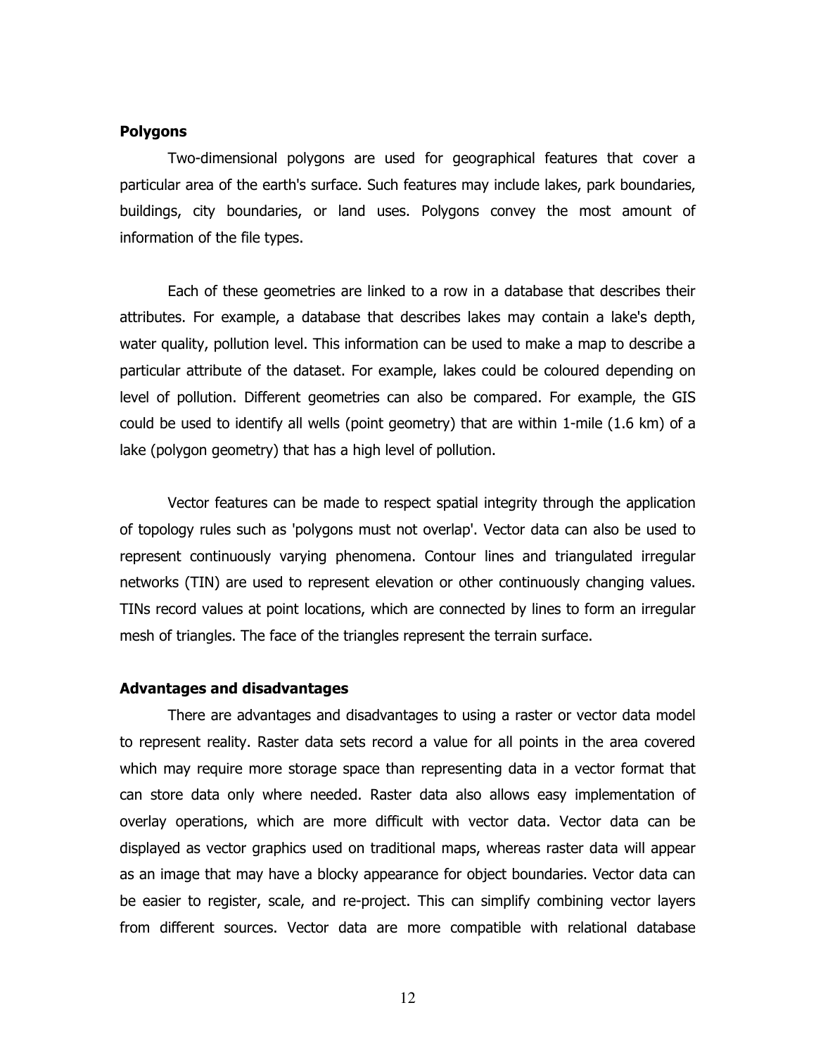### Polygons

Two-dimensional polygons are used for geographical features that cover a particular area of the earth's surface. Such features may include lakes, park boundaries, buildings, city boundaries, or land uses. Polygons convey the most amount of information of the file types.

Each of these geometries are linked to a row in a database that describes their attributes. For example, a database that describes lakes may contain a lake's depth, water quality, pollution level. This information can be used to make a map to describe a particular attribute of the dataset. For example, lakes could be coloured depending on level of pollution. Different geometries can also be compared. For example, the GIS could be used to identify all wells (point geometry) that are within 1-mile (1.6 km) of a lake (polygon geometry) that has a high level of pollution.

Vector features can be made to respect spatial integrity through the application of topology rules such as 'polygons must not overlap'. Vector data can also be used to represent continuously varying phenomena. Contour lines and triangulated irregular networks (TIN) are used to represent elevation or other continuously changing values. TINs record values at point locations, which are connected by lines to form an irregular mesh of triangles. The face of the triangles represent the terrain surface.

### Advantages and disadvantages

There are advantages and disadvantages to using a raster or vector data model to represent reality. Raster data sets record a value for all points in the area covered which may require more storage space than representing data in a vector format that can store data only where needed. Raster data also allows easy implementation of overlay operations, which are more difficult with vector data. Vector data can be displayed as vector graphics used on traditional maps, whereas raster data will appear as an image that may have a blocky appearance for object boundaries. Vector data can be easier to register, scale, and re-project. This can simplify combining vector layers from different sources. Vector data are more compatible with relational database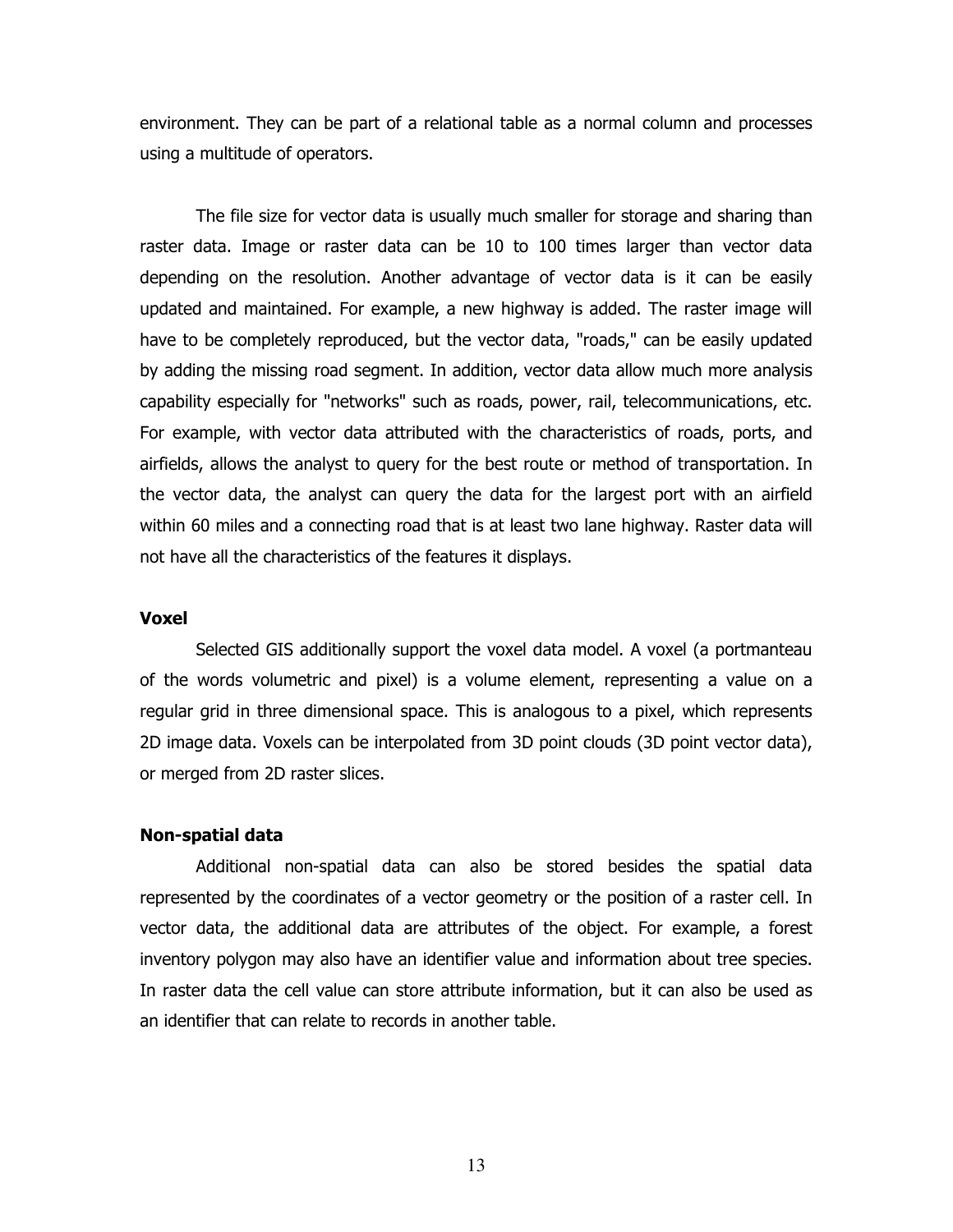environment. They can be part of a relational table as a normal column and processes using a multitude of operators.

The file size for vector data is usually much smaller for storage and sharing than raster data. Image or raster data can be 10 to 100 times larger than vector data depending on the resolution. Another advantage of vector data is it can be easily updated and maintained. For example, a new highway is added. The raster image will have to be completely reproduced, but the vector data, "roads," can be easily updated by adding the missing road segment. In addition, vector data allow much more analysis capability especially for "networks" such as roads, power, rail, telecommunications, etc. For example, with vector data attributed with the characteristics of roads, ports, and airfields, allows the analyst to query for the best route or method of transportation. In the vector data, the analyst can query the data for the largest port with an airfield within 60 miles and a connecting road that is at least two lane highway. Raster data will not have all the characteristics of the features it displays.

**Voxel**

Selected GIS additionally support the voxel data model. A voxel (a portmanteau of the words volumetric and pixel) is a volume element, representing a value on a regular grid in three dimensional space. This is analogous to a pixel, which represents 2D image data. Voxels can be interpolated from 3D point clouds (3D point vector data), or merged from 2D raster slices.

**Non-spatial data**

Additional non-spatial data can also be stored besides the spatial data represented by the coordinates of a vector geometry or the position of a raster cell. In vector data, the additional data are attributes of the object. For example, a forest inventory polygon may also have an identifier value and information about tree species. In raster data the cell value can store attribute information, but it can also be used as an identifier that can relate to records in another table.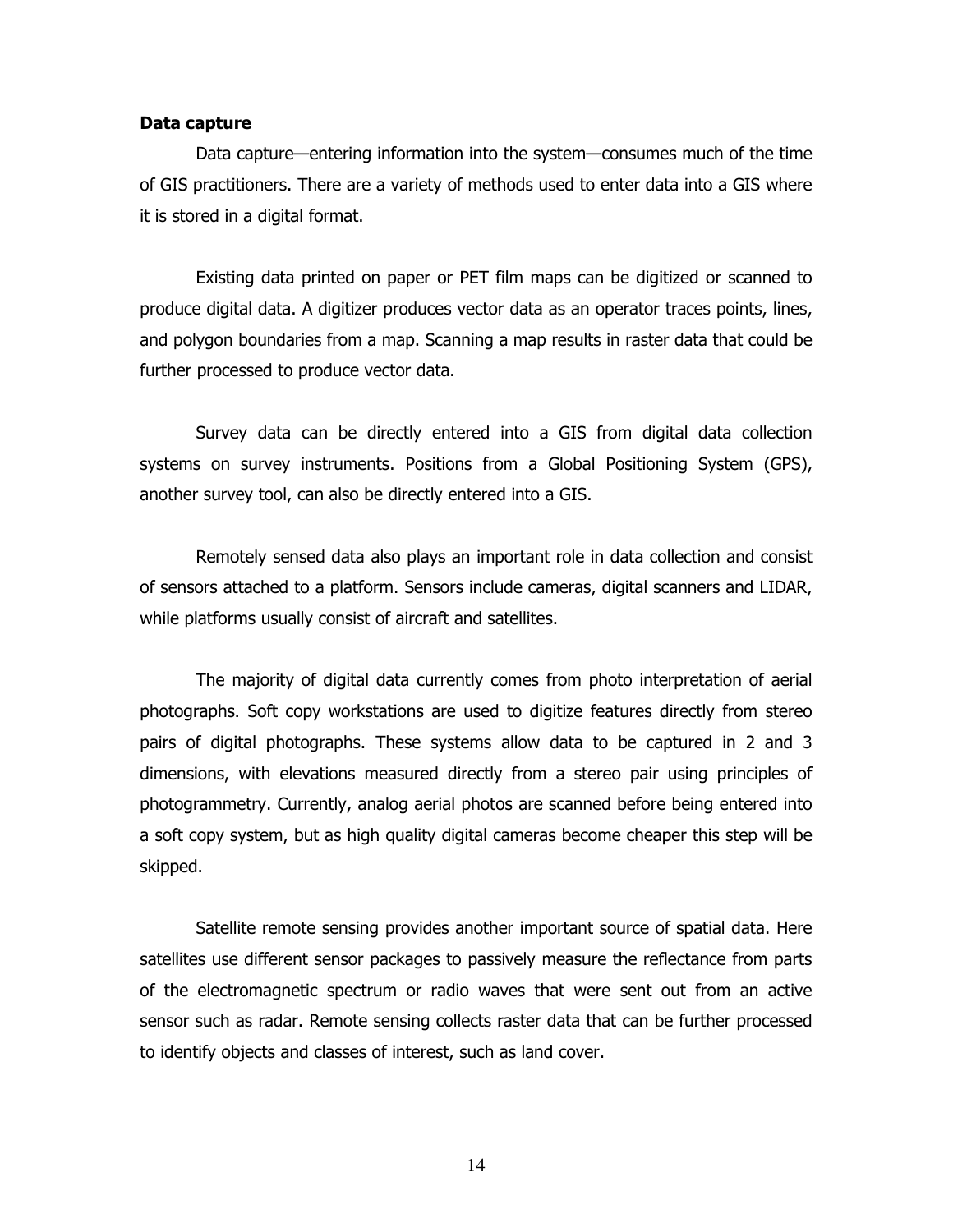**Data capture**

Data capture—entering information into the system—consumes much of the time of GIS practitioners. There are a variety of methods used to enter data into a GIS where it is stored in a digital format.

Existing data printed on paper or PET film maps can be digitized or scanned to produce digital data. A digitizer produces vector data as an operator traces points, lines, and polygon boundaries from a map. Scanning a map results in raster data that could be further processed to produce vector data.

Survey data can be directly entered into a GIS from digital data collection systems on survey instruments. Positions from a Global Positioning System (GPS), another survey tool, can also be directly entered into a GIS.

Remotely sensed data also plays an important role in data collection and consist of sensors attached to a platform. Sensors include cameras, digital scanners and LIDAR, while platforms usually consist of aircraft and satellites.

The majority of digital data currently comes from photo interpretation of aerial photographs. Soft copy workstations are used to digitize features directly from stereo pairs of digital photographs. These systems allow data to be captured in 2 and 3 dimensions, with elevations measured directly from a stereo pair using principles of photogrammetry. Currently, analog aerial photos are scanned before being entered into a soft copy system, but as high quality digital cameras become cheaper this step will be skipped.

Satellite remote sensing provides another important source of spatial data. Here satellites use different sensor packages to passively measure the reflectance from parts of the electromagnetic spectrum or radio waves that were sent out from an active sensor such as radar. Remote sensing collects raster data that can be further processed to identify objects and classes of interest, such as land cover.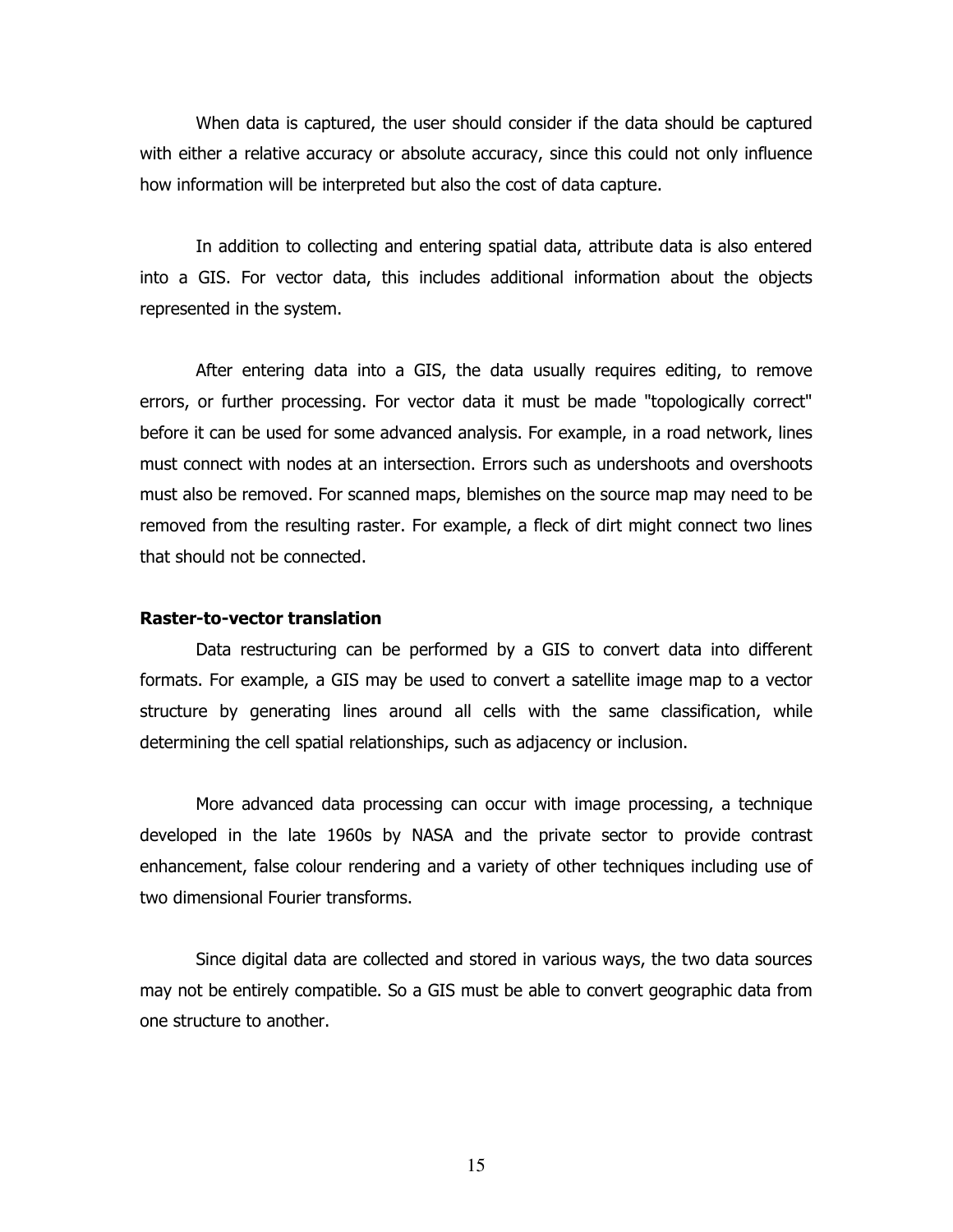When data is captured, the user should consider if the data should be captured with either a relative accuracy or absolute accuracy, since this could not only influence how information will be interpreted but also the cost of data capture.

In addition to collecting and entering spatial data, attribute data is also entered into a GIS. For vector data, this includes additional information about the objects represented in the system.

After entering data into a GIS, the data usually requires editing, to remove errors, or further processing. For vector data it must be made "topologically correct" before it can be used for some advanced analysis. For example, in a road network, lines must connect with nodes at an intersection. Errors such as undershoots and overshoots must also be removed. For scanned maps, blemishes on the source map may need to be removed from the resulting raster. For example, a fleck of dirt might connect two lines that should not be connected.

**Raster-to-vector translation**

Data restructuring can be performed by a GIS to convert data into different formats. For example, a GIS may be used to convert a satellite image map to a vector structure by generating lines around all cells with the same classification, while determining the cell spatial relationships, such as adjacency or inclusion.

More advanced data processing can occur with image processing, a technique developed in the late 1960s by NASA and the private sector to provide contrast enhancement, false colour rendering and a variety of other techniques including use of two dimensional Fourier transforms.

Since digital data are collected and stored in various ways, the two data sources may not be entirely compatible. So a GIS must be able to convert geographic data from one structure to another.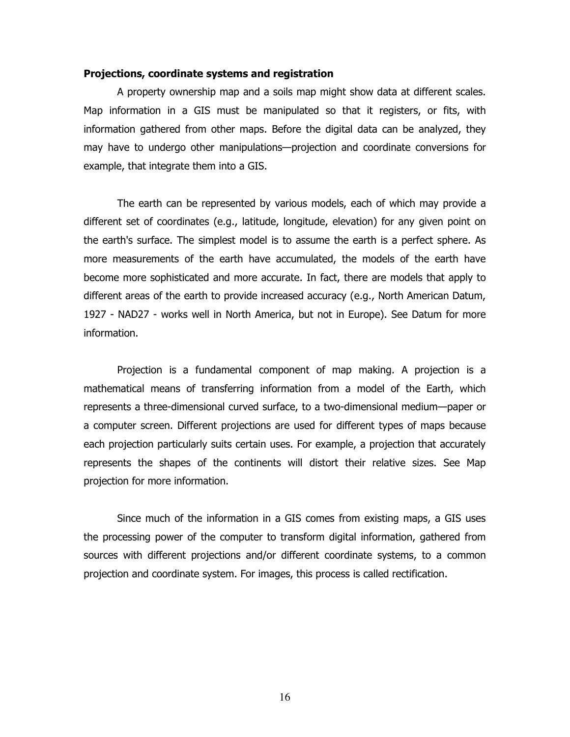**Projections, coordinate systems and registration**

A property ownership map and a soils map might show data at different scales. Map information in a GIS must be manipulated so that it registers, or fits, with information gathered from other maps. Before the digital data can be analyzed, they may have to undergo other manipulations—projection and coordinate conversions for example, that integrate them into a GIS.

The earth can be represented by various models, each of which may provide a different set of coordinates (e.g., latitude, longitude, elevation) for any given point on the earth's surface. The simplest model is to assume the earth is a perfect sphere. As more measurements of the earth have accumulated, the models of the earth have become more sophisticated and more accurate. In fact, there are models that apply to different areas of the earth to provide increased accuracy (e.g., North American Datum, 1927 - NAD27 - works well in North America, but not in Europe). See Datum for more information.

Projection is a fundamental component of map making. A projection is a mathematical means of transferring information from a model of the Earth, which represents a three-dimensional curved surface, to a two-dimensional medium—paper or a computer screen. Different projections are used for different types of maps because each projection particularly suits certain uses. For example, a projection that accurately represents the shapes of the continents will distort their relative sizes. See Map projection for more information.

Since much of the information in a GIS comes from existing maps, a GIS uses the processing power of the computer to transform digital information, gathered from sources with different projections and/or different coordinate systems, to a common projection and coordinate system. For images, this process is called rectification.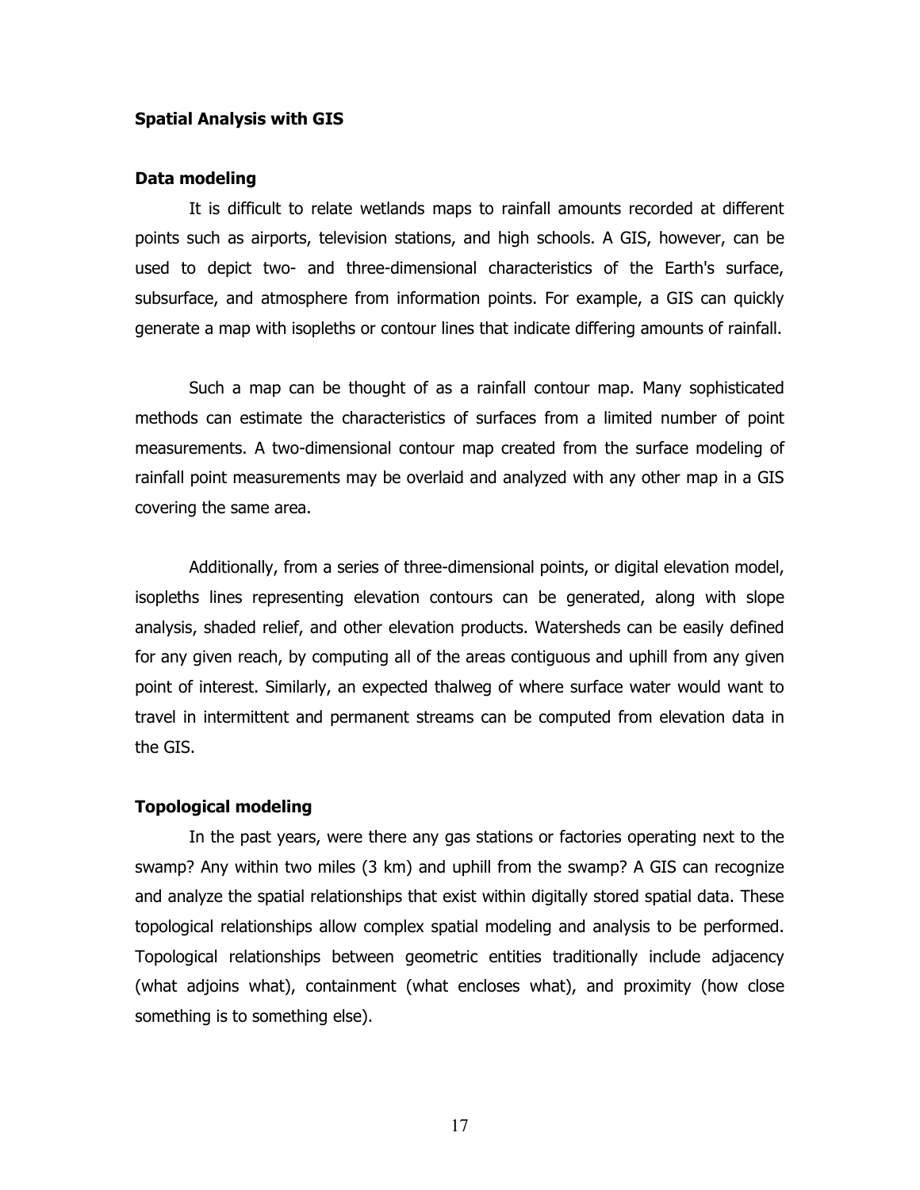## Spatial Analysis with GIS

### Data modeling

It is difficult to relate wetlands maps to rainfall amounts recorded at different points such as airports, television stations, and high schools. A GIS, however, can be used to depict two- and three-dimensional characteristics of the Earth's surface, subsurface, and atmosphere from information points. For example, a GIS can quickly generate a map with isopleths or contour lines that indicate differing amounts of rainfall.

Such a map can be thought of as a rainfall contour map. Many sophisticated methods can estimate the characteristics of surfaces from a limited number of point measurements. A two-dimensional contour map created from the surface modeling of rainfall point measurements may be overlaid and analyzed with any other map in a GIS covering the same area.

Additionally, from a series of three-dimensional points, or digital elevation model, isopleths lines representing elevation contours can be generated, along with slope analysis, shaded relief, and other elevation products. Watersheds can be easily defined for any given reach, by computing all of the areas contiguous and uphill from any given point of interest. Similarly, an expected thalweg of where surface water would want to travel in intermittent and permanent streams can be computed from elevation data in the GIS.

### Topological modeling

In the past years, were there any gas stations or factories operating next to the swamp? Any within two miles (3 km) and uphill from the swamp? A GIS can recognize and analyze the spatial relationships that exist within digitally stored spatial data. These topological relationships allow complex spatial modeling and analysis to be performed. Topological relationships between geometric entities traditionally include adjacency (what adjoins what), containment (what encloses what), and proximity (how close something is to something else).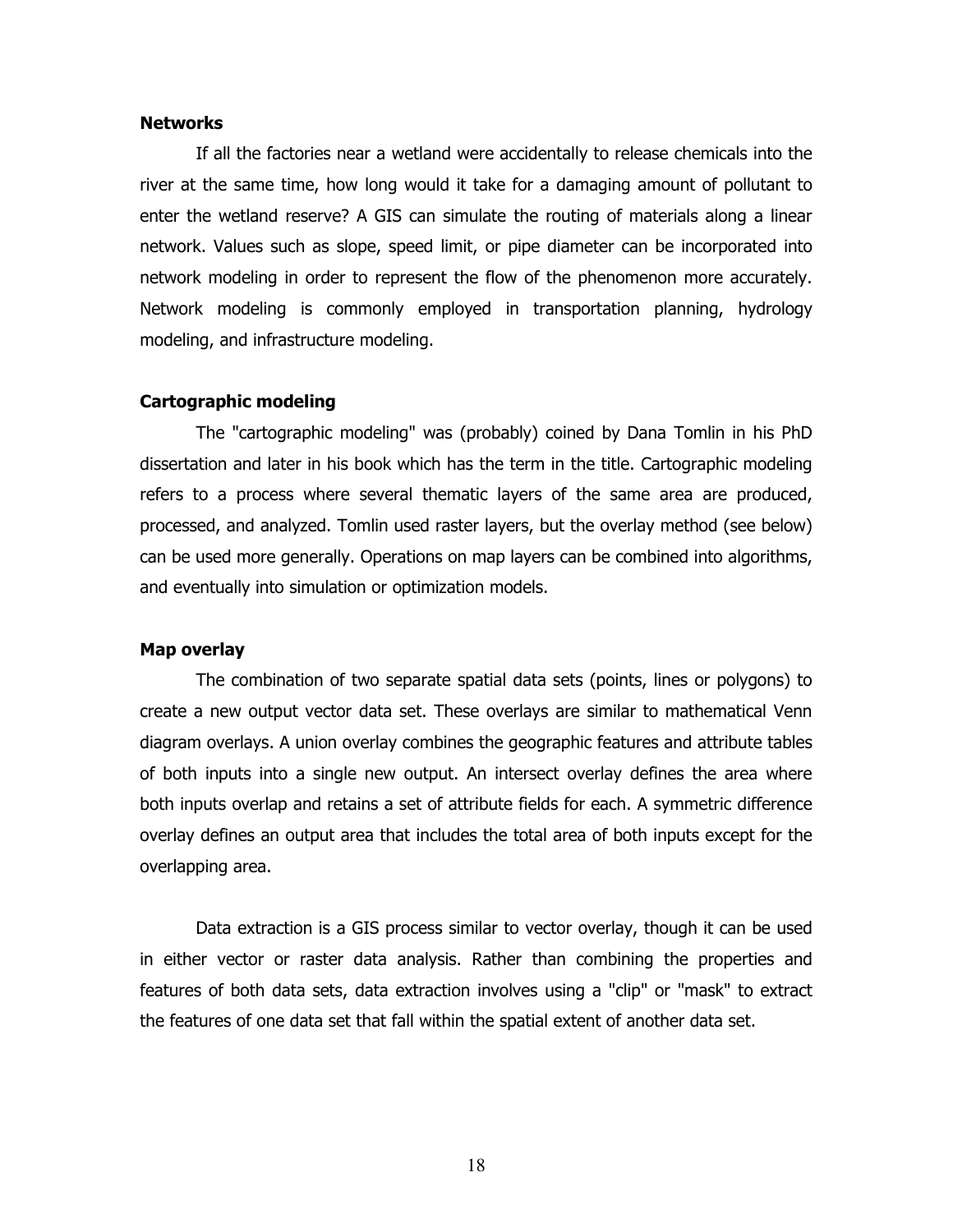**Networks**

If all the factories near a wetland were accidentally to release chemicals into the river at the same time, how long would it take for a damaging amount of pollutant to enter the wetland reserve? A GIS can simulate the routing of materials along a linear network. Values such as slope, speed limit, or pipe diameter can be incorporated into network modeling in order to represent the flow of the phenomenon more accurately. Network modeling is commonly employed in transportation planning, hydrology modeling, and infrastructure modeling.

**Cartographic modeling**

The "cartographic modeling" was (probably) coined by Dana Tomlin in his PhD dissertation and later in his book which has the term in the title. Cartographic modeling refers to a process where several thematic layers of the same area are produced, processed, and analyzed. Tomlin used raster layers, but the overlay method (see below) can be used more generally. Operations on map layers can be combined into algorithms, and eventually into simulation or optimization models.

**Map overlay**

The combination of two separate spatial data sets (points, lines or polygons) to create a new output vector data set. These overlays are similar to mathematical Venn diagram overlays. A union overlay combines the geographic features and attribute tables of both inputs into a single new output. An intersect overlay defines the area where both inputs overlap and retains a set of attribute fields for each. A symmetric difference overlay defines an output area that includes the total area of both inputs except for the overlapping area.

Data extraction is a GIS process similar to vector overlay, though it can be used in either vector or raster data analysis. Rather than combining the properties and features of both data sets, data extraction involves using a "clip" or "mask" to extract the features of one data set that fall within the spatial extent of another data set.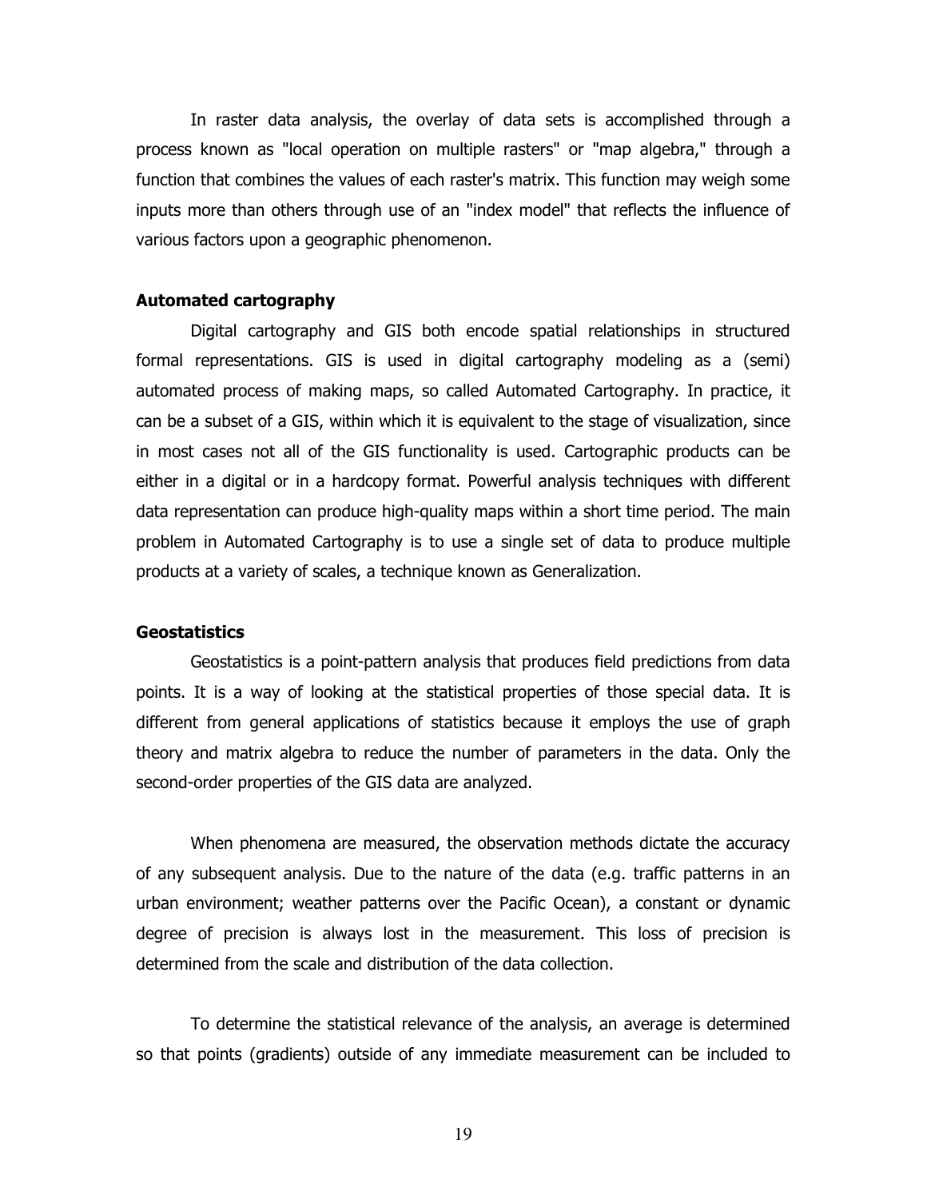In raster data analysis, the overlay of data sets is accomplished through a process known as "local operation on multiple rasters" or "map algebra," through a function that combines the values of each raster's matrix. This function may weigh some inputs more than others through use of an "index model" that reflects the influence of various factors upon a geographic phenomenon.

### Automated cartography

Digital cartography and GIS both encode spatial relationships in structured formal representations. GIS is used in digital cartography modeling as a (semi) automated process of making maps, so called Automated Cartography. In practice, it can be a subset of a GIS, within which it is equivalent to the stage of visualization, since in most cases not all of the GIS functionality is used. Cartographic products can be either in a digital or in a hardcopy format. Powerful analysis techniques with different data representation can produce high-quality maps within a short time period. The main problem in Automated Cartography is to use a single set of data to produce multiple products at a variety of scales, a technique known as Generalization.

### Geostatistics

Geostatistics is a point-pattern analysis that produces field predictions from data points. It is a way of looking at the statistical properties of those special data. It is different from general applications of statistics because it employs the use of graph theory and matrix algebra to reduce the number of parameters in the data. Only the second-order properties of the GIS data are analyzed.

When phenomena are measured, the observation methods dictate the accuracy of any subsequent analysis. Due to the nature of the data (e.g. traffic patterns in an urban environment; weather patterns over the Pacific Ocean), a constant or dynamic degree of precision is always lost in the measurement. This loss of precision is determined from the scale and distribution of the data collection.

To determine the statistical relevance of the analysis, an average is determined so that points (gradients) outside of any immediate measurement can be included to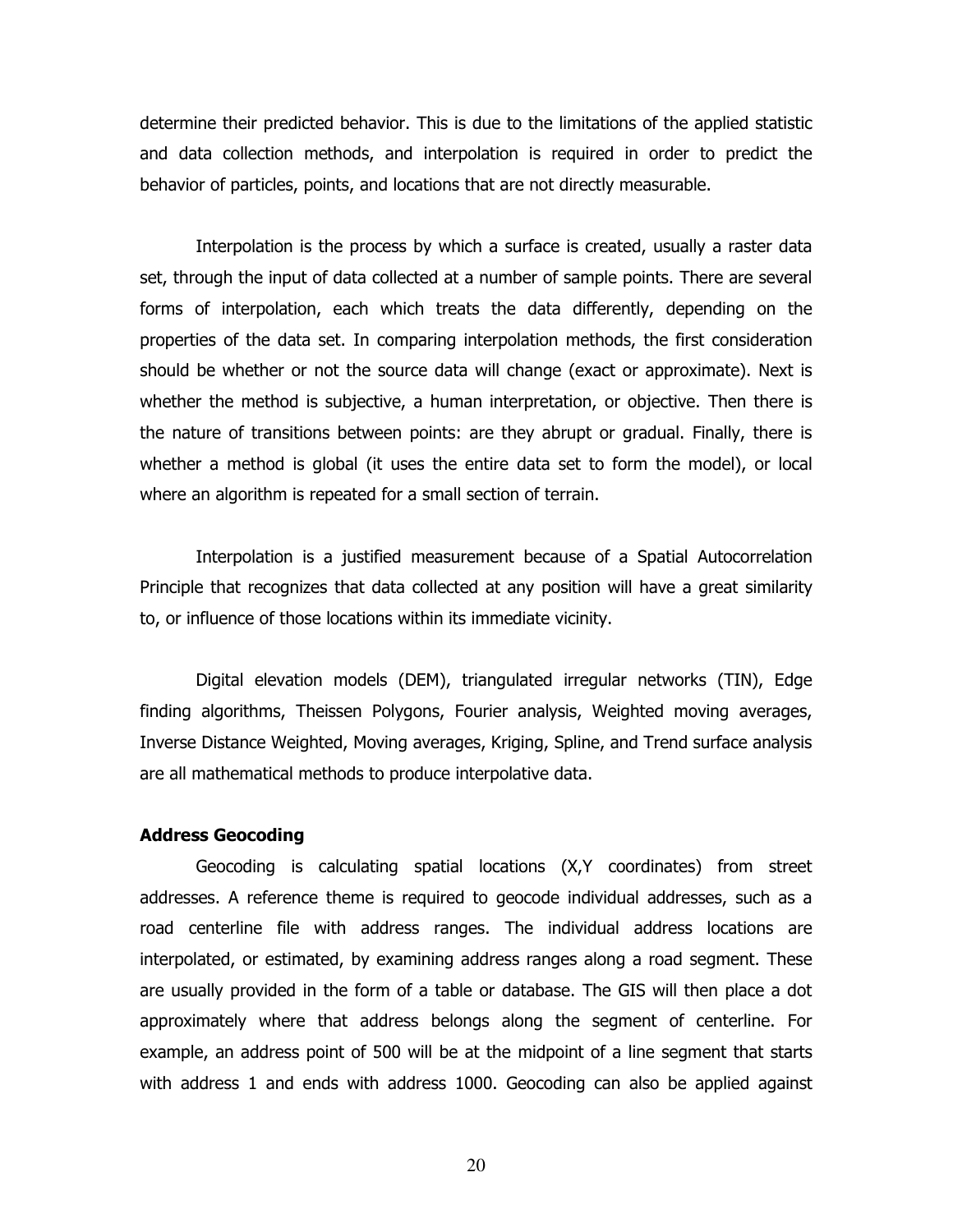determine their predicted behavior. This is due to the limitations of the applied statistic and data collection methods, and interpolation is required in order to predict the behavior of particles, points, and locations that are not directly measurable.

Interpolation is the process by which a surface is created, usually a raster data set, through the input of data collected at a number of sample points. There are several forms of interpolation, each which treats the data differently, depending on the properties of the data set. In comparing interpolation methods, the first consideration should be whether or not the source data will change (exact or approximate). Next is whether the method is subjective, a human interpretation, or objective. Then there is the nature of transitions between points: are they abrupt or gradual. Finally, there is whether a method is global (it uses the entire data set to form the model), or local where an algorithm is repeated for a small section of terrain.

Interpolation is a justified measurement because of a Spatial Autocorrelation Principle that recognizes that data collected at any position will have a great similarity to, or influence of those locations within its immediate vicinity.

Digital elevation models (DEM), triangulated irregular networks (TIN), Edge finding algorithms, Theissen Polygons, Fourier analysis, Weighted moving averages, Inverse Distance Weighted, Moving averages, Kriging, Spline, and Trend surface analysis are all mathematical methods to produce interpolative data.

**Address Geocoding**

Geocoding is calculating spatial locations (X,Y coordinates) from street addresses. A reference theme is required to geocode individual addresses, such as a road centerline file with address ranges. The individual address locations are interpolated, or estimated, by examining address ranges along a road segment. These are usually provided in the form of a table or database. The GIS will then place a dot approximately where that address belongs along the segment of centerline. For example, an address point of 500 will be at the midpoint of a line segment that starts with address 1 and ends with address 1000. Geocoding can also be applied against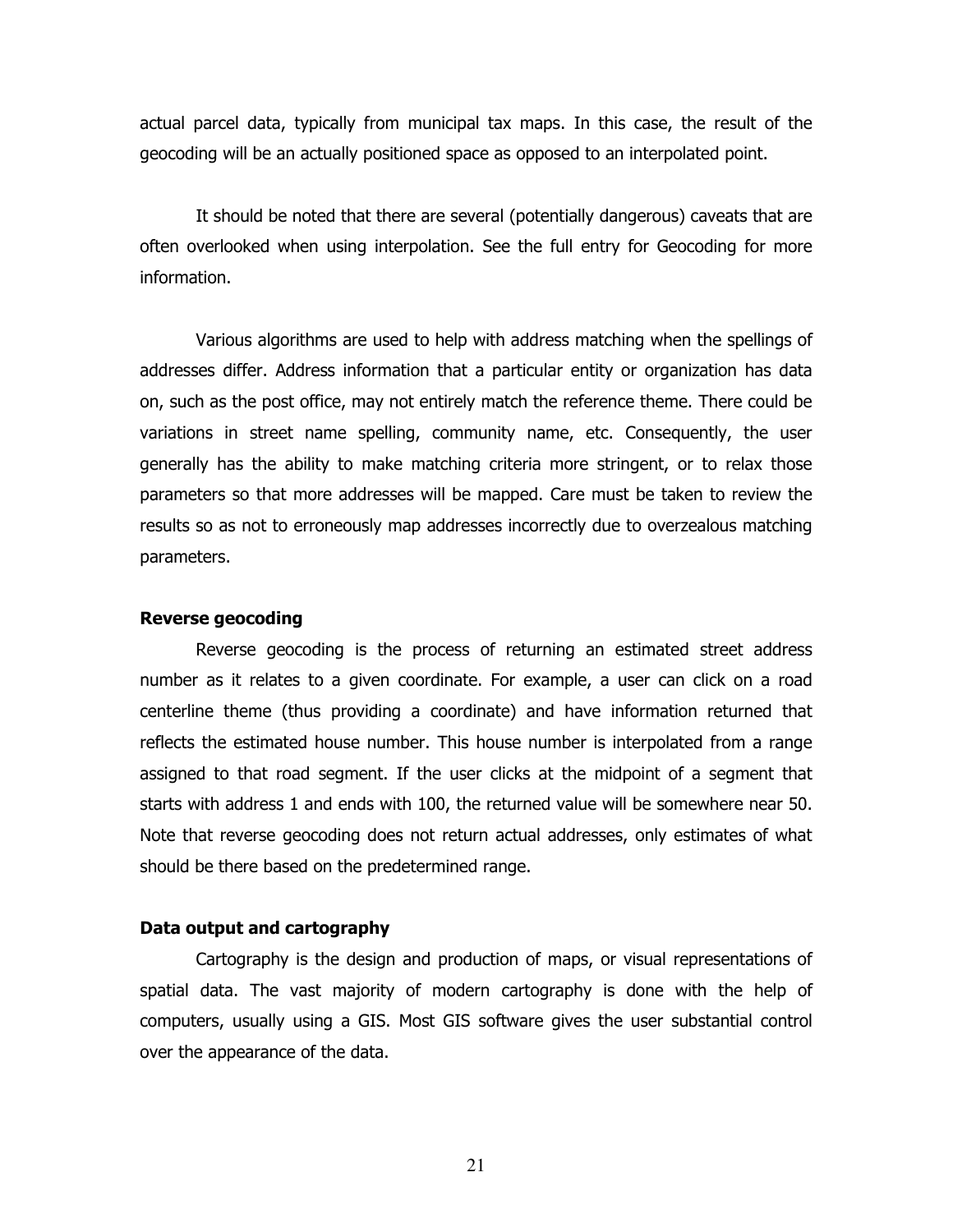actual parcel data, typically from municipal tax maps. In this case, the result of the geocoding will be an actually positioned space as opposed to an interpolated point.

It should be noted that there are several (potentially dangerous) caveats that are often overlooked when using interpolation. See the full entry for Geocoding for more information.

Various algorithms are used to help with address matching when the spellings of addresses differ. Address information that a particular entity or organization has data on, such as the post office, may not entirely match the reference theme. There could be variations in street name spelling, community name, etc. Consequently, the user generally has the ability to make matching criteria more stringent, or to relax those parameters so that more addresses will be mapped. Care must be taken to review the results so as not to erroneously map addresses incorrectly due to overzealous matching parameters.

### Reverse geocoding

Reverse geocoding is the process of returning an estimated street address number as it relates to a given coordinate. For example, a user can click on a road centerline theme (thus providing a coordinate) and have information returned that reflects the estimated house number. This house number is interpolated from a range assigned to that road segment. If the user clicks at the midpoint of a segment that starts with address 1 and ends with 100, the returned value will be somewhere near 50. Note that reverse geocoding does not return actual addresses, only estimates of what should be there based on the predetermined range.

### Data output and cartography

Cartography is the design and production of maps, or visual representations of spatial data. The vast majority of modern cartography is done with the help of computers, usually using a GIS. Most GIS software gives the user substantial control over the appearance of the data.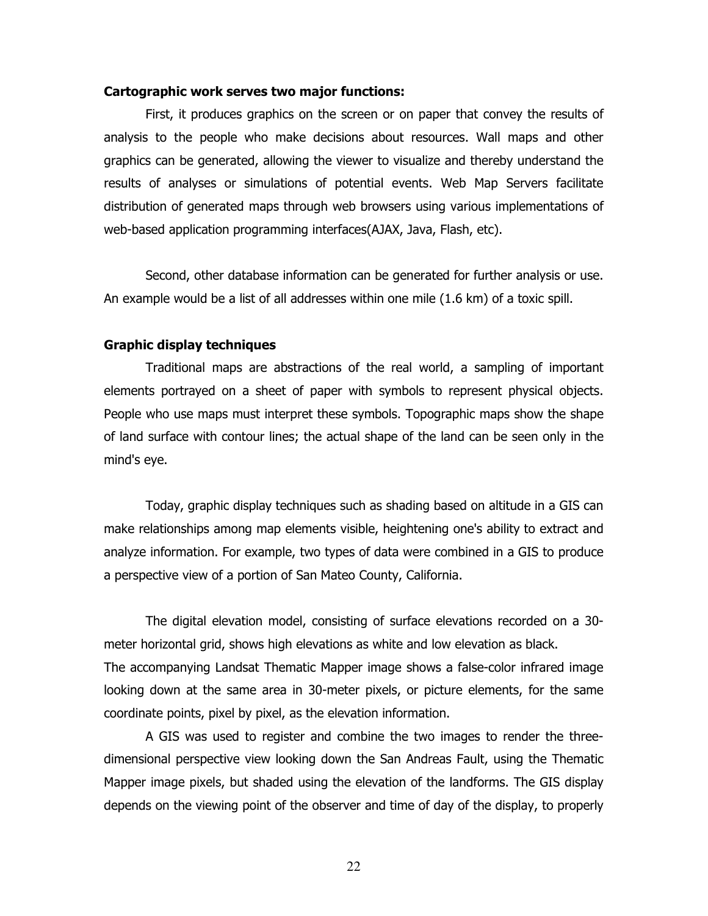**Cartographic work serves two major functions:**

First, it produces graphics on the screen or on paper that convey the results of analysis to the people who make decisions about resources. Wall maps and other graphics can be generated, allowing the viewer to visualize and thereby understand the results of analyses or simulations of potential events. Web Map Servers facilitate distribution of generated maps through web browsers using various implementations of web-based application programming interfaces(AJAX, Java, Flash, etc).

Second, other database information can be generated for further analysis or use. An example would be a list of all addresses within one mile (1.6 km) of a toxic spill.

**Graphic display techniques**

Traditional maps are abstractions of the real world, a sampling of important elements portrayed on a sheet of paper with symbols to represent physical objects. People who use maps must interpret these symbols. Topographic maps show the shape of land surface with contour lines; the actual shape of the land can be seen only in the mind's eye.

Today, graphic display techniques such as shading based on altitude in a GIS can make relationships among map elements visible, heightening one's ability to extract and analyze information. For example, two types of data were combined in a GIS to produce a perspective view of a portion of San Mateo County, California.

The digital elevation model, consisting of surface elevations recorded on a 30-meter horizontal grid, shows high elevations as white and low elevation as black.
The accompanying Landsat Thematic Mapper image shows a false-color infrared image looking down at the same area in 30-meter pixels, or picture elements, for the same coordinate points, pixel by pixel, as the elevation information.

A GIS was used to register and combine the two images to render the three-dimensional perspective view looking down the San Andreas Fault, using the Thematic Mapper image pixels, but shaded using the elevation of the landforms. The GIS display depends on the viewing point of the observer and time of day of the display, to properly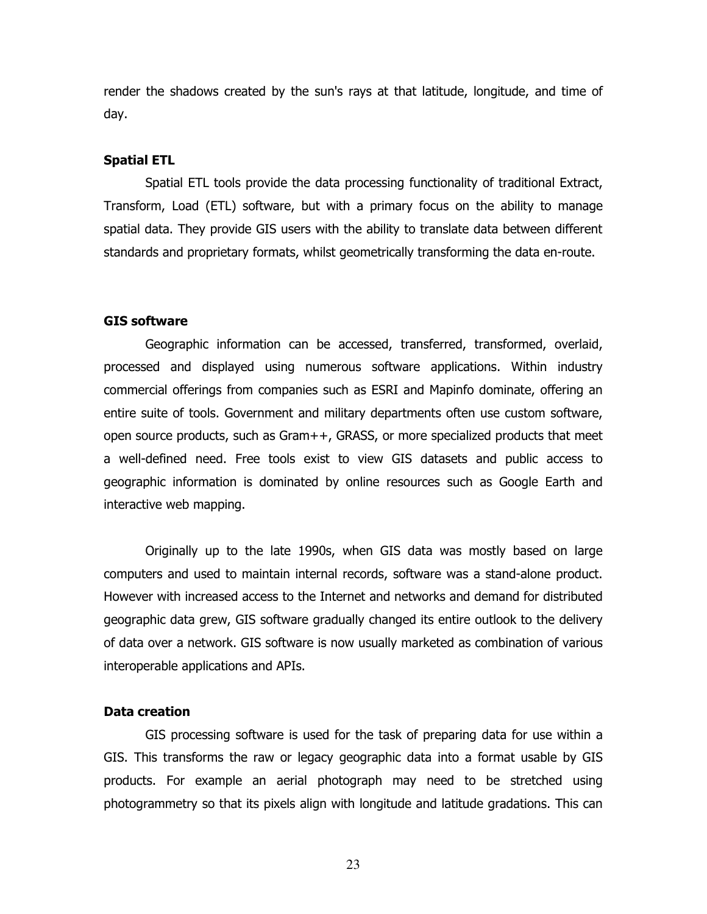render the shadows created by the sun's rays at that latitude, longitude, and time of day.

### Spatial ETL

Spatial ETL tools provide the data processing functionality of traditional Extract, Transform, Load (ETL) software, but with a primary focus on the ability to manage spatial data. They provide GIS users with the ability to translate data between different standards and proprietary formats, whilst geometrically transforming the data en-route.

### GIS software

Geographic information can be accessed, transferred, transformed, overlaid, processed and displayed using numerous software applications. Within industry commercial offerings from companies such as ESRI and Mapinfo dominate, offering an entire suite of tools. Government and military departments often use custom software, open source products, such as Gram++, GRASS, or more specialized products that meet a well-defined need. Free tools exist to view GIS datasets and public access to geographic information is dominated by online resources such as Google Earth and interactive web mapping.

Originally up to the late 1990s, when GIS data was mostly based on large computers and used to maintain internal records, software was a stand-alone product. However with increased access to the Internet and networks and demand for distributed geographic data grew, GIS software gradually changed its entire outlook to the delivery of data over a network. GIS software is now usually marketed as combination of various interoperable applications and APIs.

### Data creation

GIS processing software is used for the task of preparing data for use within a GIS. This transforms the raw or legacy geographic data into a format usable by GIS products. For example an aerial photograph may need to be stretched using photogrammetry so that its pixels align with longitude and latitude gradations. This can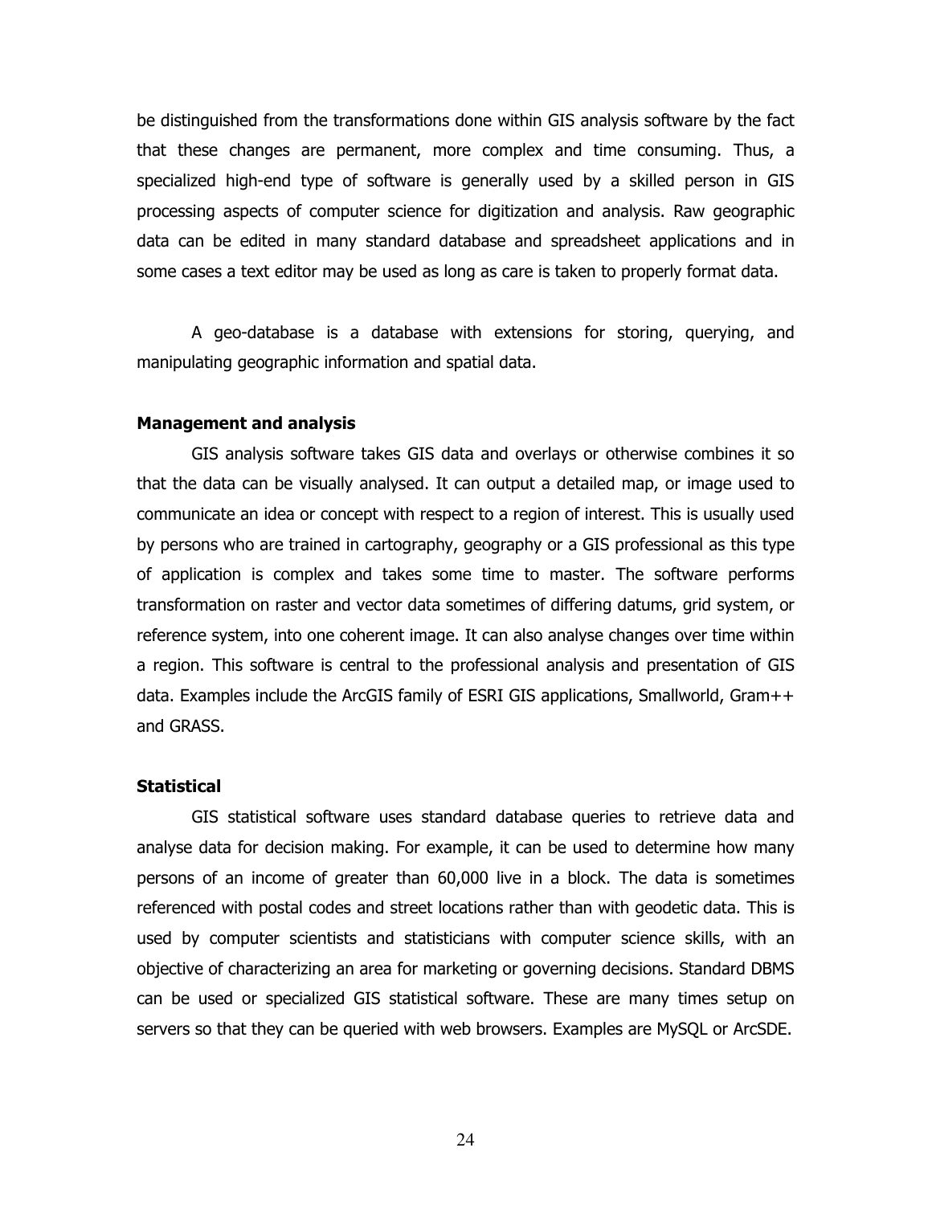be distinguished from the transformations done within GIS analysis software by the fact that these changes are permanent, more complex and time consuming. Thus, a specialized high-end type of software is generally used by a skilled person in GIS processing aspects of computer science for digitization and analysis. Raw geographic data can be edited in many standard database and spreadsheet applications and in some cases a text editor may be used as long as care is taken to properly format data.

A geo-database is a database with extensions for storing, querying, and manipulating geographic information and spatial data.

**Management and analysis**

GIS analysis software takes GIS data and overlays or otherwise combines it so that the data can be visually analysed. It can output a detailed map, or image used to communicate an idea or concept with respect to a region of interest. This is usually used by persons who are trained in cartography, geography or a GIS professional as this type of application is complex and takes some time to master. The software performs transformation on raster and vector data sometimes of differing datums, grid system, or reference system, into one coherent image. It can also analyse changes over time within a region. This software is central to the professional analysis and presentation of GIS data. Examples include the ArcGIS family of ESRI GIS applications, Smallworld, Gram++ and GRASS.

**Statistical**

GIS statistical software uses standard database queries to retrieve data and analyse data for decision making. For example, it can be used to determine how many persons of an income of greater than 60,000 live in a block. The data is sometimes referenced with postal codes and street locations rather than with geodetic data. This is used by computer scientists and statisticians with computer science skills, with an objective of characterizing an area for marketing or governing decisions. Standard DBMS can be used or specialized GIS statistical software. These are many times setup on servers so that they can be queried with web browsers. Examples are MySQL or ArcSDE.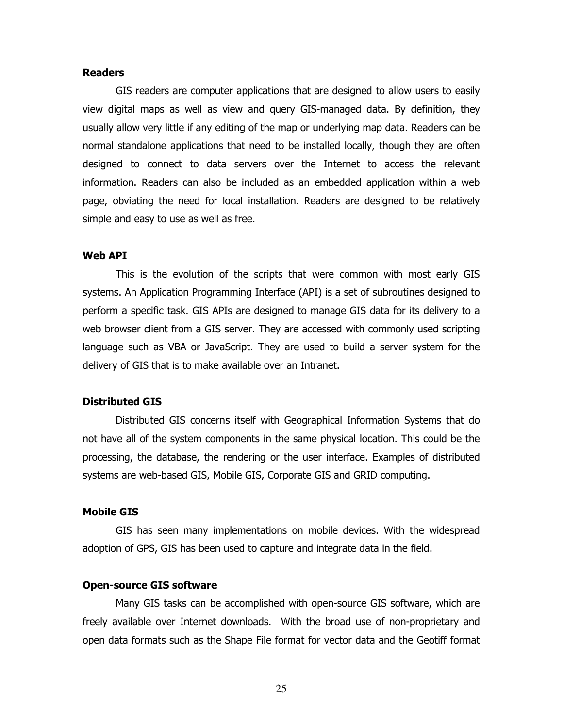**Readers**

GIS readers are computer applications that are designed to allow users to easily view digital maps as well as view and query GIS-managed data. By definition, they usually allow very little if any editing of the map or underlying map data. Readers can be normal standalone applications that need to be installed locally, though they are often designed to connect to data servers over the Internet to access the relevant information. Readers can also be included as an embedded application within a web page, obviating the need for local installation. Readers are designed to be relatively simple and easy to use as well as free.

**Web API**

This is the evolution of the scripts that were common with most early GIS systems. An Application Programming Interface (API) is a set of subroutines designed to perform a specific task. GIS APIs are designed to manage GIS data for its delivery to a web browser client from a GIS server. They are accessed with commonly used scripting language such as VBA or JavaScript. They are used to build a server system for the delivery of GIS that is to make available over an Intranet.

**Distributed GIS**

Distributed GIS concerns itself with Geographical Information Systems that do not have all of the system components in the same physical location. This could be the processing, the database, the rendering or the user interface. Examples of distributed systems are web-based GIS, Mobile GIS, Corporate GIS and GRID computing.

**Mobile GIS**

GIS has seen many implementations on mobile devices. With the widespread adoption of GPS, GIS has been used to capture and integrate data in the field.

**Open-source GIS software**

Many GIS tasks can be accomplished with open-source GIS software, which are freely available over Internet downloads. With the broad use of non-proprietary and open data formats such as the Shape File format for vector data and the Geotiff format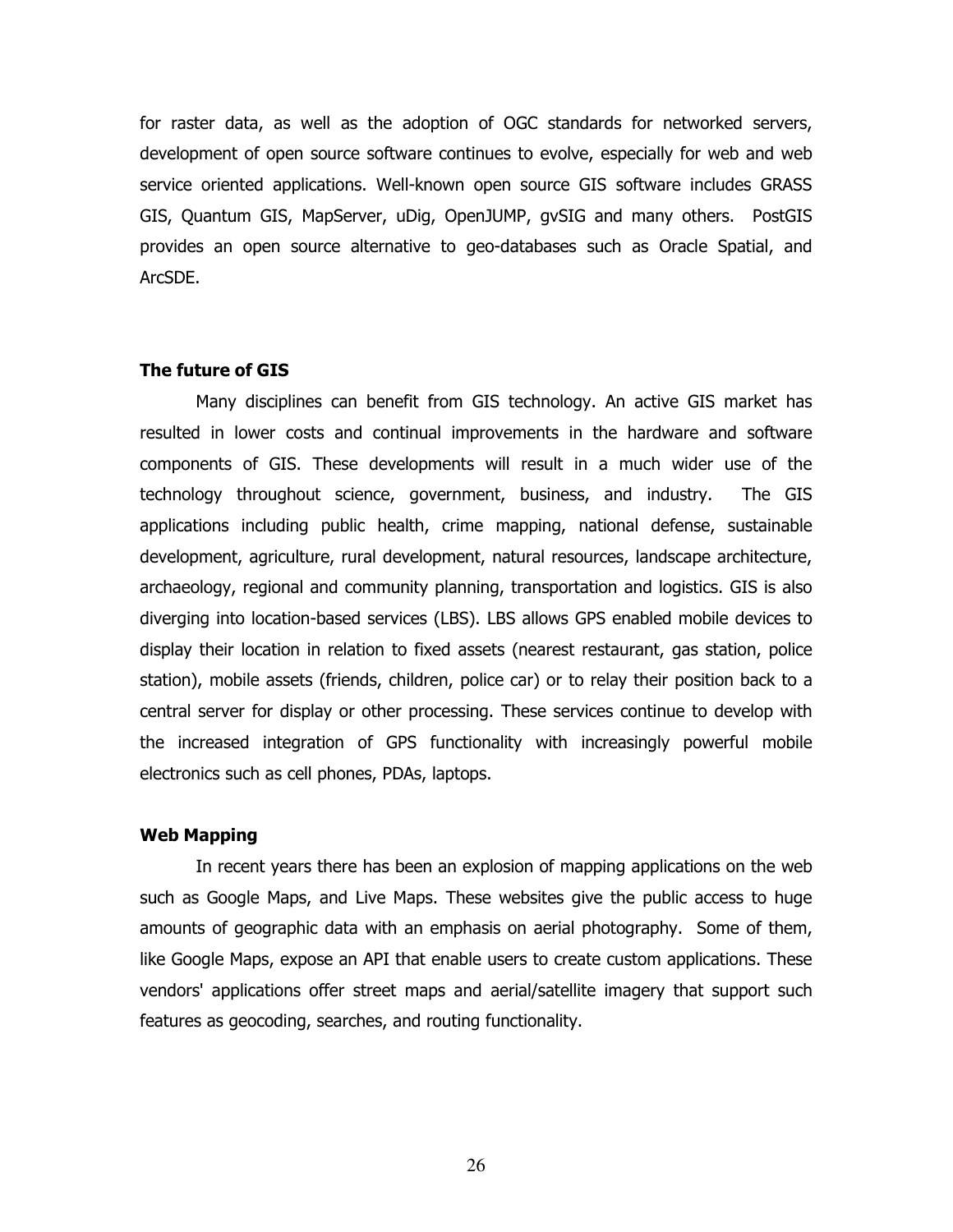for raster data, as well as the adoption of OGC standards for networked servers, development of open source software continues to evolve, especially for web and web service oriented applications. Well-known open source GIS software includes GRASS GIS, Quantum GIS, MapServer, uDig, OpenJUMP, gvSIG and many others. PostGIS provides an open source alternative to geo-databases such as Oracle Spatial, and ArcSDE.

### The future of GIS

Many disciplines can benefit from GIS technology. An active GIS market has resulted in lower costs and continual improvements in the hardware and software components of GIS. These developments will result in a much wider use of the technology throughout science, government, business, and industry. The GIS applications including public health, crime mapping, national defense, sustainable development, agriculture, rural development, natural resources, landscape architecture, archaeology, regional and community planning, transportation and logistics. GIS is also diverging into location-based services (LBS). LBS allows GPS enabled mobile devices to display their location in relation to fixed assets (nearest restaurant, gas station, police station), mobile assets (friends, children, police car) or to relay their position back to a central server for display or other processing. These services continue to develop with the increased integration of GPS functionality with increasingly powerful mobile electronics such as cell phones, PDAs, laptops.

### Web Mapping

In recent years there has been an explosion of mapping applications on the web such as Google Maps, and Live Maps. These websites give the public access to huge amounts of geographic data with an emphasis on aerial photography. Some of them, like Google Maps, expose an API that enable users to create custom applications. These vendors' applications offer street maps and aerial/satellite imagery that support such features as geocoding, searches, and routing functionality.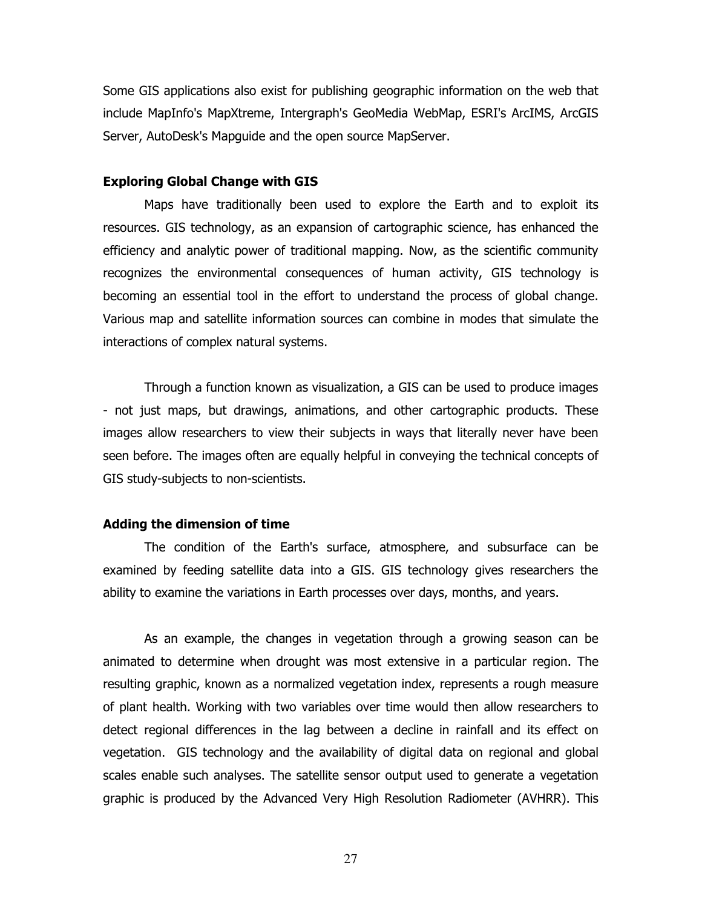Some GIS applications also exist for publishing geographic information on the web that include MapInfo's MapXtreme, Intergraph's GeoMedia WebMap, ESRI's ArcIMS, ArcGIS Server, AutoDesk's Mapguide and the open source MapServer.

**Exploring Global Change with GIS**

Maps have traditionally been used to explore the Earth and to exploit its resources. GIS technology, as an expansion of cartographic science, has enhanced the efficiency and analytic power of traditional mapping. Now, as the scientific community recognizes the environmental consequences of human activity, GIS technology is becoming an essential tool in the effort to understand the process of global change. Various map and satellite information sources can combine in modes that simulate the interactions of complex natural systems.

Through a function known as visualization, a GIS can be used to produce images - not just maps, but drawings, animations, and other cartographic products. These images allow researchers to view their subjects in ways that literally never have been seen before. The images often are equally helpful in conveying the technical concepts of GIS study-subjects to non-scientists.

**Adding the dimension of time**

The condition of the Earth's surface, atmosphere, and subsurface can be examined by feeding satellite data into a GIS. GIS technology gives researchers the ability to examine the variations in Earth processes over days, months, and years.

As an example, the changes in vegetation through a growing season can be animated to determine when drought was most extensive in a particular region. The resulting graphic, known as a normalized vegetation index, represents a rough measure of plant health. Working with two variables over time would then allow researchers to detect regional differences in the lag between a decline in rainfall and its effect on vegetation. GIS technology and the availability of digital data on regional and global scales enable such analyses. The satellite sensor output used to generate a vegetation graphic is produced by the Advanced Very High Resolution Radiometer (AVHRR). This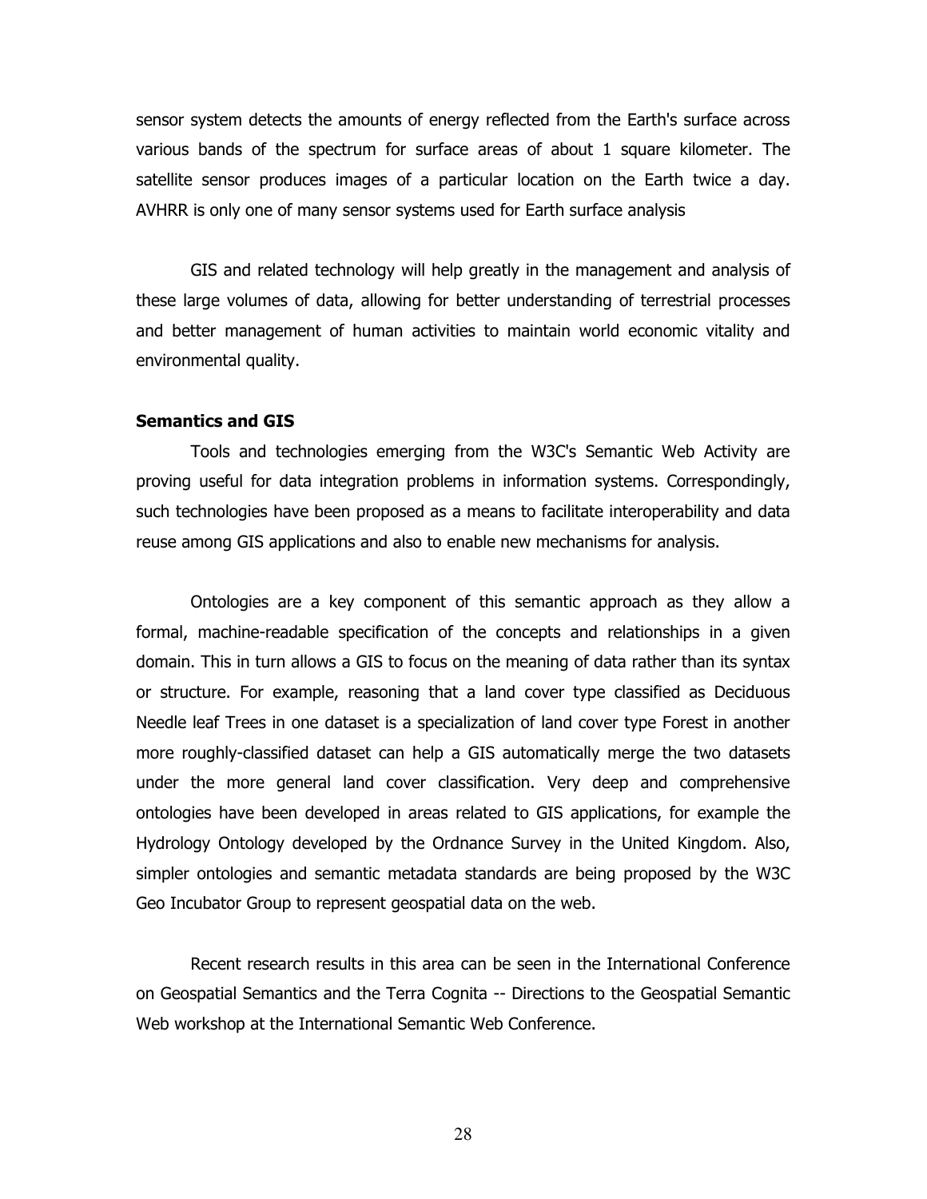sensor system detects the amounts of energy reflected from the Earth's surface across various bands of the spectrum for surface areas of about 1 square kilometer. The satellite sensor produces images of a particular location on the Earth twice a day. AVHRR is only one of many sensor systems used for Earth surface analysis

GIS and related technology will help greatly in the management and analysis of these large volumes of data, allowing for better understanding of terrestrial processes and better management of human activities to maintain world economic vitality and environmental quality.

### Semantics and GIS

Tools and technologies emerging from the W3C's Semantic Web Activity are proving useful for data integration problems in information systems. Correspondingly, such technologies have been proposed as a means to facilitate interoperability and data reuse among GIS applications and also to enable new mechanisms for analysis.

Ontologies are a key component of this semantic approach as they allow a formal, machine-readable specification of the concepts and relationships in a given domain. This in turn allows a GIS to focus on the meaning of data rather than its syntax or structure. For example, reasoning that a land cover type classified as Deciduous Needle leaf Trees in one dataset is a specialization of land cover type Forest in another more roughly-classified dataset can help a GIS automatically merge the two datasets under the more general land cover classification. Very deep and comprehensive ontologies have been developed in areas related to GIS applications, for example the Hydrology Ontology developed by the Ordnance Survey in the United Kingdom. Also, simpler ontologies and semantic metadata standards are being proposed by the W3C Geo Incubator Group to represent geospatial data on the web.

Recent research results in this area can be seen in the International Conference on Geospatial Semantics and the Terra Cognita -- Directions to the Geospatial Semantic Web workshop at the International Semantic Web Conference.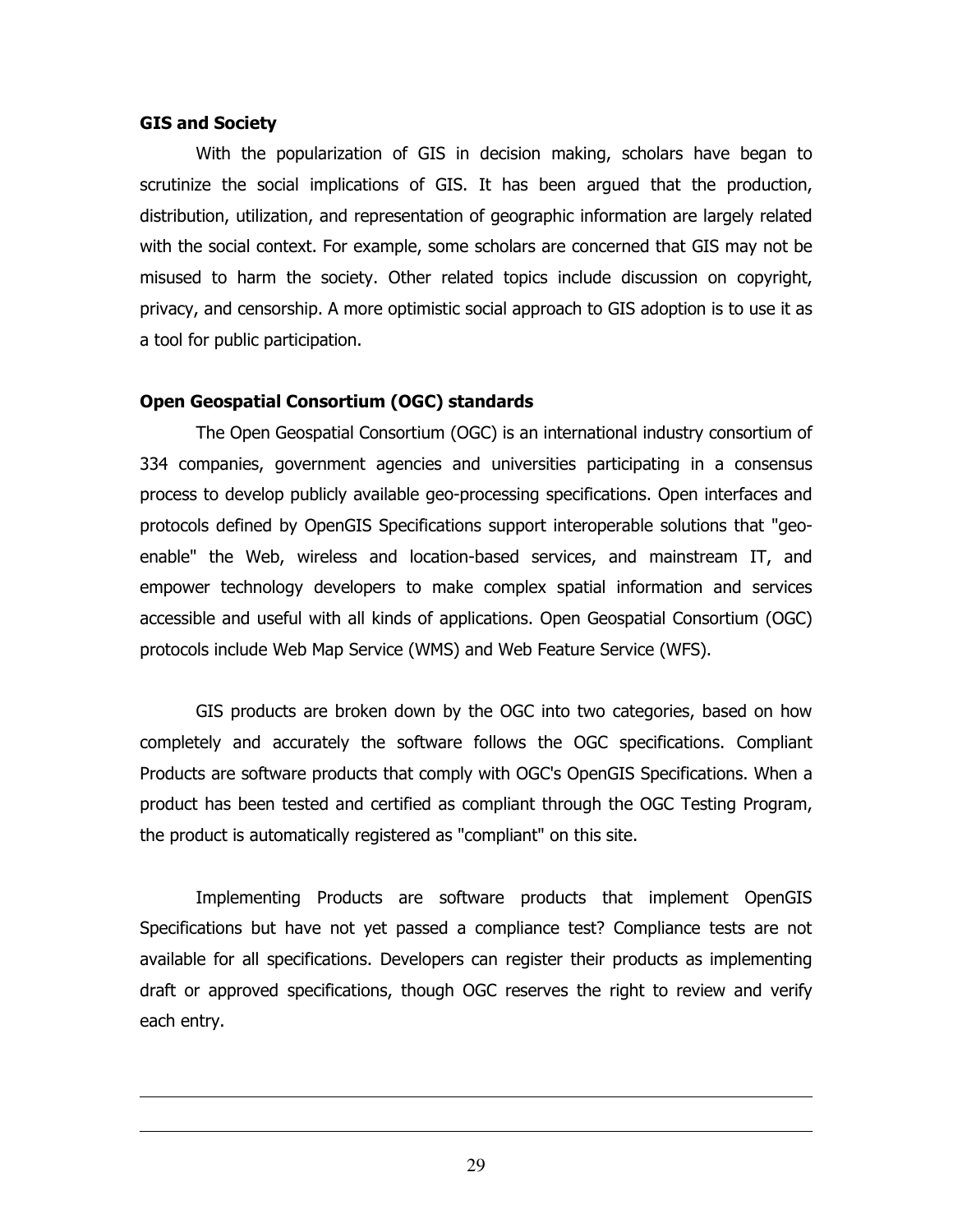### GIS and Society

With the popularization of GIS in decision making, scholars have began to scrutinize the social implications of GIS. It has been argued that the production, distribution, utilization, and representation of geographic information are largely related with the social context. For example, some scholars are concerned that GIS may not be misused to harm the society. Other related topics include discussion on copyright, privacy, and censorship. A more optimistic social approach to GIS adoption is to use it as a tool for public participation.

### Open Geospatial Consortium (OGC) standards

The Open Geospatial Consortium (OGC) is an international industry consortium of 334 companies, government agencies and universities participating in a consensus process to develop publicly available geo-processing specifications. Open interfaces and protocols defined by OpenGIS Specifications support interoperable solutions that "geo-enable" the Web, wireless and location-based services, and mainstream IT, and empower technology developers to make complex spatial information and services accessible and useful with all kinds of applications. Open Geospatial Consortium (OGC) protocols include Web Map Service (WMS) and Web Feature Service (WFS).

GIS products are broken down by the OGC into two categories, based on how completely and accurately the software follows the OGC specifications. Compliant Products are software products that comply with OGC's OpenGIS Specifications. When a product has been tested and certified as compliant through the OGC Testing Program, the product is automatically registered as "compliant" on this site.

Implementing Products are software products that implement OpenGIS Specifications but have not yet passed a compliance test? Compliance tests are not available for all specifications. Developers can register their products as implementing draft or approved specifications, though OGC reserves the right to review and verify each entry.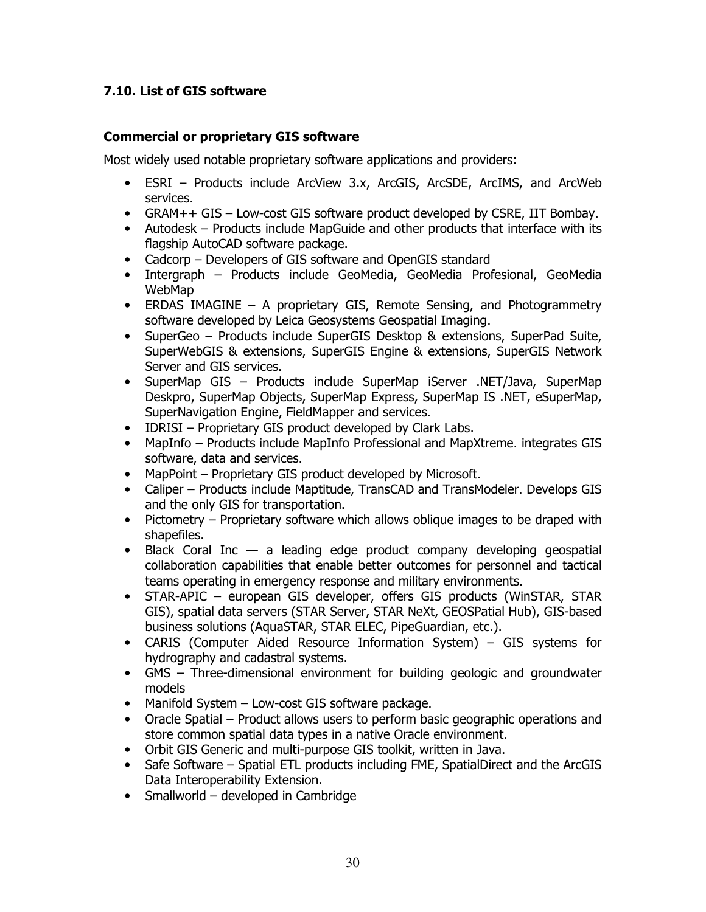### 7.10. List of GIS software

#### Commercial or proprietary GIS software

Most widely used notable proprietary software applications and providers:

- ESRI – Products include ArcView 3.x, ArcGIS, ArcSDE, ArcIMS, and ArcWeb services.
- GRAM++ GIS – Low-cost GIS software product developed by CSRE, IIT Bombay.
- Autodesk – Products include MapGuide and other products that interface with its flagship AutoCAD software package.
- Cadcorp – Developers of GIS software and OpenGIS standard
- Intergraph – Products include GeoMedia, GeoMedia Profesional, GeoMedia WebMap
- ERDAS IMAGINE – A proprietary GIS, Remote Sensing, and Photogrammetry software developed by Leica Geosystems Geospatial Imaging.
- SuperGeo – Products include SuperGIS Desktop & extensions, SuperPad Suite, SuperWebGIS & extensions, SuperGIS Engine & extensions, SuperGIS Network Server and GIS services.
- SuperMap GIS – Products include SuperMap iServer .NET/Java, SuperMap Deskpro, SuperMap Objects, SuperMap Express, SuperMap IS .NET, eSuperMap, SuperNavigation Engine, FieldMapper and services.
- IDRISI – Proprietary GIS product developed by Clark Labs.
- MapInfo – Products include MapInfo Professional and MapXtreme. integrates GIS software, data and services.
- MapPoint – Proprietary GIS product developed by Microsoft.
- Caliper – Products include Maptitude, TransCAD and TransModeler. Develops GIS and the only GIS for transportation.
- Pictometry – Proprietary software which allows oblique images to be draped with shapefiles.
- Black Coral Inc — a leading edge product company developing geospatial collaboration capabilities that enable better outcomes for personnel and tactical teams operating in emergency response and military environments.
- STAR-APIC – european GIS developer, offers GIS products (WinSTAR, STAR GIS), spatial data servers (STAR Server, STAR NeXt, GEOSPatial Hub), GIS-based business solutions (AquaSTAR, STAR ELEC, PipeGuardian, etc.).
- CARIS (Computer Aided Resource Information System) – GIS systems for hydrography and cadastral systems.
- GMS – Three-dimensional environment for building geologic and groundwater models
- Manifold System – Low-cost GIS software package.
- Oracle Spatial – Product allows users to perform basic geographic operations and store common spatial data types in a native Oracle environment.
- Orbit GIS Generic and multi-purpose GIS toolkit, written in Java.
- Safe Software – Spatial ETL products including FME, SpatialDirect and the ArcGIS Data Interoperability Extension.
- Smallworld – developed in Cambridge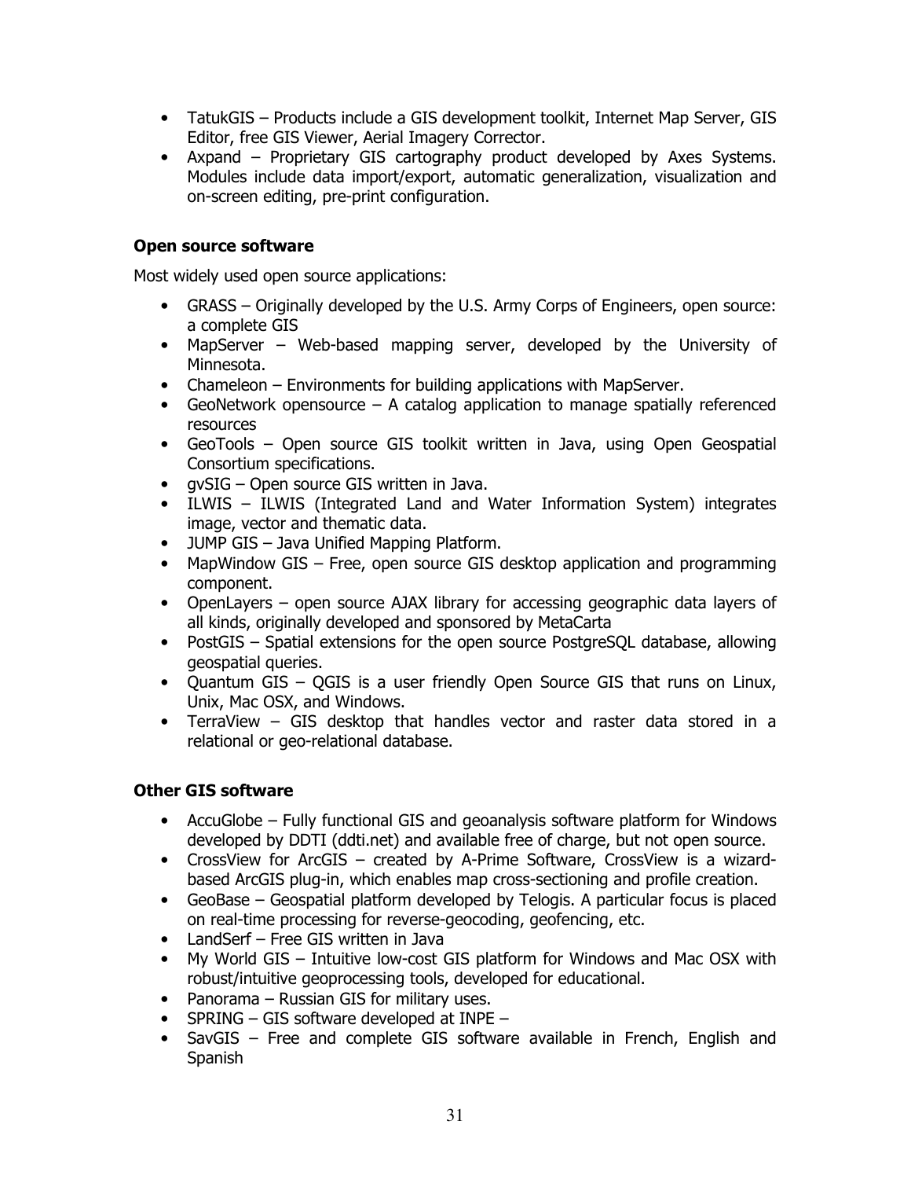- TatukGIS – Products include a GIS development toolkit, Internet Map Server, GIS Editor, free GIS Viewer, Aerial Imagery Corrector.
- Axpand – Proprietary GIS cartography product developed by Axes Systems. Modules include data import/export, automatic generalization, visualization and on-screen editing, pre-print configuration.

**Open source software**

Most widely used open source applications:

- GRASS – Originally developed by the U.S. Army Corps of Engineers, open source: a complete GIS
- MapServer – Web-based mapping server, developed by the University of Minnesota.
- Chameleon – Environments for building applications with MapServer.
- GeoNetwork opensource – A catalog application to manage spatially referenced resources
- GeoTools – Open source GIS toolkit written in Java, using Open Geospatial Consortium specifications.
- gvSIG – Open source GIS written in Java.
- ILWIS – ILWIS (Integrated Land and Water Information System) integrates image, vector and thematic data.
- JUMP GIS – Java Unified Mapping Platform.
- MapWindow GIS – Free, open source GIS desktop application and programming component.
- OpenLayers – open source AJAX library for accessing geographic data layers of all kinds, originally developed and sponsored by MetaCarta
- PostGIS – Spatial extensions for the open source PostgreSQL database, allowing geospatial queries.
- Quantum GIS – QGIS is a user friendly Open Source GIS that runs on Linux, Unix, Mac OSX, and Windows.
- TerraView – GIS desktop that handles vector and raster data stored in a relational or geo-relational database.

**Other GIS software**

- AccuGlobe – Fully functional GIS and geoanalysis software platform for Windows developed by DDTI (ddti.net) and available free of charge, but not open source.
- CrossView for ArcGIS – created by A-Prime Software, CrossView is a wizard-based ArcGIS plug-in, which enables map cross-sectioning and profile creation.
- GeoBase – Geospatial platform developed by Telogis. A particular focus is placed on real-time processing for reverse-geocoding, geofencing, etc.
- LandSerf – Free GIS written in Java
- My World GIS – Intuitive low-cost GIS platform for Windows and Mac OSX with robust/intuitive geoprocessing tools, developed for educational.
- Panorama – Russian GIS for military uses.
- SPRING – GIS software developed at INPE –
- SavGIS – Free and complete GIS software available in French, English and Spanish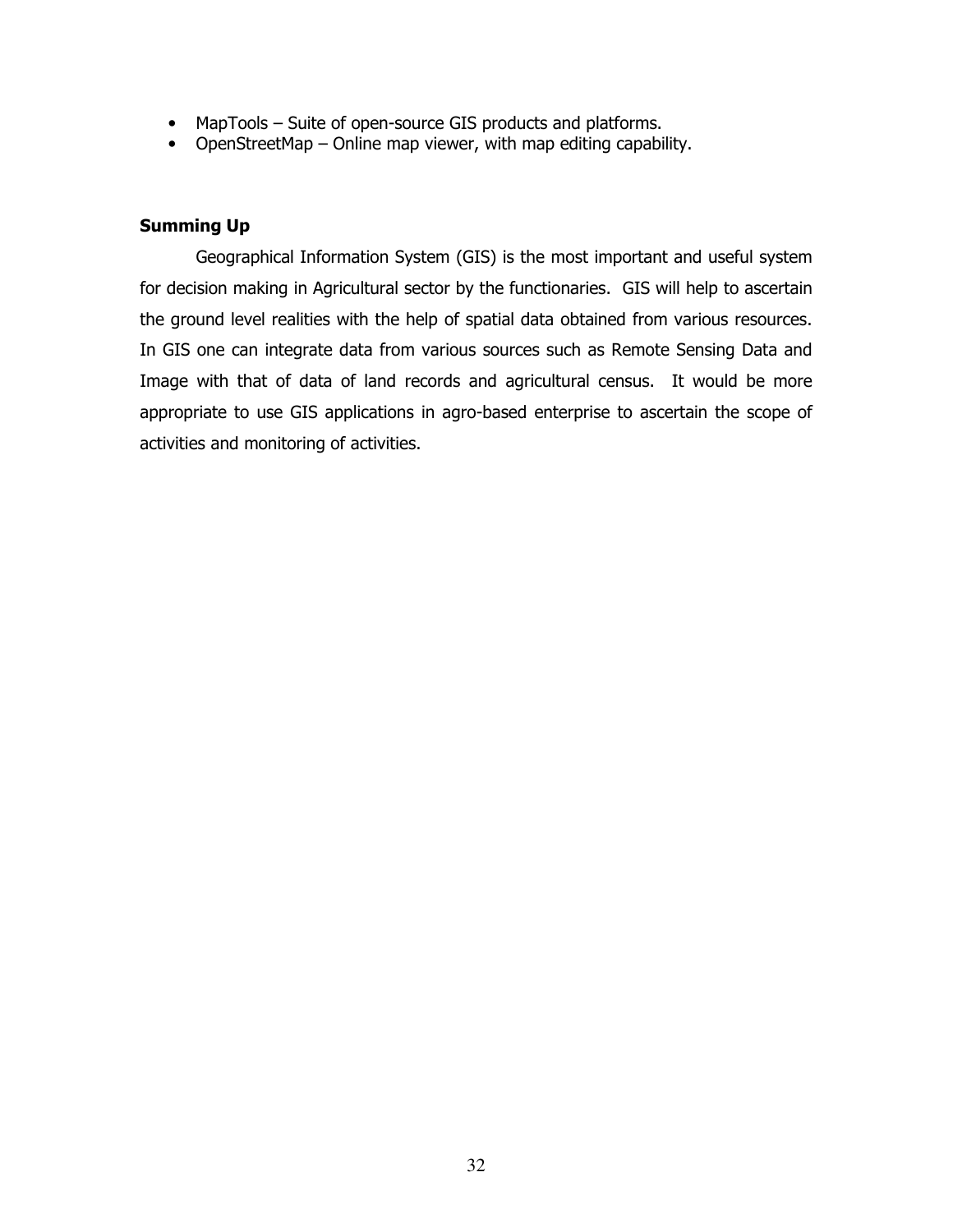- MapTools – Suite of open-source GIS products and platforms.
- OpenStreetMap – Online map viewer, with map editing capability.

**Summing Up**

Geographical Information System (GIS) is the most important and useful system for decision making in Agricultural sector by the functionaries. GIS will help to ascertain the ground level realities with the help of spatial data obtained from various resources. In GIS one can integrate data from various sources such as Remote Sensing Data and Image with that of data of land records and agricultural census. It would be more appropriate to use GIS applications in agro-based enterprise to ascertain the scope of activities and monitoring of activities.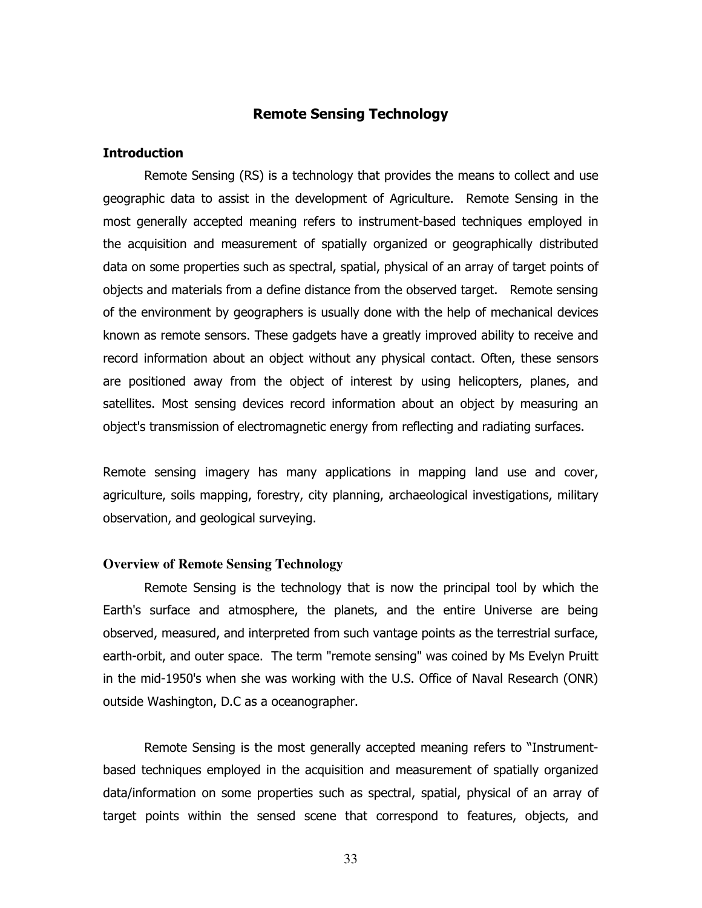## Remote Sensing Technology

### Introduction

Remote Sensing (RS) is a technology that provides the means to collect and use geographic data to assist in the development of Agriculture. Remote Sensing in the most generally accepted meaning refers to instrument-based techniques employed in the acquisition and measurement of spatially organized or geographically distributed data on some properties such as spectral, spatial, physical of an array of target points of objects and materials from a define distance from the observed target. Remote sensing of the environment by geographers is usually done with the help of mechanical devices known as remote sensors. These gadgets have a greatly improved ability to receive and record information about an object without any physical contact. Often, these sensors are positioned away from the object of interest by using helicopters, planes, and satellites. Most sensing devices record information about an object by measuring an object's transmission of electromagnetic energy from reflecting and radiating surfaces.

Remote sensing imagery has many applications in mapping land use and cover, agriculture, soils mapping, forestry, city planning, archaeological investigations, military observation, and geological surveying.

### Overview of Remote Sensing Technology

Remote Sensing is the technology that is now the principal tool by which the Earth's surface and atmosphere, the planets, and the entire Universe are being observed, measured, and interpreted from such vantage points as the terrestrial surface, earth-orbit, and outer space. The term "remote sensing" was coined by Ms Evelyn Pruitt in the mid-1950's when she was working with the U.S. Office of Naval Research (ONR) outside Washington, D.C as a oceanographer.

Remote Sensing is the most generally accepted meaning refers to "Instrument-based techniques employed in the acquisition and measurement of spatially organized data/information on some properties such as spectral, spatial, physical of an array of target points within the sensed scene that correspond to features, objects, and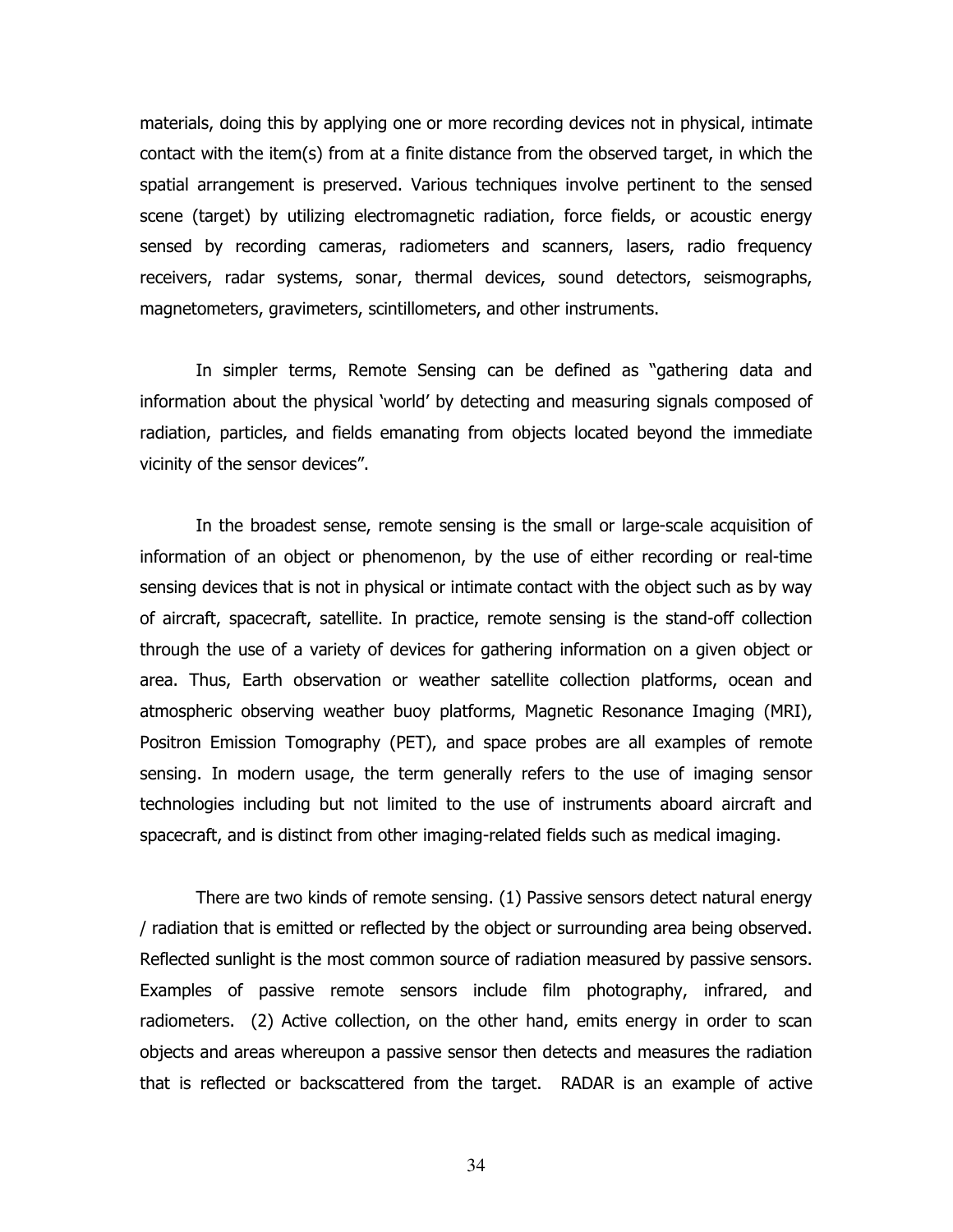materials, doing this by applying one or more recording devices not in physical, intimate contact with the item(s) from at a finite distance from the observed target, in which the spatial arrangement is preserved. Various techniques involve pertinent to the sensed scene (target) by utilizing electromagnetic radiation, force fields, or acoustic energy sensed by recording cameras, radiometers and scanners, lasers, radio frequency receivers, radar systems, sonar, thermal devices, sound detectors, seismographs, magnetometers, gravimeters, scintillometers, and other instruments.

In simpler terms, Remote Sensing can be defined as "gathering data and information about the physical 'world' by detecting and measuring signals composed of radiation, particles, and fields emanating from objects located beyond the immediate vicinity of the sensor devices".

In the broadest sense, remote sensing is the small or large-scale acquisition of information of an object or phenomenon, by the use of either recording or real-time sensing devices that is not in physical or intimate contact with the object such as by way of aircraft, spacecraft, satellite. In practice, remote sensing is the stand-off collection through the use of a variety of devices for gathering information on a given object or area. Thus, Earth observation or weather satellite collection platforms, ocean and atmospheric observing weather buoy platforms, Magnetic Resonance Imaging (MRI), Positron Emission Tomography (PET), and space probes are all examples of remote sensing. In modern usage, the term generally refers to the use of imaging sensor technologies including but not limited to the use of instruments aboard aircraft and spacecraft, and is distinct from other imaging-related fields such as medical imaging.

There are two kinds of remote sensing. (1) Passive sensors detect natural energy / radiation that is emitted or reflected by the object or surrounding area being observed. Reflected sunlight is the most common source of radiation measured by passive sensors. Examples of passive remote sensors include film photography, infrared, and radiometers. (2) Active collection, on the other hand, emits energy in order to scan objects and areas whereupon a passive sensor then detects and measures the radiation that is reflected or backscattered from the target. RADAR is an example of active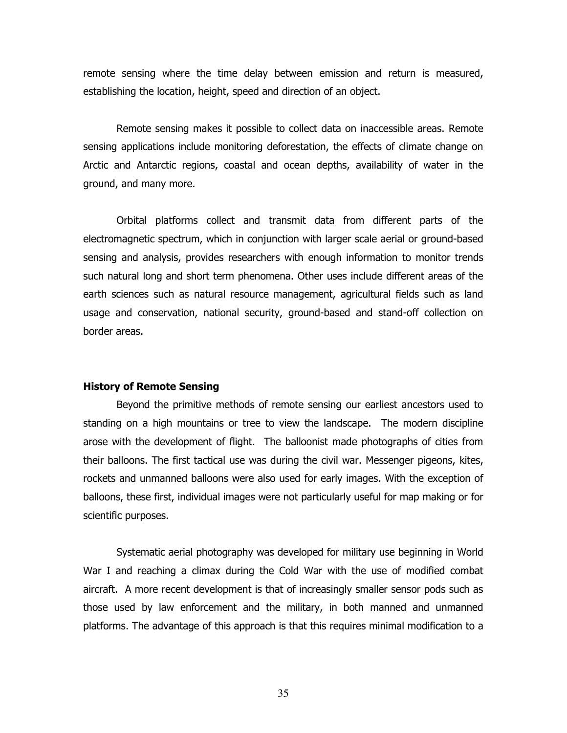remote sensing where the time delay between emission and return is measured, establishing the location, height, speed and direction of an object.

Remote sensing makes it possible to collect data on inaccessible areas. Remote sensing applications include monitoring deforestation, the effects of climate change on Arctic and Antarctic regions, coastal and ocean depths, availability of water in the ground, and many more.

Orbital platforms collect and transmit data from different parts of the electromagnetic spectrum, which in conjunction with larger scale aerial or ground-based sensing and analysis, provides researchers with enough information to monitor trends such natural long and short term phenomena. Other uses include different areas of the earth sciences such as natural resource management, agricultural fields such as land usage and conservation, national security, ground-based and stand-off collection on border areas.

**History of Remote Sensing**

Beyond the primitive methods of remote sensing our earliest ancestors used to standing on a high mountains or tree to view the landscape. The modern discipline arose with the development of flight. The balloonist made photographs of cities from their balloons. The first tactical use was during the civil war. Messenger pigeons, kites, rockets and unmanned balloons were also used for early images. With the exception of balloons, these first, individual images were not particularly useful for map making or for scientific purposes.

Systematic aerial photography was developed for military use beginning in World War I and reaching a climax during the Cold War with the use of modified combat aircraft. A more recent development is that of increasingly smaller sensor pods such as those used by law enforcement and the military, in both manned and unmanned platforms. The advantage of this approach is that this requires minimal modification to a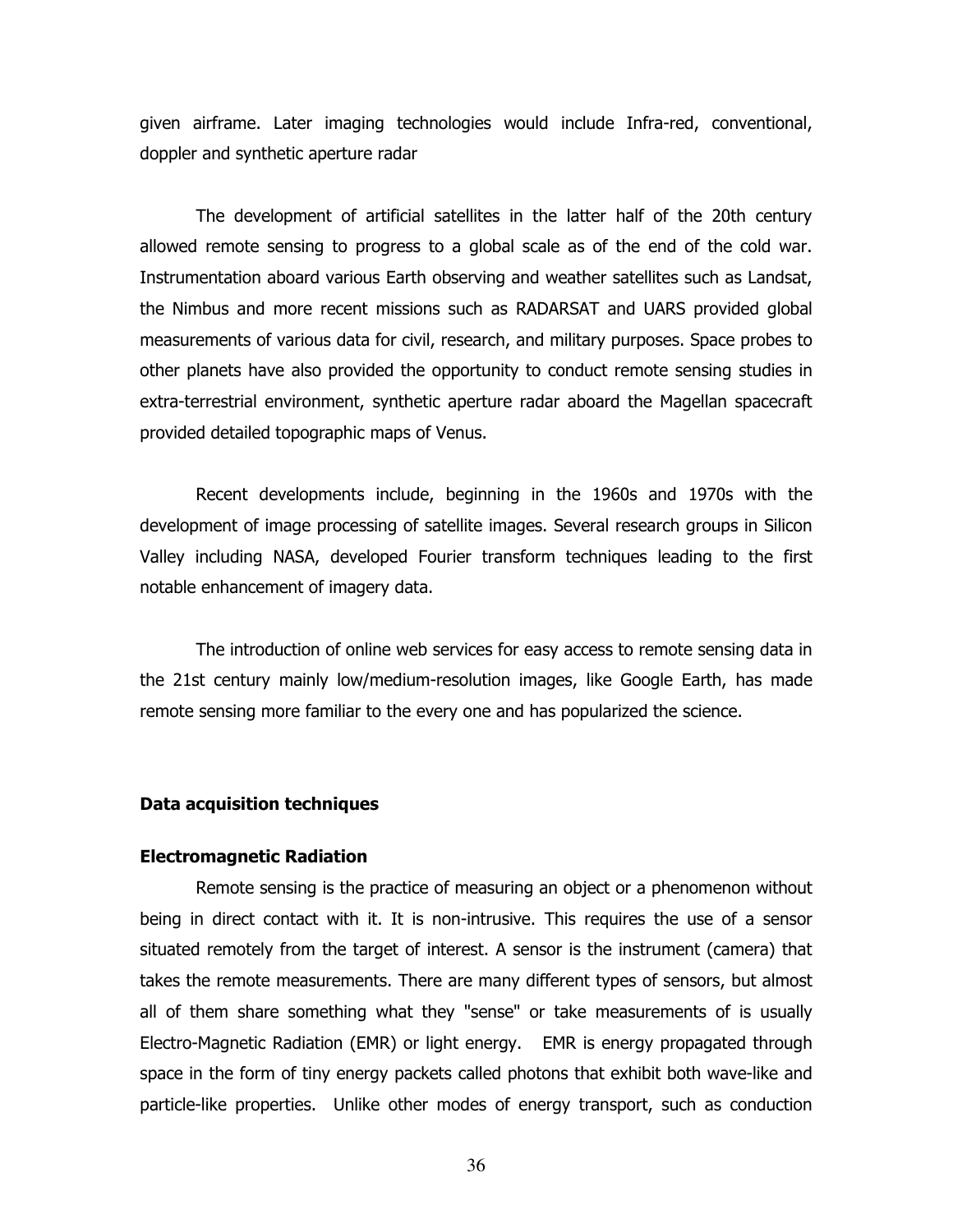given airframe. Later imaging technologies would include Infra-red, conventional, doppler and synthetic aperture radar

The development of artificial satellites in the latter half of the 20th century allowed remote sensing to progress to a global scale as of the end of the cold war. Instrumentation aboard various Earth observing and weather satellites such as Landsat, the Nimbus and more recent missions such as RADARSAT and UARS provided global measurements of various data for civil, research, and military purposes. Space probes to other planets have also provided the opportunity to conduct remote sensing studies in extra-terrestrial environment, synthetic aperture radar aboard the Magellan spacecraft provided detailed topographic maps of Venus.

Recent developments include, beginning in the 1960s and 1970s with the development of image processing of satellite images. Several research groups in Silicon Valley including NASA, developed Fourier transform techniques leading to the first notable enhancement of imagery data.

The introduction of online web services for easy access to remote sensing data in the 21st century mainly low/medium-resolution images, like Google Earth, has made remote sensing more familiar to the every one and has popularized the science.

**Data acquisition techniques**

**Electromagnetic Radiation**

Remote sensing is the practice of measuring an object or a phenomenon without being in direct contact with it. It is non-intrusive. This requires the use of a sensor situated remotely from the target of interest. A sensor is the instrument (camera) that takes the remote measurements. There are many different types of sensors, but almost all of them share something what they "sense" or take measurements of is usually Electro-Magnetic Radiation (EMR) or light energy. EMR is energy propagated through space in the form of tiny energy packets called photons that exhibit both wave-like and particle-like properties. Unlike other modes of energy transport, such as conduction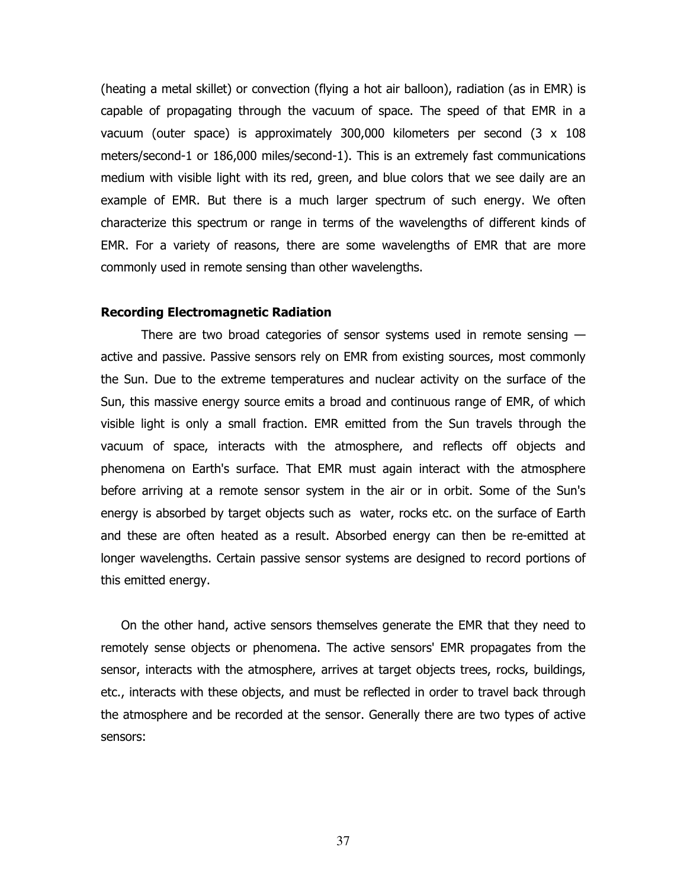(heating a metal skillet) or convection (flying a hot air balloon), radiation (as in EMR) is capable of propagating through the vacuum of space. The speed of that EMR in a vacuum (outer space) is approximately 300,000 kilometers per second (3 x 108 meters/second-1 or 186,000 miles/second-1). This is an extremely fast communications medium with visible light with its red, green, and blue colors that we see daily are an example of EMR. But there is a much larger spectrum of such energy. We often characterize this spectrum or range in terms of the wavelengths of different kinds of EMR. For a variety of reasons, there are some wavelengths of EMR that are more commonly used in remote sensing than other wavelengths.

**Recording Electromagnetic Radiation**

There are two broad categories of sensor systems used in remote sensing — active and passive. Passive sensors rely on EMR from existing sources, most commonly the Sun. Due to the extreme temperatures and nuclear activity on the surface of the Sun, this massive energy source emits a broad and continuous range of EMR, of which visible light is only a small fraction. EMR emitted from the Sun travels through the vacuum of space, interacts with the atmosphere, and reflects off objects and phenomena on Earth's surface. That EMR must again interact with the atmosphere before arriving at a remote sensor system in the air or in orbit. Some of the Sun's energy is absorbed by target objects such as water, rocks etc. on the surface of Earth and these are often heated as a result. Absorbed energy can then be re-emitted at longer wavelengths. Certain passive sensor systems are designed to record portions of this emitted energy.

On the other hand, active sensors themselves generate the EMR that they need to remotely sense objects or phenomena. The active sensors' EMR propagates from the sensor, interacts with the atmosphere, arrives at target objects trees, rocks, buildings, etc., interacts with these objects, and must be reflected in order to travel back through the atmosphere and be recorded at the sensor. Generally there are two types of active sensors: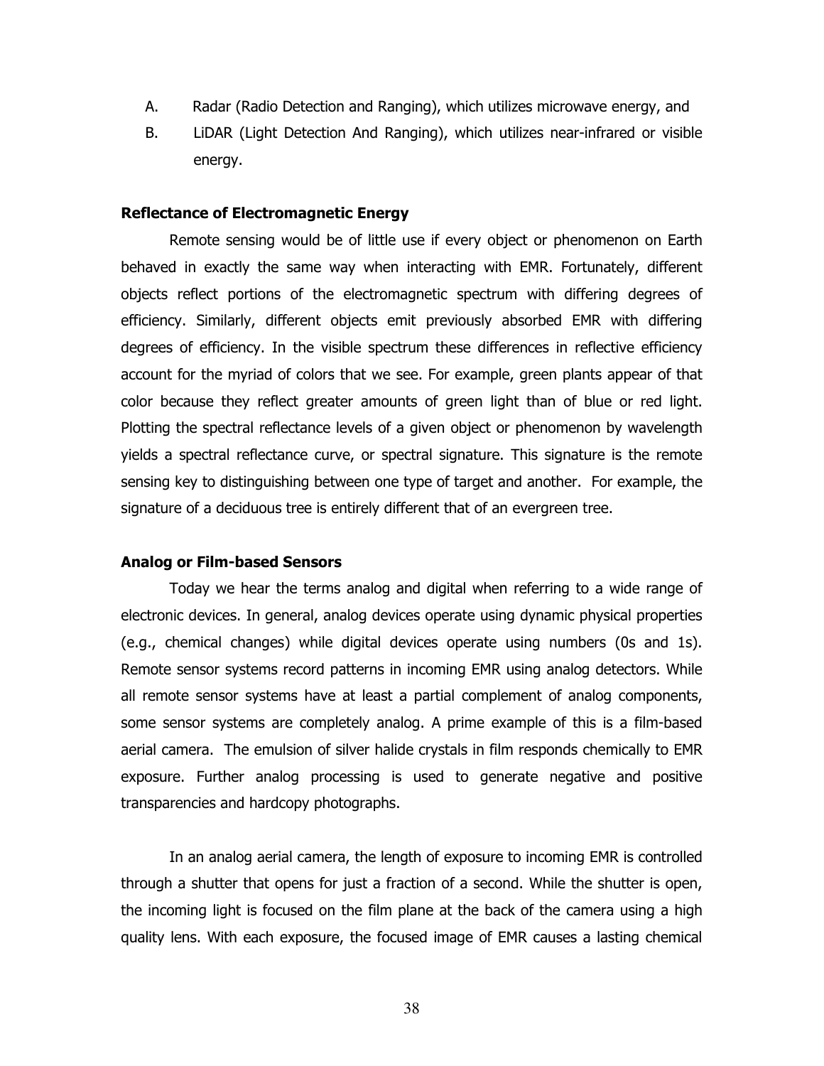A. Radar (Radio Detection and Ranging), which utilizes microwave energy, and

B. LiDAR (Light Detection And Ranging), which utilizes near-infrared or visible energy.

**Reflectance of Electromagnetic Energy**

Remote sensing would be of little use if every object or phenomenon on Earth behaved in exactly the same way when interacting with EMR. Fortunately, different objects reflect portions of the electromagnetic spectrum with differing degrees of efficiency. Similarly, different objects emit previously absorbed EMR with differing degrees of efficiency. In the visible spectrum these differences in reflective efficiency account for the myriad of colors that we see. For example, green plants appear of that color because they reflect greater amounts of green light than of blue or red light. Plotting the spectral reflectance levels of a given object or phenomenon by wavelength yields a spectral reflectance curve, or spectral signature. This signature is the remote sensing key to distinguishing between one type of target and another. For example, the signature of a deciduous tree is entirely different that of an evergreen tree.

**Analog or Film-based Sensors**

Today we hear the terms analog and digital when referring to a wide range of electronic devices. In general, analog devices operate using dynamic physical properties (e.g., chemical changes) while digital devices operate using numbers (0s and 1s). Remote sensor systems record patterns in incoming EMR using analog detectors. While all remote sensor systems have at least a partial complement of analog components, some sensor systems are completely analog. A prime example of this is a film-based aerial camera. The emulsion of silver halide crystals in film responds chemically to EMR exposure. Further analog processing is used to generate negative and positive transparencies and hardcopy photographs.

In an analog aerial camera, the length of exposure to incoming EMR is controlled through a shutter that opens for just a fraction of a second. While the shutter is open, the incoming light is focused on the film plane at the back of the camera using a high quality lens. With each exposure, the focused image of EMR causes a lasting chemical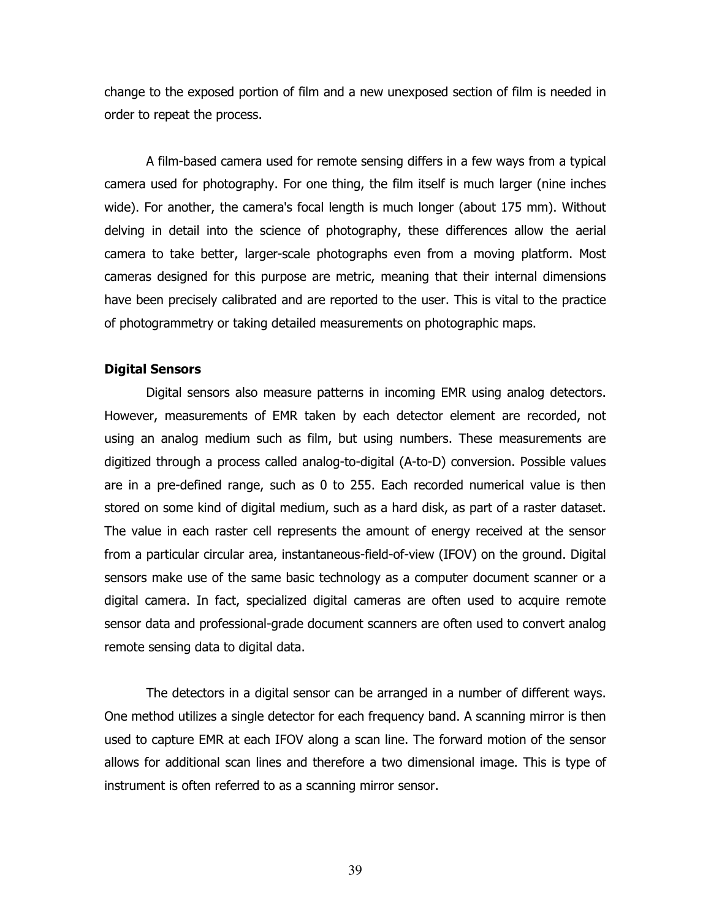change to the exposed portion of film and a new unexposed section of film is needed in order to repeat the process.

A film-based camera used for remote sensing differs in a few ways from a typical camera used for photography. For one thing, the film itself is much larger (nine inches wide). For another, the camera's focal length is much longer (about 175 mm). Without delving in detail into the science of photography, these differences allow the aerial camera to take better, larger-scale photographs even from a moving platform. Most cameras designed for this purpose are metric, meaning that their internal dimensions have been precisely calibrated and are reported to the user. This is vital to the practice of photogrammetry or taking detailed measurements on photographic maps.

**Digital Sensors**

Digital sensors also measure patterns in incoming EMR using analog detectors. However, measurements of EMR taken by each detector element are recorded, not using an analog medium such as film, but using numbers. These measurements are digitized through a process called analog-to-digital (A-to-D) conversion. Possible values are in a pre-defined range, such as 0 to 255. Each recorded numerical value is then stored on some kind of digital medium, such as a hard disk, as part of a raster dataset. The value in each raster cell represents the amount of energy received at the sensor from a particular circular area, instantaneous-field-of-view (IFOV) on the ground. Digital sensors make use of the same basic technology as a computer document scanner or a digital camera. In fact, specialized digital cameras are often used to acquire remote sensor data and professional-grade document scanners are often used to convert analog remote sensing data to digital data.

The detectors in a digital sensor can be arranged in a number of different ways. One method utilizes a single detector for each frequency band. A scanning mirror is then used to capture EMR at each IFOV along a scan line. The forward motion of the sensor allows for additional scan lines and therefore a two dimensional image. This is type of instrument is often referred to as a scanning mirror sensor.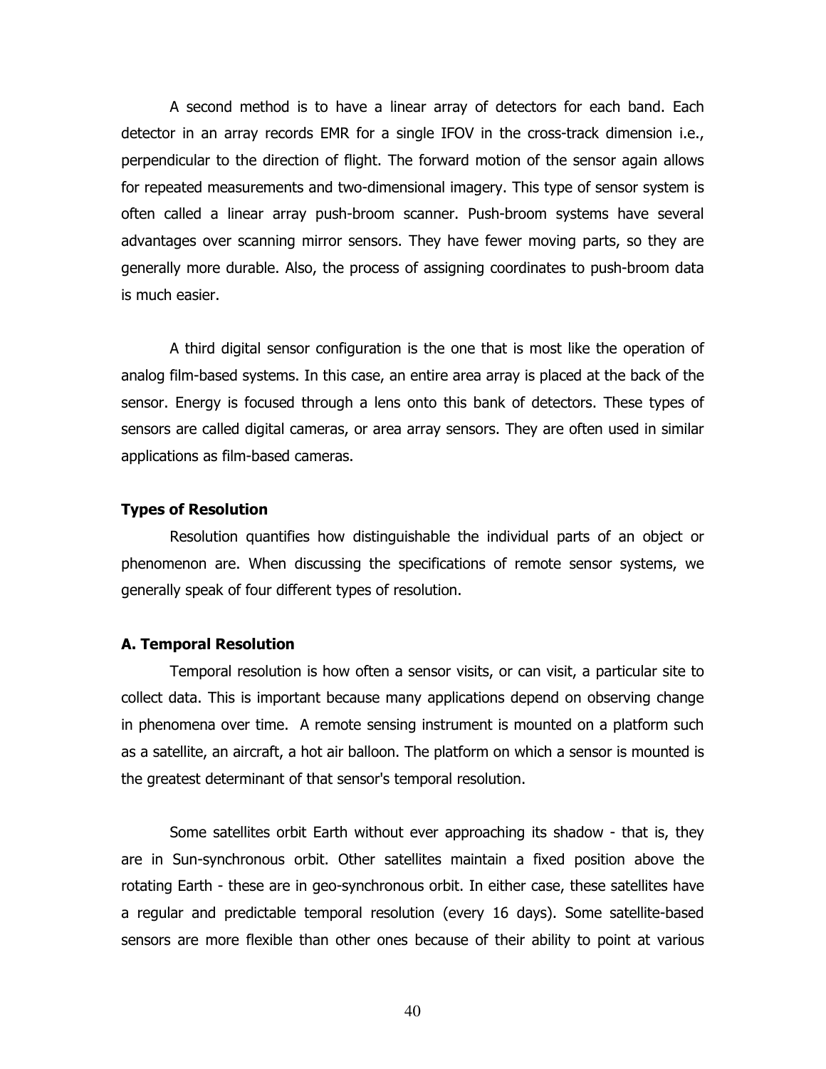A second method is to have a linear array of detectors for each band. Each detector in an array records EMR for a single IFOV in the cross-track dimension i.e., perpendicular to the direction of flight. The forward motion of the sensor again allows for repeated measurements and two-dimensional imagery. This type of sensor system is often called a linear array push-broom scanner. Push-broom systems have several advantages over scanning mirror sensors. They have fewer moving parts, so they are generally more durable. Also, the process of assigning coordinates to push-broom data is much easier.

A third digital sensor configuration is the one that is most like the operation of analog film-based systems. In this case, an entire area array is placed at the back of the sensor. Energy is focused through a lens onto this bank of detectors. These types of sensors are called digital cameras, or area array sensors. They are often used in similar applications as film-based cameras.

**Types of Resolution**

Resolution quantifies how distinguishable the individual parts of an object or phenomenon are. When discussing the specifications of remote sensor systems, we generally speak of four different types of resolution.

**A. Temporal Resolution**

Temporal resolution is how often a sensor visits, or can visit, a particular site to collect data. This is important because many applications depend on observing change in phenomena over time. A remote sensing instrument is mounted on a platform such as a satellite, an aircraft, a hot air balloon. The platform on which a sensor is mounted is the greatest determinant of that sensor's temporal resolution.

Some satellites orbit Earth without ever approaching its shadow - that is, they are in Sun-synchronous orbit. Other satellites maintain a fixed position above the rotating Earth - these are in geo-synchronous orbit. In either case, these satellites have a regular and predictable temporal resolution (every 16 days). Some satellite-based sensors are more flexible than other ones because of their ability to point at various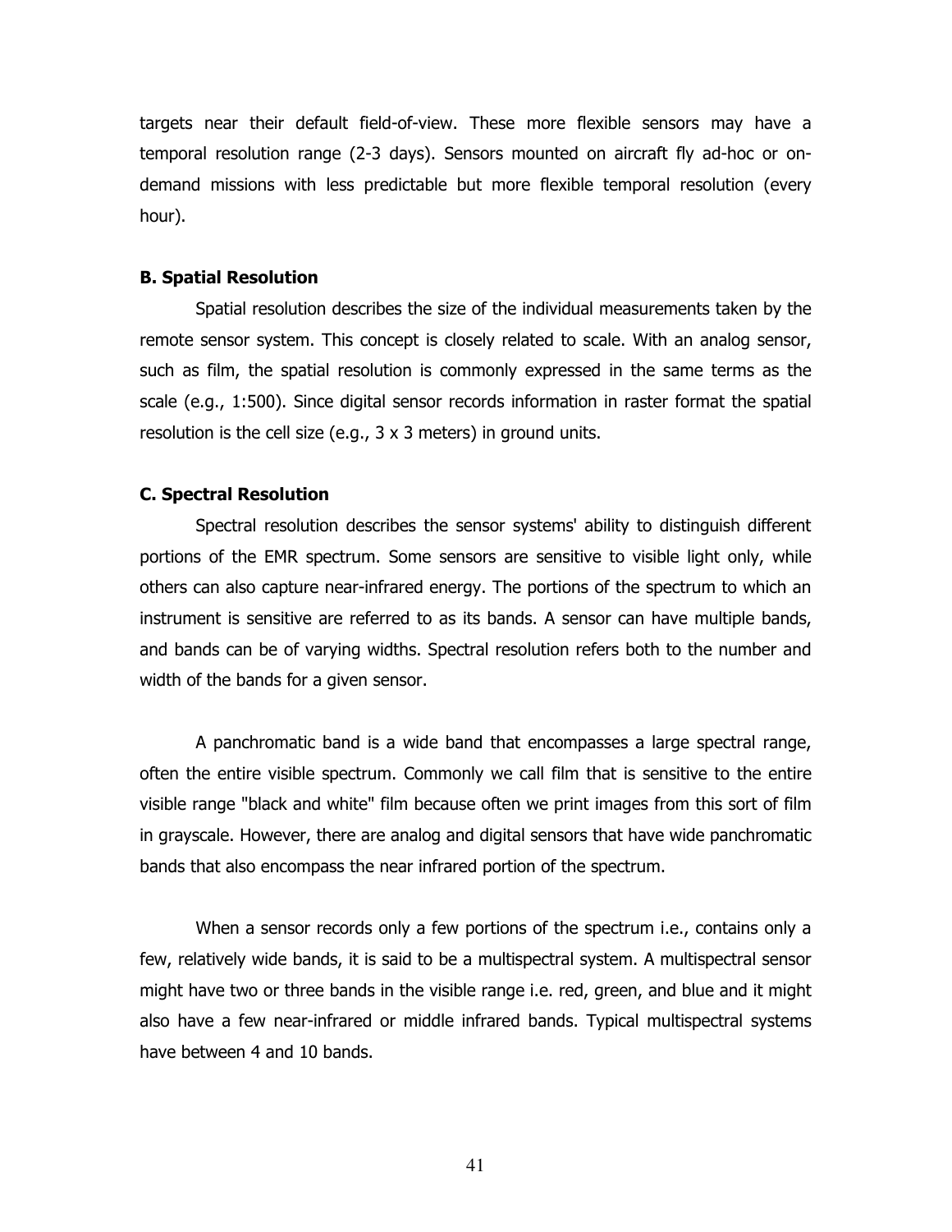targets near their default field-of-view. These more flexible sensors may have a temporal resolution range (2-3 days). Sensors mounted on aircraft fly ad-hoc or on-demand missions with less predictable but more flexible temporal resolution (every hour).

### B. Spatial Resolution

Spatial resolution describes the size of the individual measurements taken by the remote sensor system. This concept is closely related to scale. With an analog sensor, such as film, the spatial resolution is commonly expressed in the same terms as the scale (e.g., 1:500). Since digital sensor records information in raster format the spatial resolution is the cell size (e.g., 3 x 3 meters) in ground units.

### C. Spectral Resolution

Spectral resolution describes the sensor systems' ability to distinguish different portions of the EMR spectrum. Some sensors are sensitive to visible light only, while others can also capture near-infrared energy. The portions of the spectrum to which an instrument is sensitive are referred to as its bands. A sensor can have multiple bands, and bands can be of varying widths. Spectral resolution refers both to the number and width of the bands for a given sensor.

A panchromatic band is a wide band that encompasses a large spectral range, often the entire visible spectrum. Commonly we call film that is sensitive to the entire visible range "black and white" film because often we print images from this sort of film in grayscale. However, there are analog and digital sensors that have wide panchromatic bands that also encompass the near infrared portion of the spectrum.

When a sensor records only a few portions of the spectrum i.e., contains only a few, relatively wide bands, it is said to be a multispectral system. A multispectral sensor might have two or three bands in the visible range i.e. red, green, and blue and it might also have a few near-infrared or middle infrared bands. Typical multispectral systems have between 4 and 10 bands.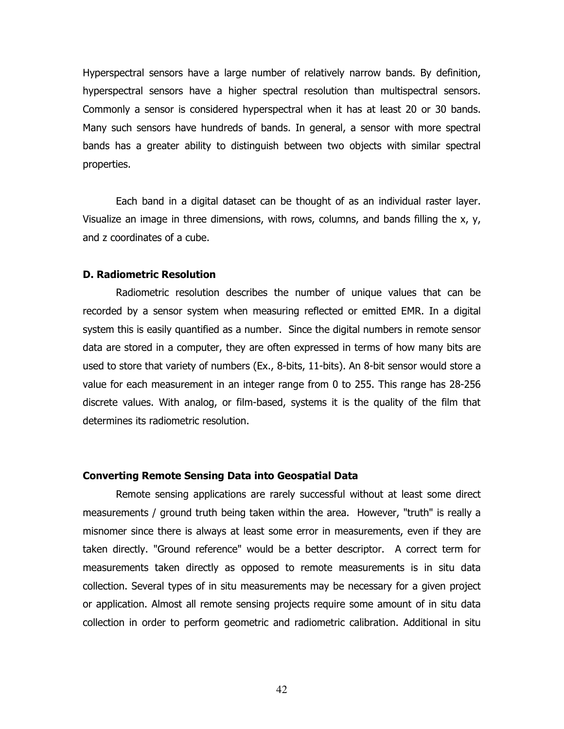Hyperspectral sensors have a large number of relatively narrow bands. By definition, hyperspectral sensors have a higher spectral resolution than multispectral sensors. Commonly a sensor is considered hyperspectral when it has at least 20 or 30 bands. Many such sensors have hundreds of bands. In general, a sensor with more spectral bands has a greater ability to distinguish between two objects with similar spectral properties.

Each band in a digital dataset can be thought of as an individual raster layer. Visualize an image in three dimensions, with rows, columns, and bands filling the x, y, and z coordinates of a cube.

**D. Radiometric Resolution**

Radiometric resolution describes the number of unique values that can be recorded by a sensor system when measuring reflected or emitted EMR. In a digital system this is easily quantified as a number. Since the digital numbers in remote sensor data are stored in a computer, they are often expressed in terms of how many bits are used to store that variety of numbers (Ex., 8-bits, 11-bits). An 8-bit sensor would store a value for each measurement in an integer range from 0 to 255. This range has 28-256 discrete values. With analog, or film-based, systems it is the quality of the film that determines its radiometric resolution.

**Converting Remote Sensing Data into Geospatial Data**

Remote sensing applications are rarely successful without at least some direct measurements / ground truth being taken within the area. However, "truth" is really a misnomer since there is always at least some error in measurements, even if they are taken directly. "Ground reference" would be a better descriptor. A correct term for measurements taken directly as opposed to remote measurements is in situ data collection. Several types of in situ measurements may be necessary for a given project or application. Almost all remote sensing projects require some amount of in situ data collection in order to perform geometric and radiometric calibration. Additional in situ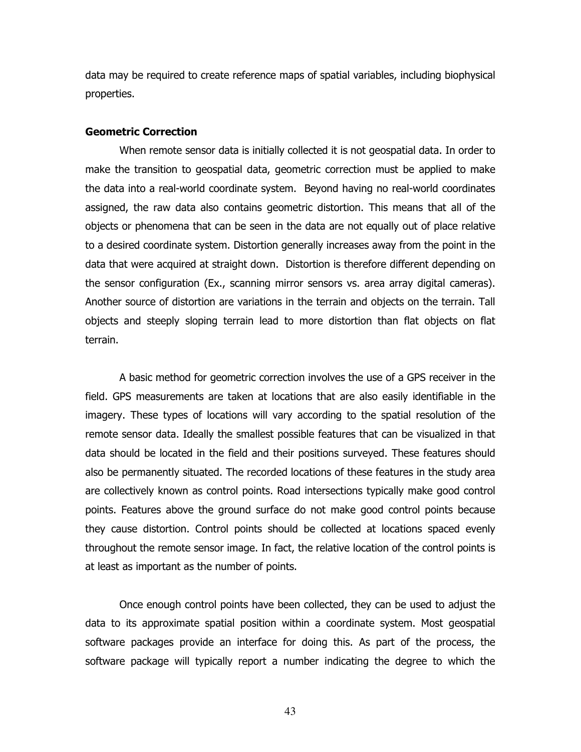data may be required to create reference maps of spatial variables, including biophysical properties.

**Geometric Correction**

When remote sensor data is initially collected it is not geospatial data. In order to make the transition to geospatial data, geometric correction must be applied to make the data into a real-world coordinate system. Beyond having no real-world coordinates assigned, the raw data also contains geometric distortion. This means that all of the objects or phenomena that can be seen in the data are not equally out of place relative to a desired coordinate system. Distortion generally increases away from the point in the data that were acquired at straight down. Distortion is therefore different depending on the sensor configuration (Ex., scanning mirror sensors vs. area array digital cameras). Another source of distortion are variations in the terrain and objects on the terrain. Tall objects and steeply sloping terrain lead to more distortion than flat objects on flat terrain.

A basic method for geometric correction involves the use of a GPS receiver in the field. GPS measurements are taken at locations that are also easily identifiable in the imagery. These types of locations will vary according to the spatial resolution of the remote sensor data. Ideally the smallest possible features that can be visualized in that data should be located in the field and their positions surveyed. These features should also be permanently situated. The recorded locations of these features in the study area are collectively known as control points. Road intersections typically make good control points. Features above the ground surface do not make good control points because they cause distortion. Control points should be collected at locations spaced evenly throughout the remote sensor image. In fact, the relative location of the control points is at least as important as the number of points.

Once enough control points have been collected, they can be used to adjust the data to its approximate spatial position within a coordinate system. Most geospatial software packages provide an interface for doing this. As part of the process, the software package will typically report a number indicating the degree to which the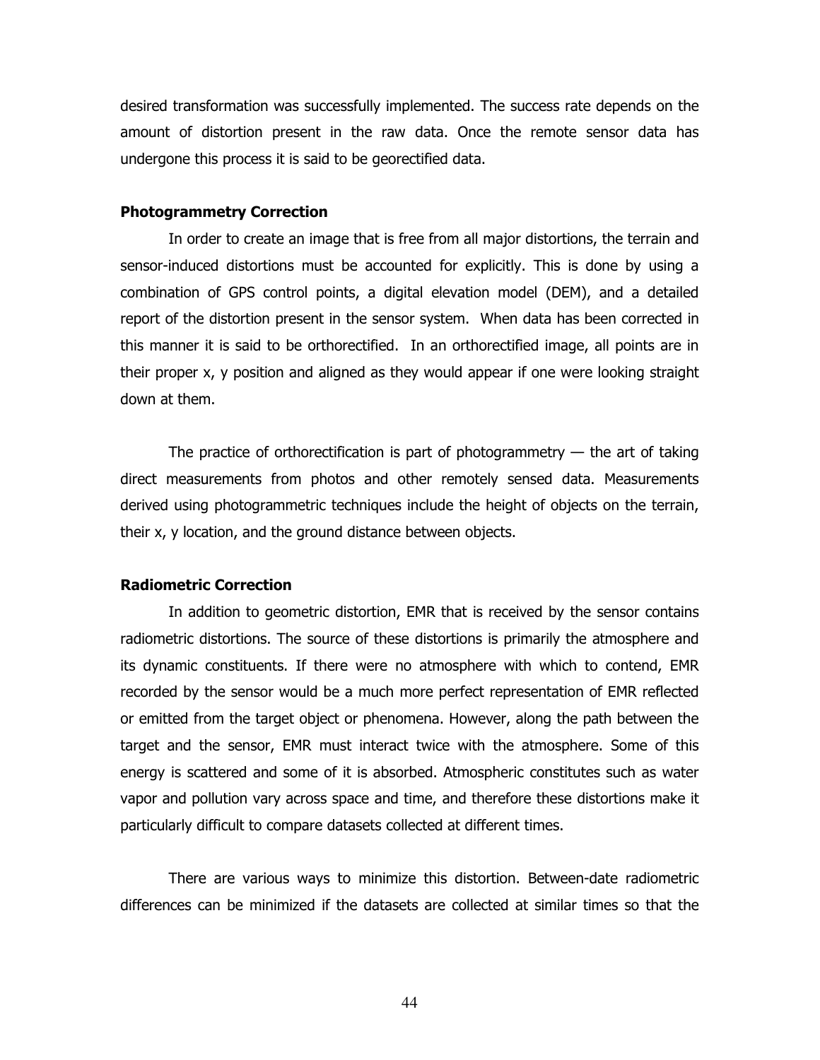desired transformation was successfully implemented. The success rate depends on the amount of distortion present in the raw data. Once the remote sensor data has undergone this process it is said to be georectified data.

### Photogrammetry Correction

In order to create an image that is free from all major distortions, the terrain and sensor-induced distortions must be accounted for explicitly. This is done by using a combination of GPS control points, a digital elevation model (DEM), and a detailed report of the distortion present in the sensor system. When data has been corrected in this manner it is said to be orthorectified. In an orthorectified image, all points are in their proper x, y position and aligned as they would appear if one were looking straight down at them.

The practice of orthorectification is part of photogrammetry — the art of taking direct measurements from photos and other remotely sensed data. Measurements derived using photogrammetric techniques include the height of objects on the terrain, their x, y location, and the ground distance between objects.

### Radiometric Correction

In addition to geometric distortion, EMR that is received by the sensor contains radiometric distortions. The source of these distortions is primarily the atmosphere and its dynamic constituents. If there were no atmosphere with which to contend, EMR recorded by the sensor would be a much more perfect representation of EMR reflected or emitted from the target object or phenomena. However, along the path between the target and the sensor, EMR must interact twice with the atmosphere. Some of this energy is scattered and some of it is absorbed. Atmospheric constitutes such as water vapor and pollution vary across space and time, and therefore these distortions make it particularly difficult to compare datasets collected at different times.

There are various ways to minimize this distortion. Between-date radiometric differences can be minimized if the datasets are collected at similar times so that the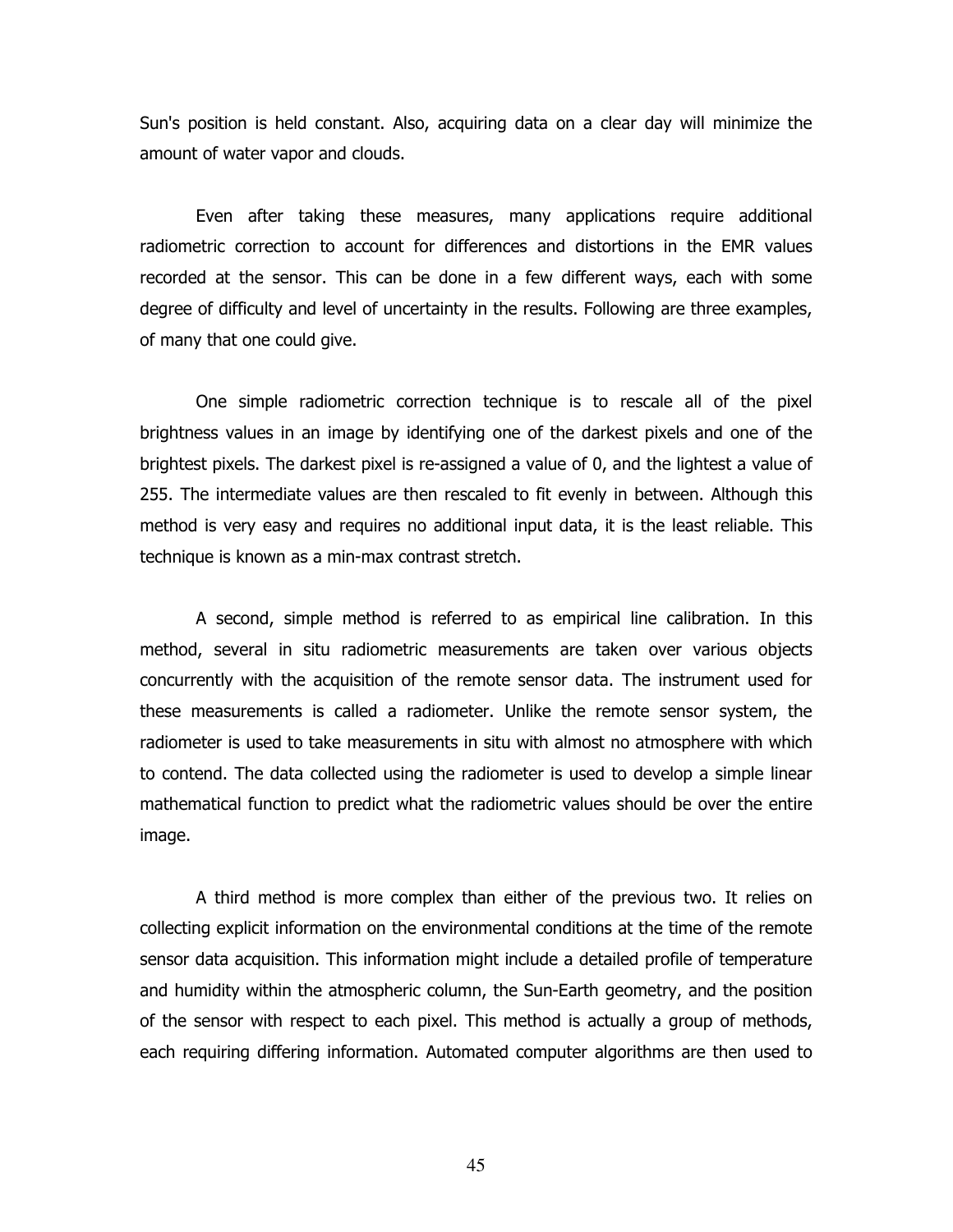Sun's position is held constant. Also, acquiring data on a clear day will minimize the amount of water vapor and clouds.

Even after taking these measures, many applications require additional radiometric correction to account for differences and distortions in the EMR values recorded at the sensor. This can be done in a few different ways, each with some degree of difficulty and level of uncertainty in the results. Following are three examples, of many that one could give.

One simple radiometric correction technique is to rescale all of the pixel brightness values in an image by identifying one of the darkest pixels and one of the brightest pixels. The darkest pixel is re-assigned a value of 0, and the lightest a value of 255. The intermediate values are then rescaled to fit evenly in between. Although this method is very easy and requires no additional input data, it is the least reliable. This technique is known as a min-max contrast stretch.

A second, simple method is referred to as empirical line calibration. In this method, several in situ radiometric measurements are taken over various objects concurrently with the acquisition of the remote sensor data. The instrument used for these measurements is called a radiometer. Unlike the remote sensor system, the radiometer is used to take measurements in situ with almost no atmosphere with which to contend. The data collected using the radiometer is used to develop a simple linear mathematical function to predict what the radiometric values should be over the entire image.

A third method is more complex than either of the previous two. It relies on collecting explicit information on the environmental conditions at the time of the remote sensor data acquisition. This information might include a detailed profile of temperature and humidity within the atmospheric column, the Sun-Earth geometry, and the position of the sensor with respect to each pixel. This method is actually a group of methods, each requiring differing information. Automated computer algorithms are then used to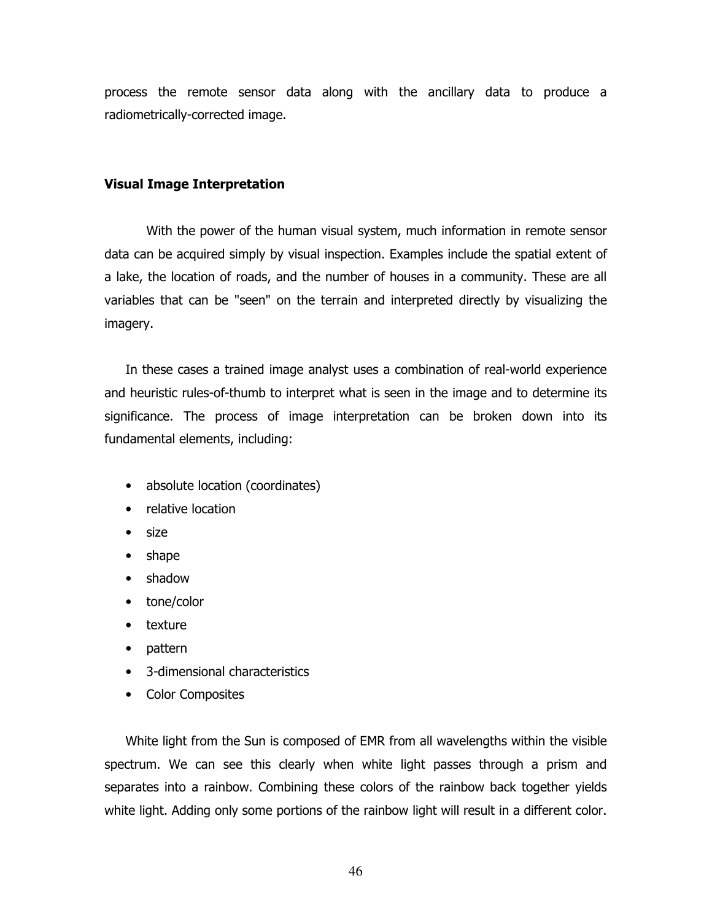process the remote sensor data along with the ancillary data to produce a radiometrically-corrected image.

### Visual Image Interpretation

With the power of the human visual system, much information in remote sensor data can be acquired simply by visual inspection. Examples include the spatial extent of a lake, the location of roads, and the number of houses in a community. These are all variables that can be "seen" on the terrain and interpreted directly by visualizing the imagery.

In these cases a trained image analyst uses a combination of real-world experience and heuristic rules-of-thumb to interpret what is seen in the image and to determine its significance. The process of image interpretation can be broken down into its fundamental elements, including:

- absolute location (coordinates)
- relative location
- size
- shape
- shadow
- tone/color
- texture
- pattern
- 3-dimensional characteristics
- Color Composites

White light from the Sun is composed of EMR from all wavelengths within the visible spectrum. We can see this clearly when white light passes through a prism and separates into a rainbow. Combining these colors of the rainbow back together yields white light. Adding only some portions of the rainbow light will result in a different color.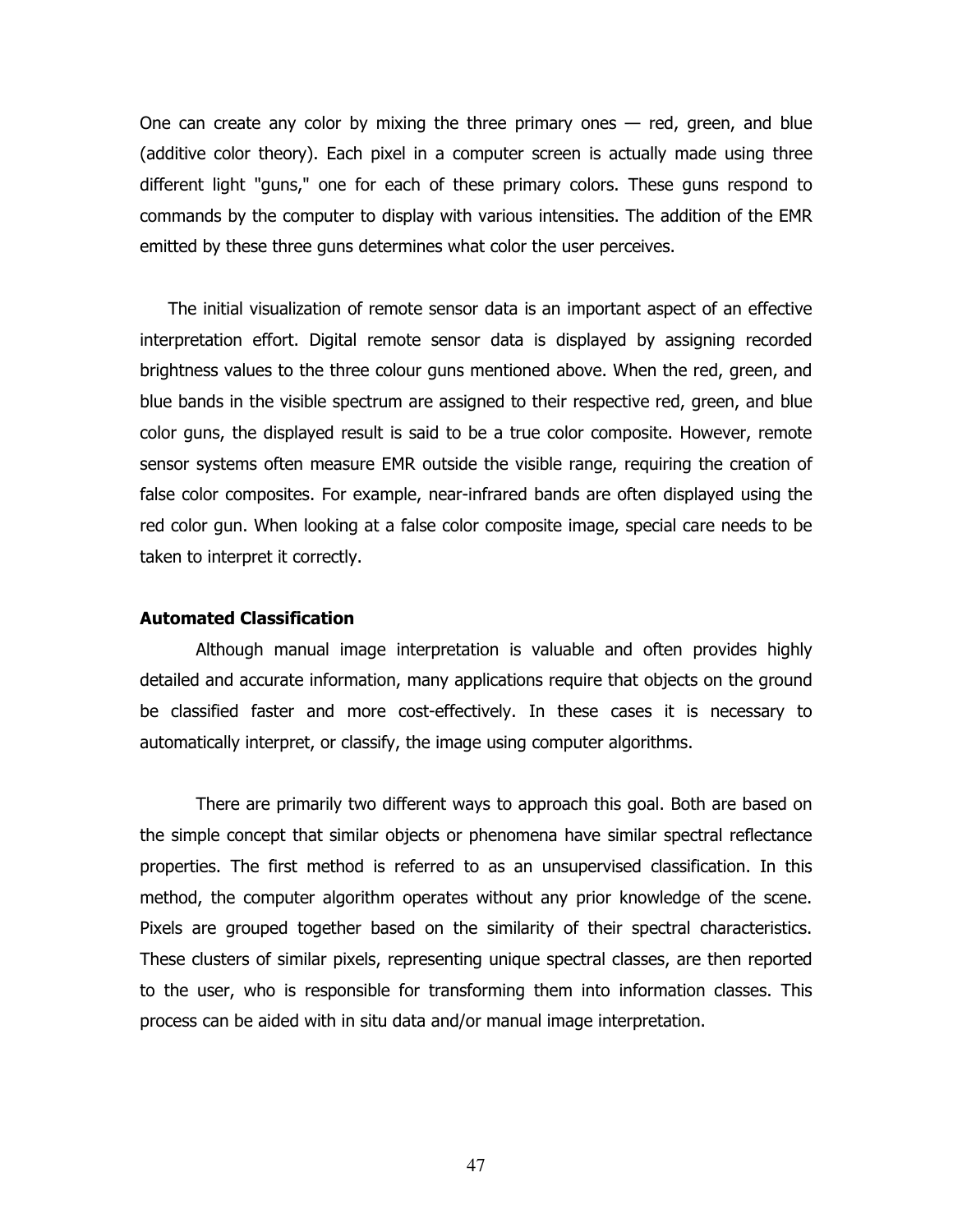One can create any color by mixing the three primary ones — red, green, and blue (additive color theory). Each pixel in a computer screen is actually made using three different light "guns," one for each of these primary colors. These guns respond to commands by the computer to display with various intensities. The addition of the EMR emitted by these three guns determines what color the user perceives.

The initial visualization of remote sensor data is an important aspect of an effective interpretation effort. Digital remote sensor data is displayed by assigning recorded brightness values to the three colour guns mentioned above. When the red, green, and blue bands in the visible spectrum are assigned to their respective red, green, and blue color guns, the displayed result is said to be a true color composite. However, remote sensor systems often measure EMR outside the visible range, requiring the creation of false color composites. For example, near-infrared bands are often displayed using the red color gun. When looking at a false color composite image, special care needs to be taken to interpret it correctly.

**Automated Classification**

Although manual image interpretation is valuable and often provides highly detailed and accurate information, many applications require that objects on the ground be classified faster and more cost-effectively. In these cases it is necessary to automatically interpret, or classify, the image using computer algorithms.

There are primarily two different ways to approach this goal. Both are based on the simple concept that similar objects or phenomena have similar spectral reflectance properties. The first method is referred to as an unsupervised classification. In this method, the computer algorithm operates without any prior knowledge of the scene. Pixels are grouped together based on the similarity of their spectral characteristics. These clusters of similar pixels, representing unique spectral classes, are then reported to the user, who is responsible for transforming them into information classes. This process can be aided with in situ data and/or manual image interpretation.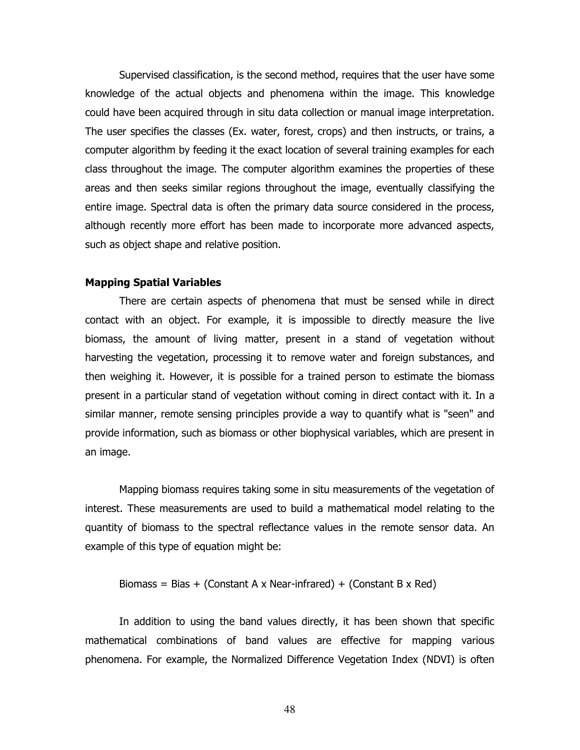Supervised classification, is the second method, requires that the user have some knowledge of the actual objects and phenomena within the image. This knowledge could have been acquired through in situ data collection or manual image interpretation. The user specifies the classes (Ex. water, forest, crops) and then instructs, or trains, a computer algorithm by feeding it the exact location of several training examples for each class throughout the image. The computer algorithm examines the properties of these areas and then seeks similar regions throughout the image, eventually classifying the entire image. Spectral data is often the primary data source considered in the process, although recently more effort has been made to incorporate more advanced aspects, such as object shape and relative position.

**Mapping Spatial Variables**

There are certain aspects of phenomena that must be sensed while in direct contact with an object. For example, it is impossible to directly measure the live biomass, the amount of living matter, present in a stand of vegetation without harvesting the vegetation, processing it to remove water and foreign substances, and then weighing it. However, it is possible for a trained person to estimate the biomass present in a particular stand of vegetation without coming in direct contact with it. In a similar manner, remote sensing principles provide a way to quantify what is "seen" and provide information, such as biomass or other biophysical variables, which are present in an image.

Mapping biomass requires taking some in situ measurements of the vegetation of interest. These measurements are used to build a mathematical model relating to the quantity of biomass to the spectral reflectance values in the remote sensor data. An example of this type of equation might be:

Biomass = Bias + (Constant A x Near-infrared) + (Constant B x Red)

In addition to using the band values directly, it has been shown that specific mathematical combinations of band values are effective for mapping various phenomena. For example, the Normalized Difference Vegetation Index (NDVI) is often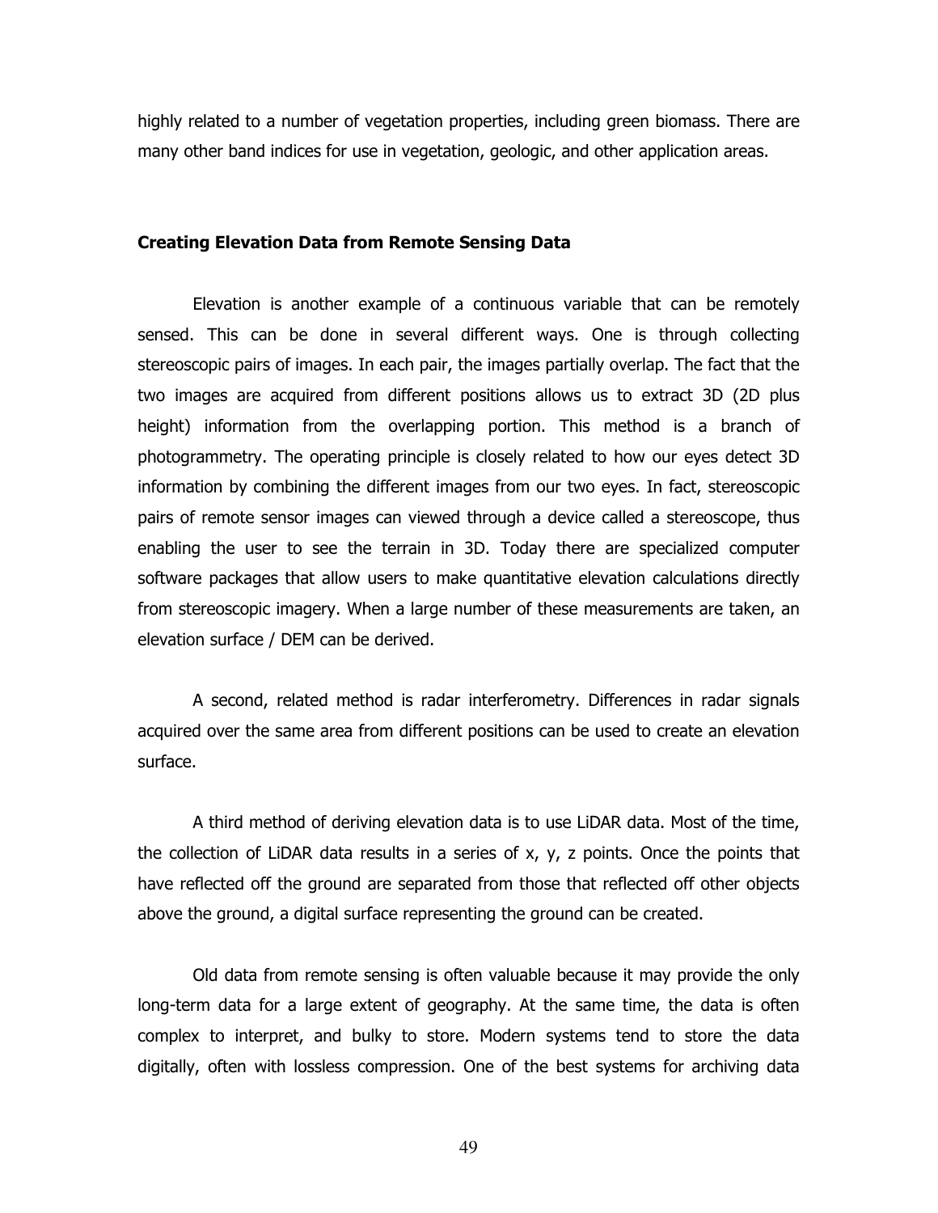highly related to a number of vegetation properties, including green biomass. There are many other band indices for use in vegetation, geologic, and other application areas.

## Creating Elevation Data from Remote Sensing Data

Elevation is another example of a continuous variable that can be remotely sensed. This can be done in several different ways. One is through collecting stereoscopic pairs of images. In each pair, the images partially overlap. The fact that the two images are acquired from different positions allows us to extract 3D (2D plus height) information from the overlapping portion. This method is a branch of photogrammetry. The operating principle is closely related to how our eyes detect 3D information by combining the different images from our two eyes. In fact, stereoscopic pairs of remote sensor images can viewed through a device called a stereoscope, thus enabling the user to see the terrain in 3D. Today there are specialized computer software packages that allow users to make quantitative elevation calculations directly from stereoscopic imagery. When a large number of these measurements are taken, an elevation surface / DEM can be derived.

A second, related method is radar interferometry. Differences in radar signals acquired over the same area from different positions can be used to create an elevation surface.

A third method of deriving elevation data is to use LiDAR data. Most of the time, the collection of LiDAR data results in a series of x, y, z points. Once the points that have reflected off the ground are separated from those that reflected off other objects above the ground, a digital surface representing the ground can be created.

Old data from remote sensing is often valuable because it may provide the only long-term data for a large extent of geography. At the same time, the data is often complex to interpret, and bulky to store. Modern systems tend to store the data digitally, often with lossless compression. One of the best systems for archiving data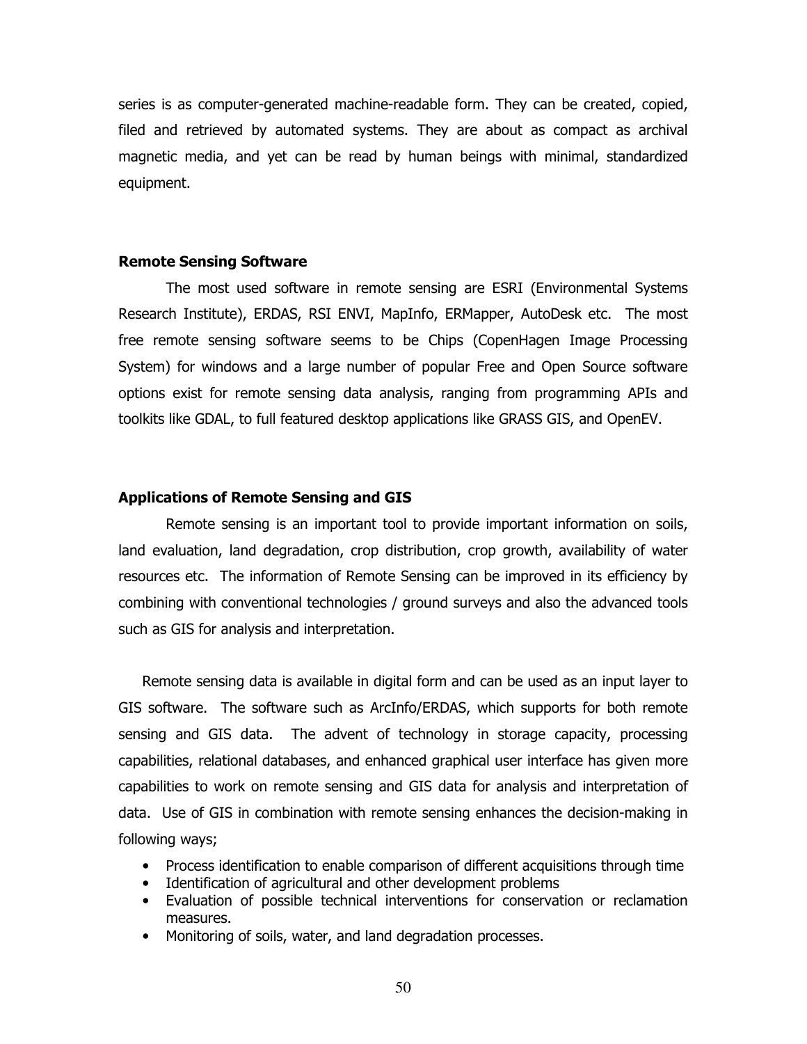series is as computer-generated machine-readable form. They can be created, copied, filed and retrieved by automated systems. They are about as compact as archival magnetic media, and yet can be read by human beings with minimal, standardized equipment.

### Remote Sensing Software

The most used software in remote sensing are ESRI (Environmental Systems Research Institute), ERDAS, RSI ENVI, MapInfo, ERMapper, AutoDesk etc. The most free remote sensing software seems to be Chips (CopenHagen Image Processing System) for windows and a large number of popular Free and Open Source software options exist for remote sensing data analysis, ranging from programming APIs and toolkits like GDAL, to full featured desktop applications like GRASS GIS, and OpenEV.

### Applications of Remote Sensing and GIS

Remote sensing is an important tool to provide important information on soils, land evaluation, land degradation, crop distribution, crop growth, availability of water resources etc. The information of Remote Sensing can be improved in its efficiency by combining with conventional technologies / ground surveys and also the advanced tools such as GIS for analysis and interpretation.

Remote sensing data is available in digital form and can be used as an input layer to GIS software. The software such as ArcInfo/ERDAS, which supports for both remote sensing and GIS data. The advent of technology in storage capacity, processing capabilities, relational databases, and enhanced graphical user interface has given more capabilities to work on remote sensing and GIS data for analysis and interpretation of data. Use of GIS in combination with remote sensing enhances the decision-making in following ways;

- Process identification to enable comparison of different acquisitions through time
- Identification of agricultural and other development problems
- Evaluation of possible technical interventions for conservation or reclamation measures.
- Monitoring of soils, water, and land degradation processes.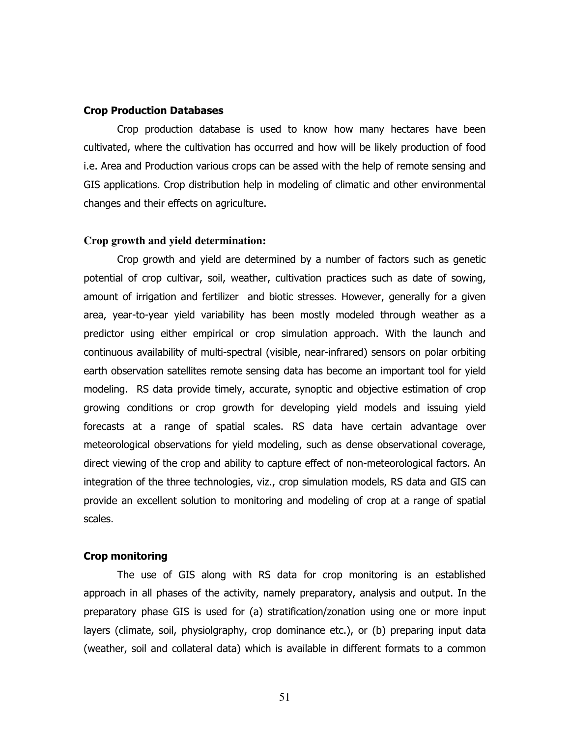**Crop Production Databases**

Crop production database is used to know how many hectares have been cultivated, where the cultivation has occurred and how will be likely production of food i.e. Area and Production various crops can be assed with the help of remote sensing and GIS applications. Crop distribution help in modeling of climatic and other environmental changes and their effects on agriculture.

**Crop growth and yield determination:**

Crop growth and yield are determined by a number of factors such as genetic potential of crop cultivar, soil, weather, cultivation practices such as date of sowing, amount of irrigation and fertilizer and biotic stresses. However, generally for a given area, year-to-year yield variability has been mostly modeled through weather as a predictor using either empirical or crop simulation approach. With the launch and continuous availability of multi-spectral (visible, near-infrared) sensors on polar orbiting earth observation satellites remote sensing data has become an important tool for yield modeling. RS data provide timely, accurate, synoptic and objective estimation of crop growing conditions or crop growth for developing yield models and issuing yield forecasts at a range of spatial scales. RS data have certain advantage over meteorological observations for yield modeling, such as dense observational coverage, direct viewing of the crop and ability to capture effect of non-meteorological factors. An integration of the three technologies, viz., crop simulation models, RS data and GIS can provide an excellent solution to monitoring and modeling of crop at a range of spatial scales.

**Crop monitoring**

The use of GIS along with RS data for crop monitoring is an established approach in all phases of the activity, namely preparatory, analysis and output. In the preparatory phase GIS is used for (a) stratification/zonation using one or more input layers (climate, soil, physiolgraphy, crop dominance etc.), or (b) preparing input data (weather, soil and collateral data) which is available in different formats to a common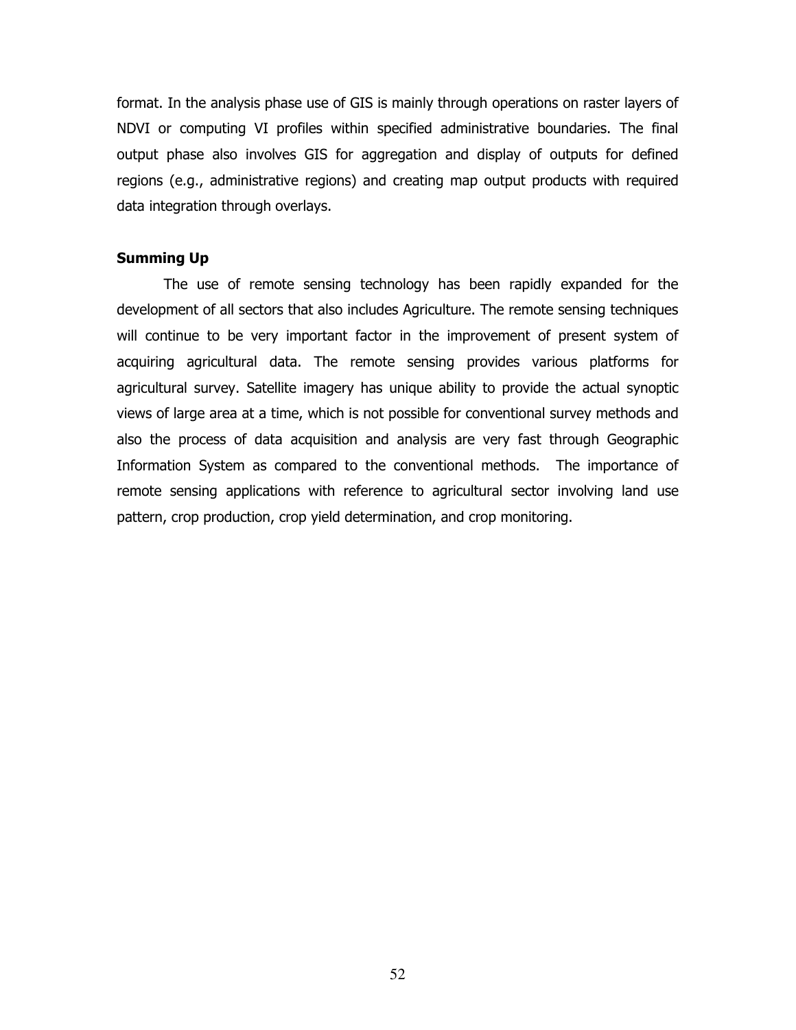format. In the analysis phase use of GIS is mainly through operations on raster layers of NDVI or computing VI profiles within specified administrative boundaries. The final output phase also involves GIS for aggregation and display of outputs for defined regions (e.g., administrative regions) and creating map output products with required data integration through overlays.

**Summing Up**

The use of remote sensing technology has been rapidly expanded for the development of all sectors that also includes Agriculture. The remote sensing techniques will continue to be very important factor in the improvement of present system of acquiring agricultural data. The remote sensing provides various platforms for agricultural survey. Satellite imagery has unique ability to provide the actual synoptic views of large area at a time, which is not possible for conventional survey methods and also the process of data acquisition and analysis are very fast through Geographic Information System as compared to the conventional methods. The importance of remote sensing applications with reference to agricultural sector involving land use pattern, crop production, crop yield determination, and crop monitoring.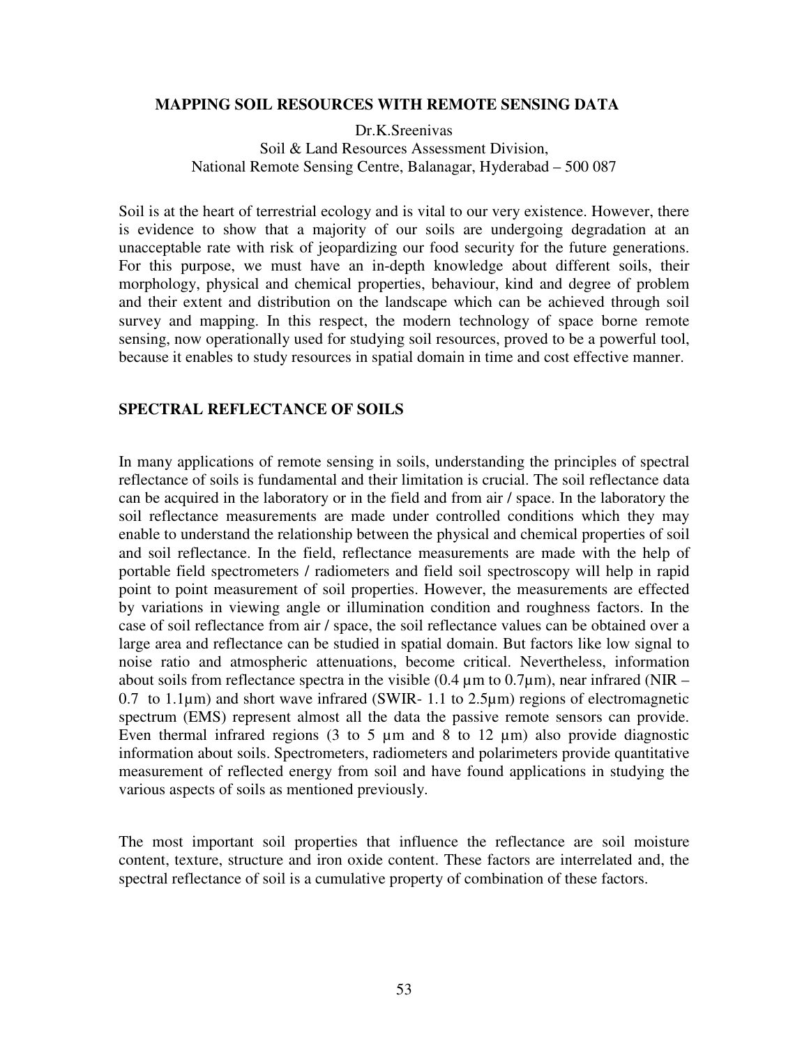# MAPPING SOIL RESOURCES WITH REMOTE SENSING DATA

Dr.K.Sreenivas
Soil & Land Resources Assessment Division,
National Remote Sensing Centre, Balanagar, Hyderabad – 500 087

Soil is at the heart of terrestrial ecology and is vital to our very existence. However, there is evidence to show that a majority of our soils are undergoing degradation at an unacceptable rate with risk of jeopardizing our food security for the future generations. For this purpose, we must have an in-depth knowledge about different soils, their morphology, physical and chemical properties, behaviour, kind and degree of problem and their extent and distribution on the landscape which can be achieved through soil survey and mapping. In this respect, the modern technology of space borne remote sensing, now operationally used for studying soil resources, proved to be a powerful tool, because it enables to study resources in spatial domain in time and cost effective manner.

## SPECTRAL REFLECTANCE OF SOILS

In many applications of remote sensing in soils, understanding the principles of spectral reflectance of soils is fundamental and their limitation is crucial. The soil reflectance data can be acquired in the laboratory or in the field and from air / space. In the laboratory the soil reflectance measurements are made under controlled conditions which they may enable to understand the relationship between the physical and chemical properties of soil and soil reflectance. In the field, reflectance measurements are made with the help of portable field spectrometers / radiometers and field soil spectroscopy will help in rapid point to point measurement of soil properties. However, the measurements are effected by variations in viewing angle or illumination condition and roughness factors. In the case of soil reflectance from air / space, the soil reflectance values can be obtained over a large area and reflectance can be studied in spatial domain. But factors like low signal to noise ratio and atmospheric attenuations, become critical. Nevertheless, information about soils from reflectance spectra in the visible (0.4 µm to 0.7µm), near infrared (NIR – 0.7 to 1.1µm) and short wave infrared (SWIR- 1.1 to 2.5µm) regions of electromagnetic spectrum (EMS) represent almost all the data the passive remote sensors can provide. Even thermal infrared regions (3 to 5 µm and 8 to 12 µm) also provide diagnostic information about soils. Spectrometers, radiometers and polarimeters provide quantitative measurement of reflected energy from soil and have found applications in studying the various aspects of soils as mentioned previously.

The most important soil properties that influence the reflectance are soil moisture content, texture, structure and iron oxide content. These factors are interrelated and, the spectral reflectance of soil is a cumulative property of combination of these factors.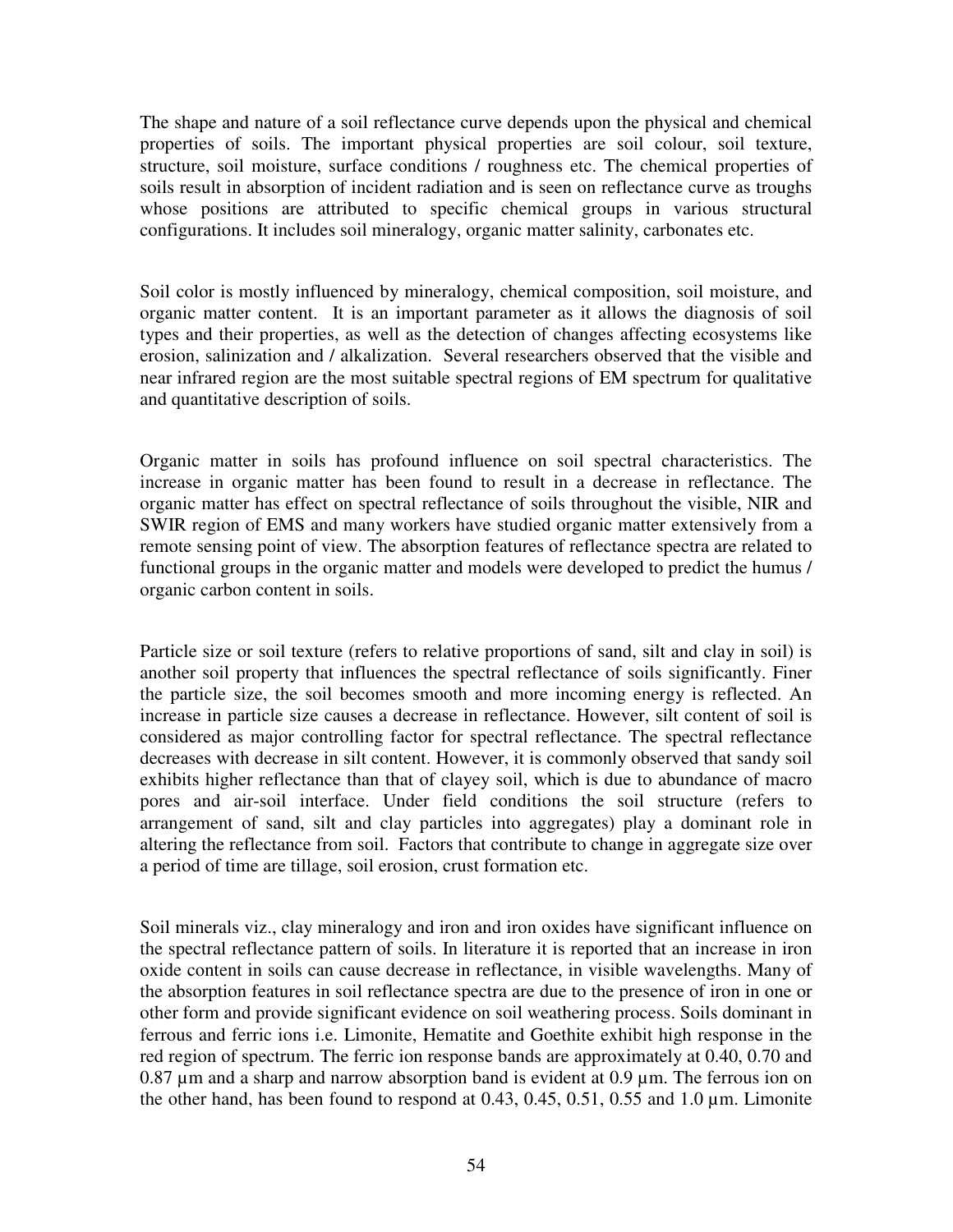The shape and nature of a soil reflectance curve depends upon the physical and chemical properties of soils. The important physical properties are soil colour, soil texture, structure, soil moisture, surface conditions / roughness etc. The chemical properties of soils result in absorption of incident radiation and is seen on reflectance curve as troughs whose positions are attributed to specific chemical groups in various structural configurations. It includes soil mineralogy, organic matter salinity, carbonates etc.

Soil color is mostly influenced by mineralogy, chemical composition, soil moisture, and organic matter content. It is an important parameter as it allows the diagnosis of soil types and their properties, as well as the detection of changes affecting ecosystems like erosion, salinization and / alkalization. Several researchers observed that the visible and near infrared region are the most suitable spectral regions of EM spectrum for qualitative and quantitative description of soils.

Organic matter in soils has profound influence on soil spectral characteristics. The increase in organic matter has been found to result in a decrease in reflectance. The organic matter has effect on spectral reflectance of soils throughout the visible, NIR and SWIR region of EMS and many workers have studied organic matter extensively from a remote sensing point of view. The absorption features of reflectance spectra are related to functional groups in the organic matter and models were developed to predict the humus / organic carbon content in soils.

Particle size or soil texture (refers to relative proportions of sand, silt and clay in soil) is another soil property that influences the spectral reflectance of soils significantly. Finer the particle size, the soil becomes smooth and more incoming energy is reflected. An increase in particle size causes a decrease in reflectance. However, silt content of soil is considered as major controlling factor for spectral reflectance. The spectral reflectance decreases with decrease in silt content. However, it is commonly observed that sandy soil exhibits higher reflectance than that of clayey soil, which is due to abundance of macro pores and air-soil interface. Under field conditions the soil structure (refers to arrangement of sand, silt and clay particles into aggregates) play a dominant role in altering the reflectance from soil. Factors that contribute to change in aggregate size over a period of time are tillage, soil erosion, crust formation etc.

Soil minerals viz., clay mineralogy and iron and iron oxides have significant influence on the spectral reflectance pattern of soils. In literature it is reported that an increase in iron oxide content in soils can cause decrease in reflectance, in visible wavelengths. Many of the absorption features in soil reflectance spectra are due to the presence of iron in one or other form and provide significant evidence on soil weathering process. Soils dominant in ferrous and ferric ions i.e. Limonite, Hematite and Goethite exhibit high response in the red region of spectrum. The ferric ion response bands are approximately at 0.40, 0.70 and 0.87 µm and a sharp and narrow absorption band is evident at 0.9 µm. The ferrous ion on the other hand, has been found to respond at 0.43, 0.45, 0.51, 0.55 and 1.0 µm. Limonite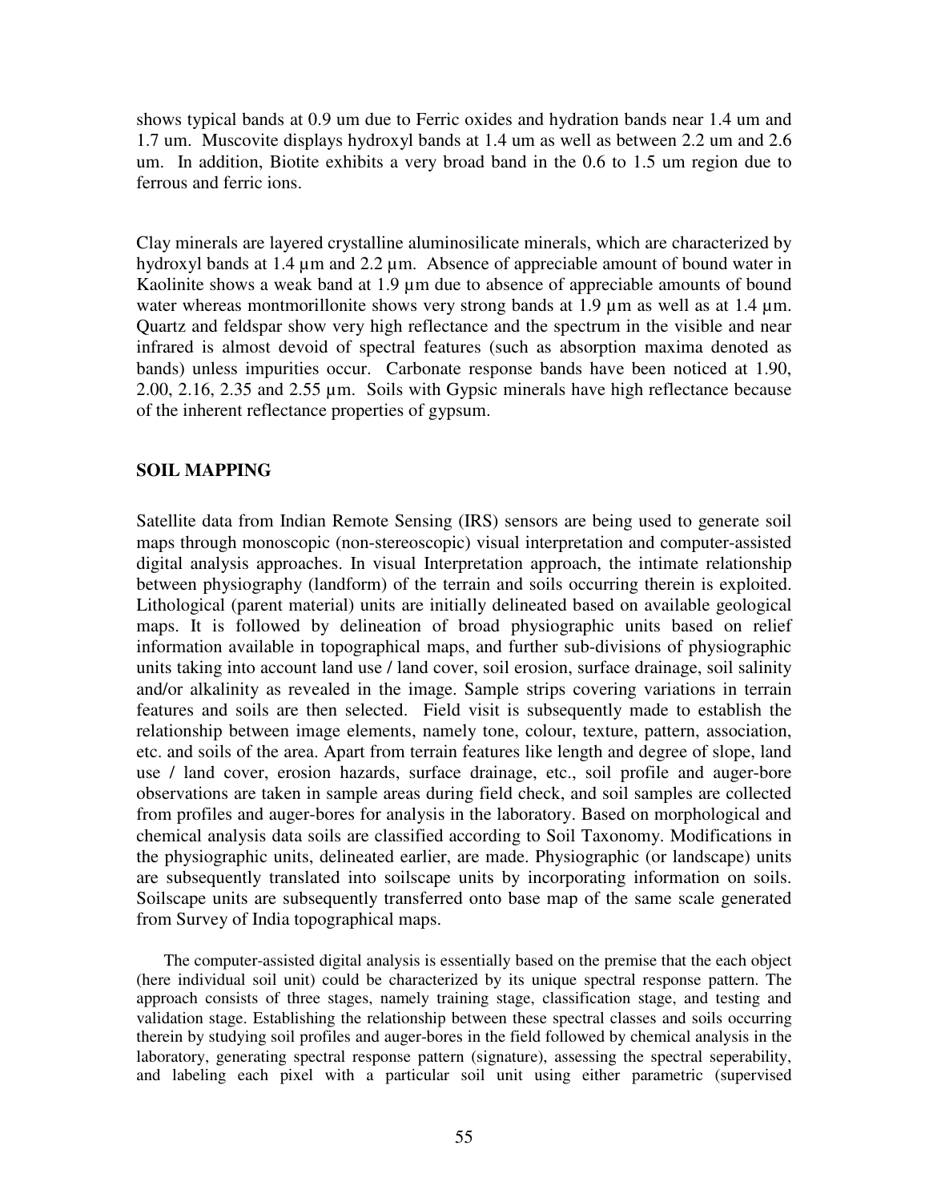shows typical bands at 0.9 um due to Ferric oxides and hydration bands near 1.4 um and 1.7 um. Muscovite displays hydroxyl bands at 1.4 um as well as between 2.2 um and 2.6 um. In addition, Biotite exhibits a very broad band in the 0.6 to 1.5 um region due to ferrous and ferric ions.

Clay minerals are layered crystalline aluminosilicate minerals, which are characterized by hydroxyl bands at 1.4 µm and 2.2 µm. Absence of appreciable amount of bound water in Kaolinite shows a weak band at 1.9 µm due to absence of appreciable amounts of bound water whereas montmorillonite shows very strong bands at 1.9 µm as well as at 1.4 µm. Quartz and feldspar show very high reflectance and the spectrum in the visible and near infrared is almost devoid of spectral features (such as absorption maxima denoted as bands) unless impurities occur. Carbonate response bands have been noticed at 1.90, 2.00, 2.16, 2.35 and 2.55 µm. Soils with Gypsic minerals have high reflectance because of the inherent reflectance properties of gypsum.

## SOIL MAPPING

Satellite data from Indian Remote Sensing (IRS) sensors are being used to generate soil maps through monoscopic (non-stereoscopic) visual interpretation and computer-assisted digital analysis approaches. In visual Interpretation approach, the intimate relationship between physiography (landform) of the terrain and soils occurring therein is exploited. Lithological (parent material) units are initially delineated based on available geological maps. It is followed by delineation of broad physiographic units based on relief information available in topographical maps, and further sub-divisions of physiographic units taking into account land use / land cover, soil erosion, surface drainage, soil salinity and/or alkalinity as revealed in the image. Sample strips covering variations in terrain features and soils are then selected. Field visit is subsequently made to establish the relationship between image elements, namely tone, colour, texture, pattern, association, etc. and soils of the area. Apart from terrain features like length and degree of slope, land use / land cover, erosion hazards, surface drainage, etc., soil profile and auger-bore observations are taken in sample areas during field check, and soil samples are collected from profiles and auger-bores for analysis in the laboratory. Based on morphological and chemical analysis data soils are classified according to Soil Taxonomy. Modifications in the physiographic units, delineated earlier, are made. Physiographic (or landscape) units are subsequently translated into soilscape units by incorporating information on soils. Soilscape units are subsequently transferred onto base map of the same scale generated from Survey of India topographical maps.

The computer-assisted digital analysis is essentially based on the premise that the each object (here individual soil unit) could be characterized by its unique spectral response pattern. The approach consists of three stages, namely training stage, classification stage, and testing and validation stage. Establishing the relationship between these spectral classes and soils occurring therein by studying soil profiles and auger-bores in the field followed by chemical analysis in the laboratory, generating spectral response pattern (signature), assessing the spectral seperability, and labeling each pixel with a particular soil unit using either parametric (supervised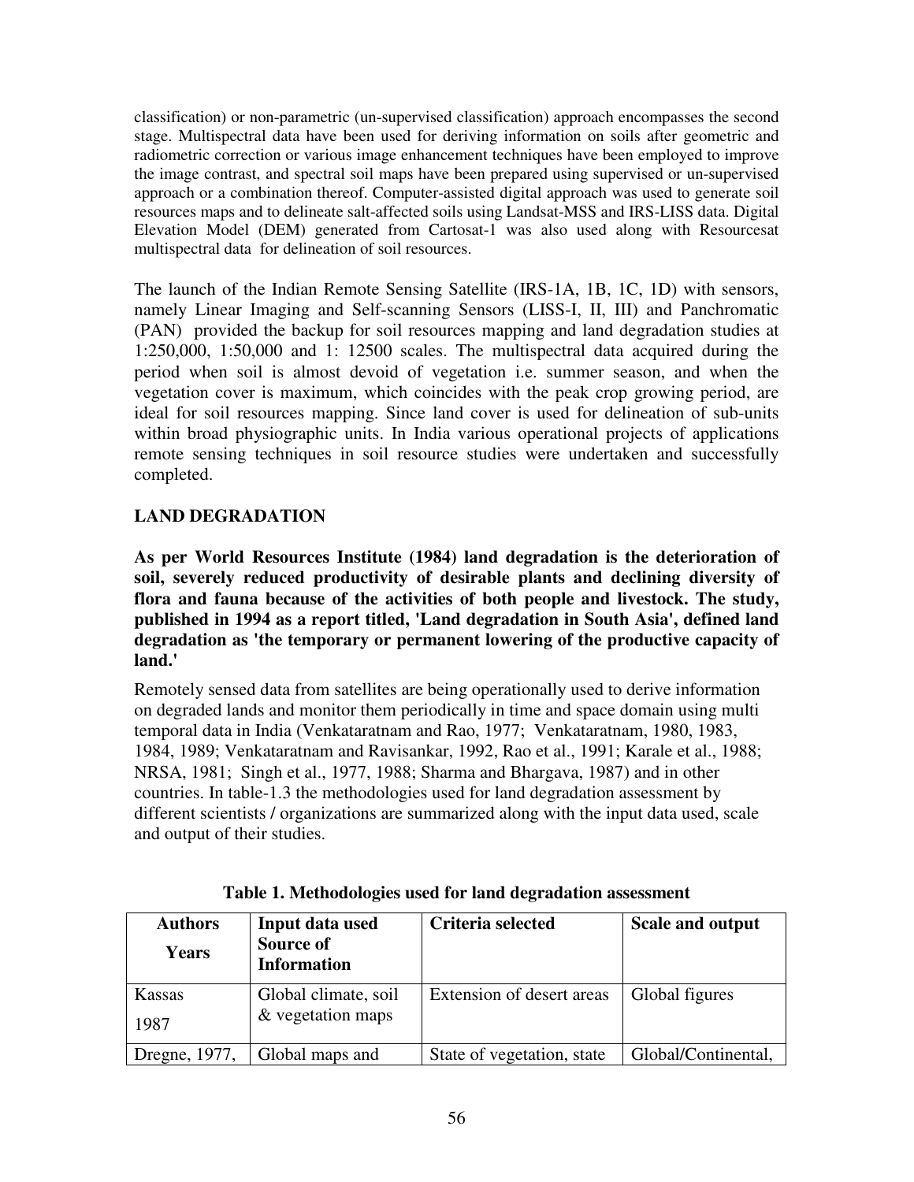classification) or non-parametric (un-supervised classification) approach encompasses the second stage. Multispectral data have been used for deriving information on soils after geometric and radiometric correction or various image enhancement techniques have been employed to improve the image contrast, and spectral soil maps have been prepared using supervised or un-supervised approach or a combination thereof. Computer-assisted digital approach was used to generate soil resources maps and to delineate salt-affected soils using Landsat-MSS and IRS-LISS data. Digital Elevation Model (DEM) generated from Cartosat-1 was also used along with Resourcesat multispectral data for delineation of soil resources.

The launch of the Indian Remote Sensing Satellite (IRS-1A, 1B, 1C, 1D) with sensors, namely Linear Imaging and Self-scanning Sensors (LISS-I, II, III) and Panchromatic (PAN) provided the backup for soil resources mapping and land degradation studies at 1:250,000, 1:50,000 and 1: 12500 scales. The multispectral data acquired during the period when soil is almost devoid of vegetation i.e. summer season, and when the vegetation cover is maximum, which coincides with the peak crop growing period, are ideal for soil resources mapping. Since land cover is used for delineation of sub-units within broad physiographic units. In India various operational projects of applications remote sensing techniques in soil resource studies were undertaken and successfully completed.

## LAND DEGRADATION

**As per World Resources Institute (1984) land degradation is the deterioration of soil, severely reduced productivity of desirable plants and declining diversity of flora and fauna because of the activities of both people and livestock. The study, published in 1994 as a report titled, 'Land degradation in South Asia', defined land degradation as 'the temporary or permanent lowering of the productive capacity of land.'**

Remotely sensed data from satellites are being operationally used to derive information on degraded lands and monitor them periodically in time and space domain using multi temporal data in India (Venkataratnam and Rao, 1977; Venkataratnam, 1980, 1983, 1984, 1989; Venkataratnam and Ravisankar, 1992, Rao et al., 1991; Karale et al., 1988; NRSA, 1981; Singh et al., 1977, 1988; Sharma and Bhargava, 1987) and in other countries. In table-1.3 the methodologies used for land degradation assessment by different scientists / organizations are summarized along with the input data used, scale and output of their studies.

**Table 1. Methodologies used for land degradation assessment**

| Authors Years | Input data used Source of Information | Criteria selected | Scale and output |
|---|---|---|---|
| Kassas 1987 | Global climate, soil & vegetation maps | Extension of desert areas | Global figures |
| Dregne, 1977, | Global maps and | State of vegetation, state | Global/Continental, |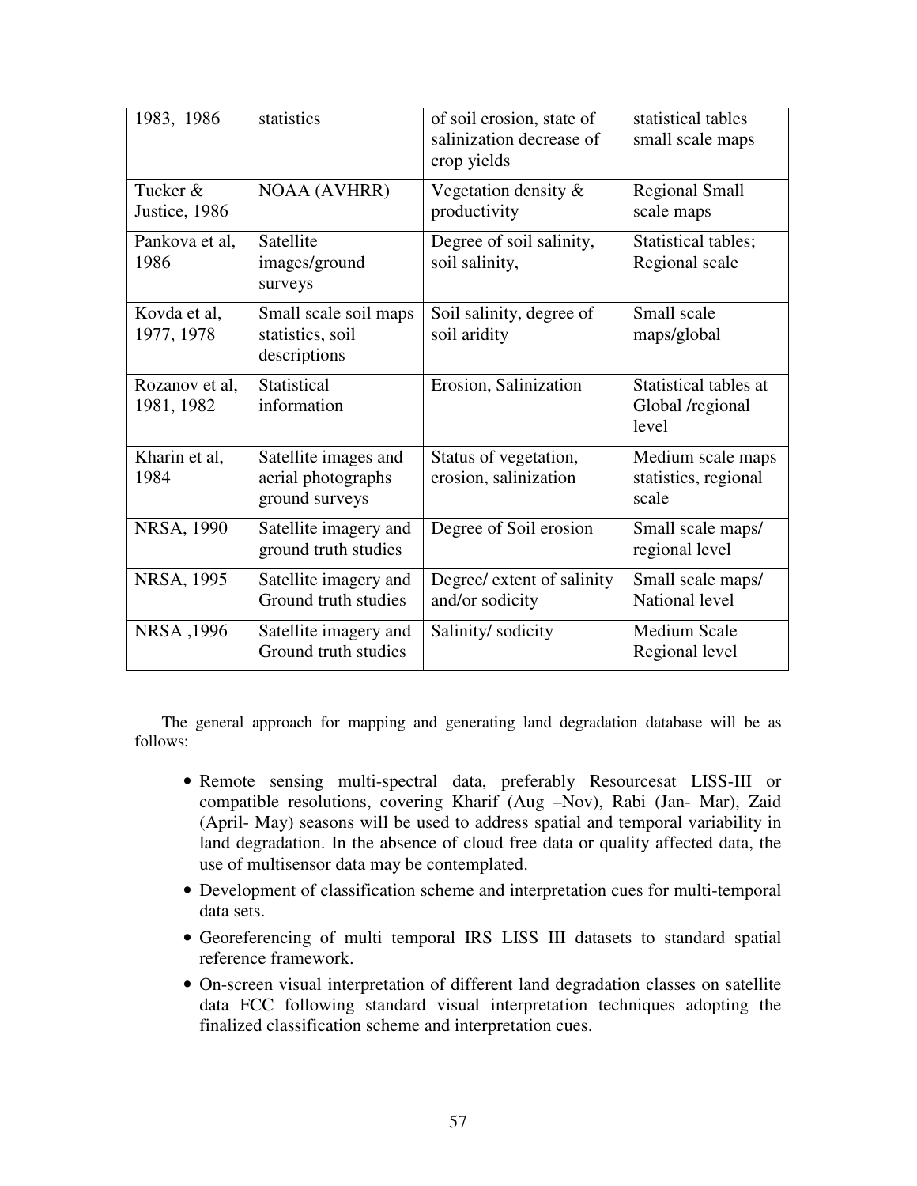| 1983, 1986 | statistics | of soil erosion, state of salinization decrease of crop yields | statistical tables small scale maps |
|---|---|---|---|
| Tucker & Justice, 1986 | NOAA (AVHRR) | Vegetation density & productivity | Regional Small scale maps |
| Pankova et al, 1986 | Satellite images/ground surveys | Degree of soil salinity, soil salinity, | Statistical tables; Regional scale |
| Kovda et al, 1977, 1978 | Small scale soil maps statistics, soil descriptions | Soil salinity, degree of soil aridity | Small scale maps/global |
| Rozanov et al, 1981, 1982 | Statistical information | Erosion, Salinization | Statistical tables at Global /regional level |
| Kharin et al, 1984 | Satellite images and aerial photographs ground surveys | Status of vegetation, erosion, salinization | Medium scale maps statistics, regional scale |
| NRSA, 1990 | Satellite imagery and ground truth studies | Degree of Soil erosion | Small scale maps/ regional level |
| NRSA, 1995 | Satellite imagery and Ground truth studies | Degree/ extent of salinity and/or sodicity | Small scale maps/ National level |
| NRSA ,1996 | Satellite imagery and Ground truth studies | Salinity/ sodicity | Medium Scale Regional level |

The general approach for mapping and generating land degradation database will be as follows:

- Remote sensing multi-spectral data, preferably Resourcesat LISS-III or compatible resolutions, covering Kharif (Aug –Nov), Rabi (Jan- Mar), Zaid (April- May) seasons will be used to address spatial and temporal variability in land degradation. In the absence of cloud free data or quality affected data, the use of multisensor data may be contemplated.
- Development of classification scheme and interpretation cues for multi-temporal data sets.
- Georeferencing of multi temporal IRS LISS III datasets to standard spatial reference framework.
- On-screen visual interpretation of different land degradation classes on satellite data FCC following standard visual interpretation techniques adopting the finalized classification scheme and interpretation cues.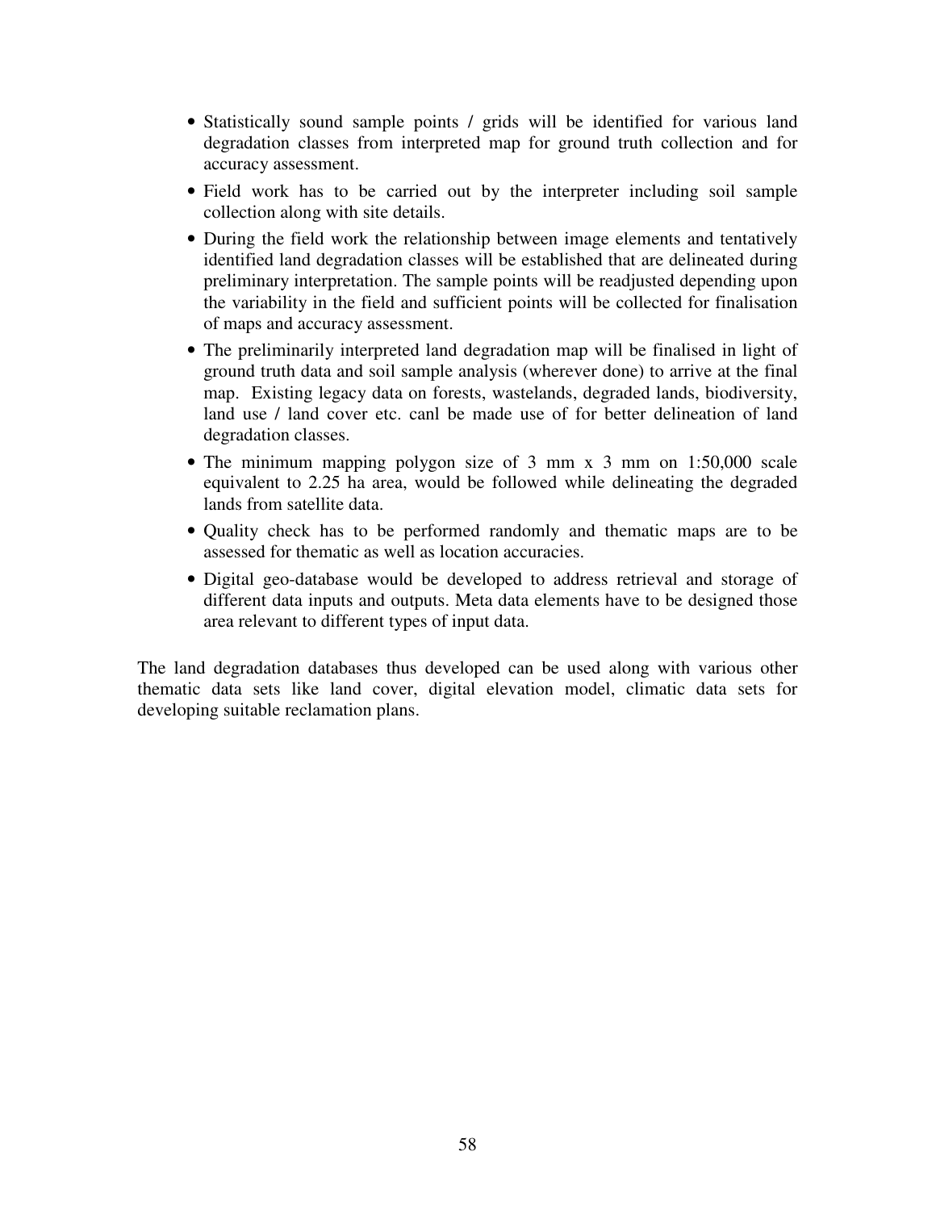- Statistically sound sample points / grids will be identified for various land degradation classes from interpreted map for ground truth collection and for accuracy assessment.
- Field work has to be carried out by the interpreter including soil sample collection along with site details.
- During the field work the relationship between image elements and tentatively identified land degradation classes will be established that are delineated during preliminary interpretation. The sample points will be readjusted depending upon the variability in the field and sufficient points will be collected for finalisation of maps and accuracy assessment.
- The preliminarily interpreted land degradation map will be finalised in light of ground truth data and soil sample analysis (wherever done) to arrive at the final map. Existing legacy data on forests, wastelands, degraded lands, biodiversity, land use / land cover etc. canl be made use of for better delineation of land degradation classes.
- The minimum mapping polygon size of 3 mm x 3 mm on 1:50,000 scale equivalent to 2.25 ha area, would be followed while delineating the degraded lands from satellite data.
- Quality check has to be performed randomly and thematic maps are to be assessed for thematic as well as location accuracies.
- Digital geo-database would be developed to address retrieval and storage of different data inputs and outputs. Meta data elements have to be designed those area relevant to different types of input data.

The land degradation databases thus developed can be used along with various other thematic data sets like land cover, digital elevation model, climatic data sets for developing suitable reclamation plans.